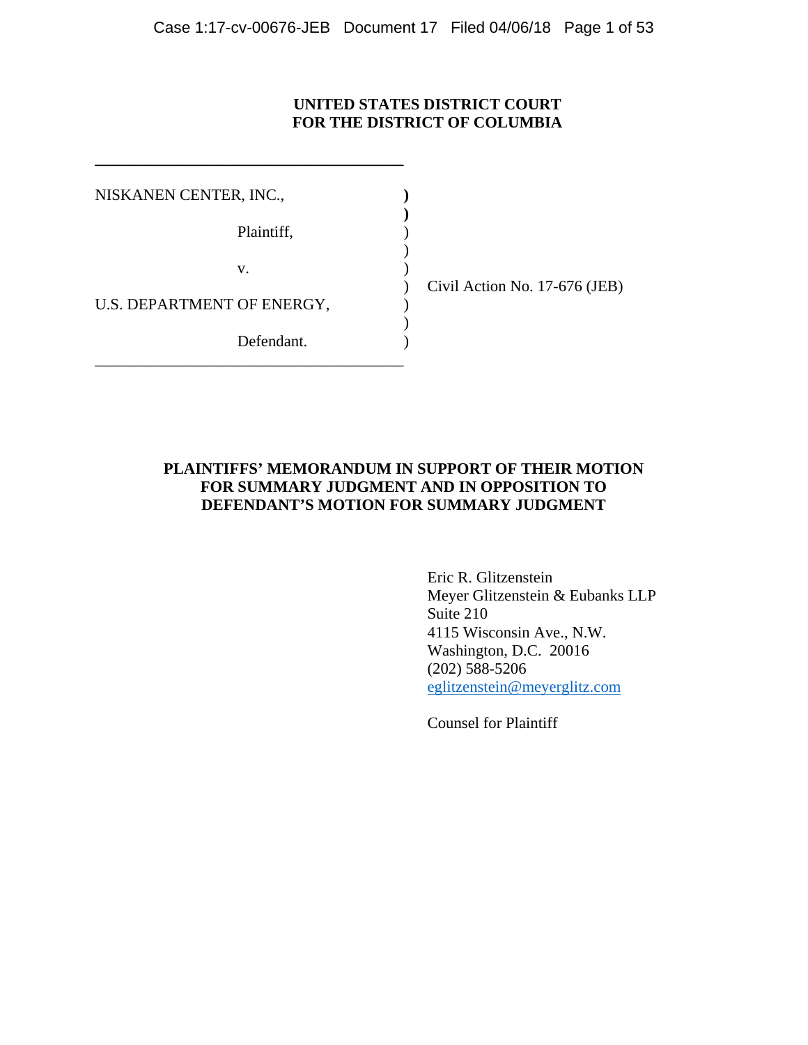**UNITED STATES DISTRICT COURT**
**FOR THE DISTRICT OF COLUMBIA**

NISKANEN CENTER, INC.,

Plaintiff,

v.

U.S. DEPARTMENT OF ENERGY,

Defendant.

Civil Action No. 17-676 (JEB)

**PLAINTIFFS' MEMORANDUM IN SUPPORT OF THEIR MOTION FOR SUMMARY JUDGMENT AND IN OPPOSITION TO DEFENDANT'S MOTION FOR SUMMARY JUDGMENT**

Eric R. Glitzenstein
Meyer Glitzenstein & Eubanks LLP
Suite 210
4115 Wisconsin Ave., N.W.
Washington, D.C. 20016
(202) 588-5206
eglitzenstein@meyerglitz.com

Counsel for Plaintiff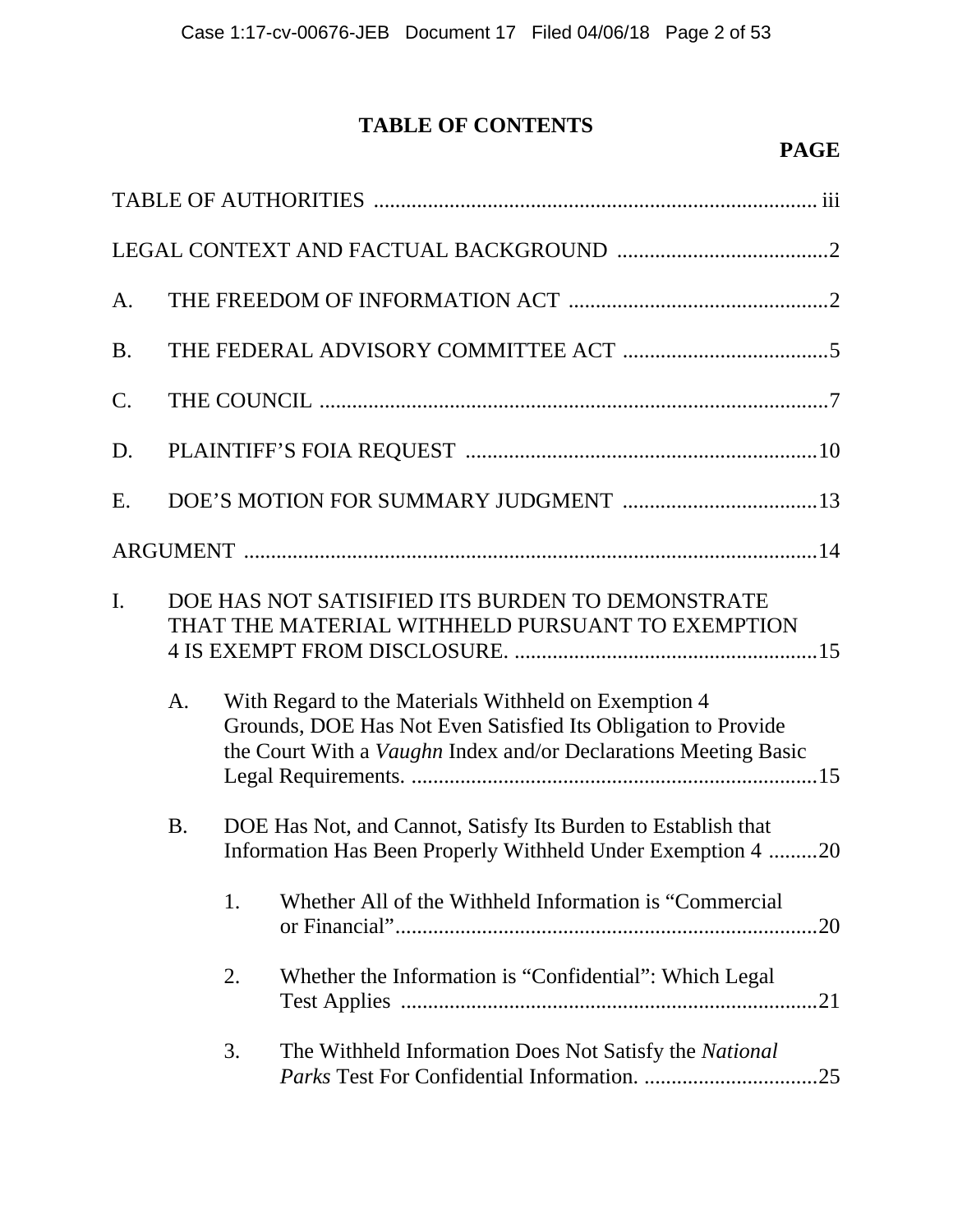# TABLE OF CONTENTS

**PAGE**

TABLE OF AUTHORITIES ................................................................................. iii

LEGAL CONTEXT AND FACTUAL BACKGROUND .......................................2

A. THE FREEDOM OF INFORMATION ACT ................................................2

B. THE FEDERAL ADVISORY COMMITTEE ACT ......................................5

C. THE COUNCIL .............................................................................................7

D. PLAINTIFF'S FOIA REQUEST .................................................................10

E. DOE'S MOTION FOR SUMMARY JUDGMENT ....................................13

ARGUMENT ..........................................................................................................14

I. DOE HAS NOT SATISIFIED ITS BURDEN TO DEMONSTRATE THAT THE MATERIAL WITHHELD PURSUANT TO EXEMPTION 4 IS EXEMPT FROM DISCLOSURE. ........................................................15

   A. With Regard to the Materials Withheld on Exemption 4 Grounds, DOE Has Not Even Satisfied Its Obligation to Provide the Court With a *Vaughn* Index and/or Declarations Meeting Basic Legal Requirements. ...........................................................................15

   B. DOE Has Not, and Cannot, Satisfy Its Burden to Establish that Information Has Been Properly Withheld Under Exemption 4 .........20

      1. Whether All of the Withheld Information is "Commercial or Financial"..............................................................................20

      2. Whether the Information is "Confidential": Which Legal Test Applies .............................................................................21

      3. The Withheld Information Does Not Satisfy the *National Parks* Test For Confidential Information. ................................25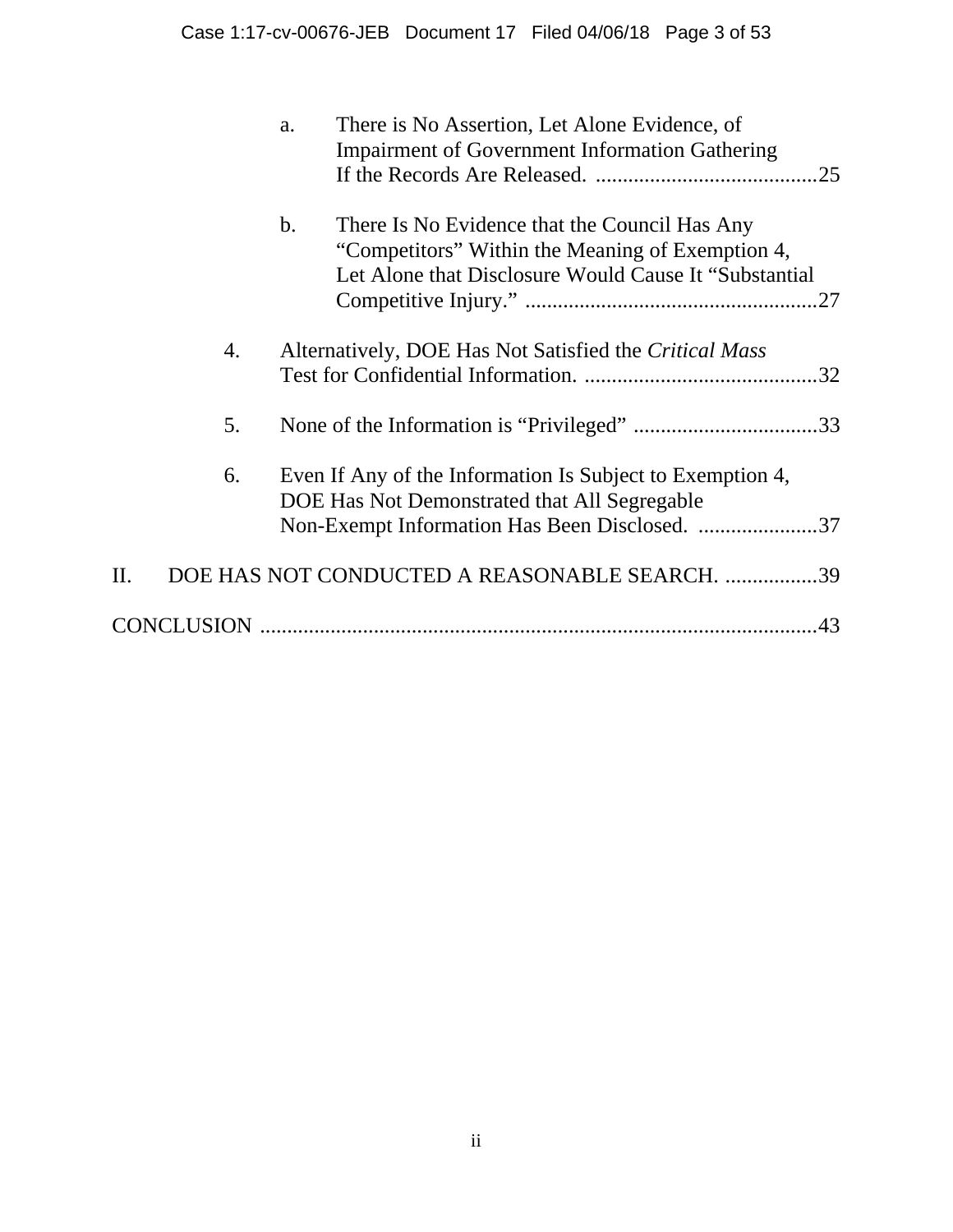a. There is No Assertion, Let Alone Evidence, of Impairment of Government Information Gathering If the Records Are Released. ......................................... 25

b. There Is No Evidence that the Council Has Any "Competitors" Within the Meaning of Exemption 4, Let Alone that Disclosure Would Cause It "Substantial Competitive Injury." ...................................................... 27

4. Alternatively, DOE Has Not Satisfied the *Critical Mass* Test for Confidential Information. ........................................... 32

5. None of the Information is "Privileged" .................................. 33

6. Even If Any of the Information Is Subject to Exemption 4, DOE Has Not Demonstrated that All Segregable Non-Exempt Information Has Been Disclosed. ...................... 37

II. DOE HAS NOT CONDUCTED A REASONABLE SEARCH. ................. 39

CONCLUSION ..................................................................................................... 43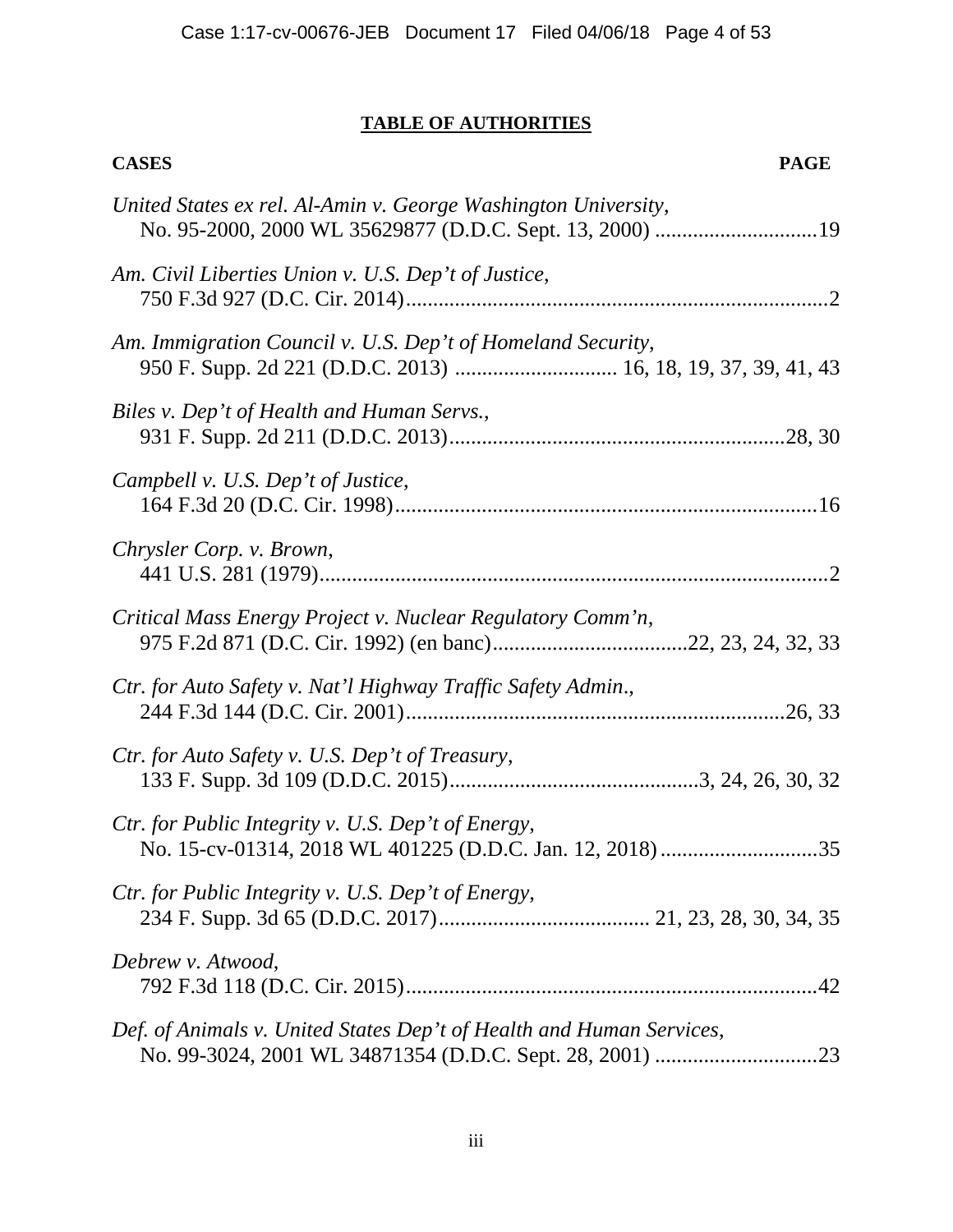**TABLE OF AUTHORITIES**

**CASES** **PAGE**

*United States ex rel. Al-Amin v. George Washington University*,
No. 95-2000, 2000 WL 35629877 (D.D.C. Sept. 13, 2000) ..............................19

*Am. Civil Liberties Union v. U.S. Dep't of Justice*,
750 F.3d 927 (D.C. Cir. 2014)..............................................................................2

*Am. Immigration Council v. U.S. Dep't of Homeland Security*,
950 F. Supp. 2d 221 (D.D.C. 2013) ............................. 16, 18, 19, 37, 39, 41, 43

*Biles v. Dep't of Health and Human Servs.*,
931 F. Supp. 2d 211 (D.D.C. 2013).............................................................28, 30

*Campbell v. U.S. Dep't of Justice*,
164 F.3d 20 (D.C. Cir. 1998)..............................................................................16

*Chrysler Corp. v. Brown*,
441 U.S. 281 (1979)..............................................................................................2

*Critical Mass Energy Project v. Nuclear Regulatory Comm'n*,
975 F.2d 871 (D.C. Cir. 1992) (en banc)...................................22, 23, 24, 32, 33

*Ctr. for Auto Safety v. Nat'l Highway Traffic Safety Admin.*,
244 F.3d 144 (D.C. Cir. 2001).....................................................................26, 33

*Ctr. for Auto Safety v. U.S. Dep't of Treasury*,
133 F. Supp. 3d 109 (D.D.C. 2015).............................................3, 24, 26, 30, 32

*Ctr. for Public Integrity v. U.S. Dep't of Energy*,
No. 15-cv-01314, 2018 WL 401225 (D.D.C. Jan. 12, 2018).............................35

*Ctr. for Public Integrity v. U.S. Dep't of Energy*,
234 F. Supp. 3d 65 (D.D.C. 2017)...................................... 21, 23, 28, 30, 34, 35

*Debrew v. Atwood*,
792 F.3d 118 (D.C. Cir. 2015).............................................................................42

*Def. of Animals v. United States Dep't of Health and Human Services*,
No. 99-3024, 2001 WL 34871354 (D.D.C. Sept. 28, 2001) ..............................23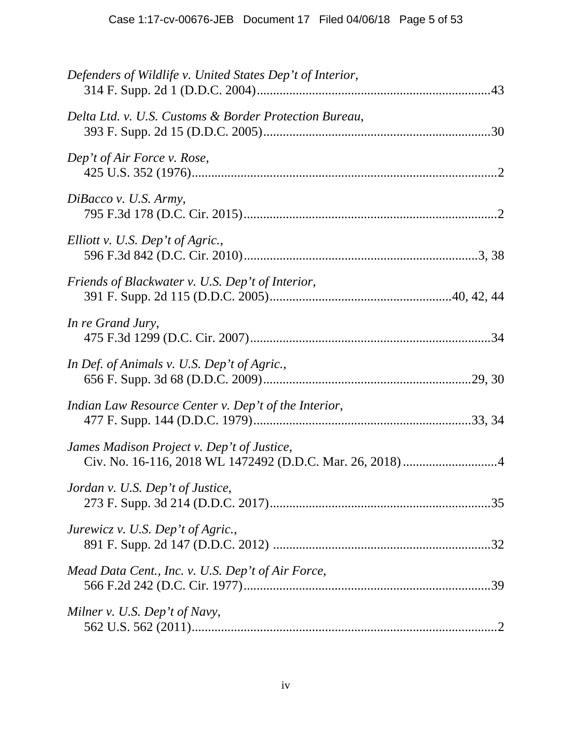*Defenders of Wildlife v. United States Dep't of Interior*,
314 F. Supp. 2d 1 (D.D.C. 2004).......................................................................43

*Delta Ltd. v. U.S. Customs & Border Protection Bureau*,
393 F. Supp. 2d 15 (D.D.C. 2005).....................................................................30

*Dep't of Air Force v. Rose*,
425 U.S. 352 (1976).............................................................................................2

*DiBacco v. U.S. Army*,
795 F.3d 178 (D.C. Cir. 2015).............................................................................2

*Elliott v. U.S. Dep't of Agric.*,
596 F.3d 842 (D.C. Cir. 2010)........................................................................3, 38

*Friends of Blackwater v. U.S. Dep't of Interior*,
391 F. Supp. 2d 115 (D.D.C. 2005).....................................................40, 42, 44

*In re Grand Jury*,
475 F.3d 1299 (D.C. Cir. 2007).........................................................................34

*In Def. of Animals v. U.S. Dep't of Agric.*,
656 F. Supp. 3d 68 (D.D.C. 2009)...............................................................29, 30

*Indian Law Resource Center v. Dep't of the Interior*,
477 F. Supp. 144 (D.D.C. 1979)...................................................................33, 34

*James Madison Project v. Dep't of Justice*,
Civ. No. 16-116, 2018 WL 1472492 (D.D.C. Mar. 26, 2018)............................4

*Jordan v. U.S. Dep't of Justice*,
273 F. Supp. 3d 214 (D.D.C. 2017)...................................................................35

*Jurewicz v. U.S. Dep't of Agric.*,
891 F. Supp. 2d 147 (D.D.C. 2012) ..................................................................32

*Mead Data Cent., Inc. v. U.S. Dep't of Air Force*,
566 F.2d 242 (D.C. Cir. 1977)............................................................................39

*Milner v. U.S. Dep't of Navy*,
562 U.S. 562 (2011).............................................................................................2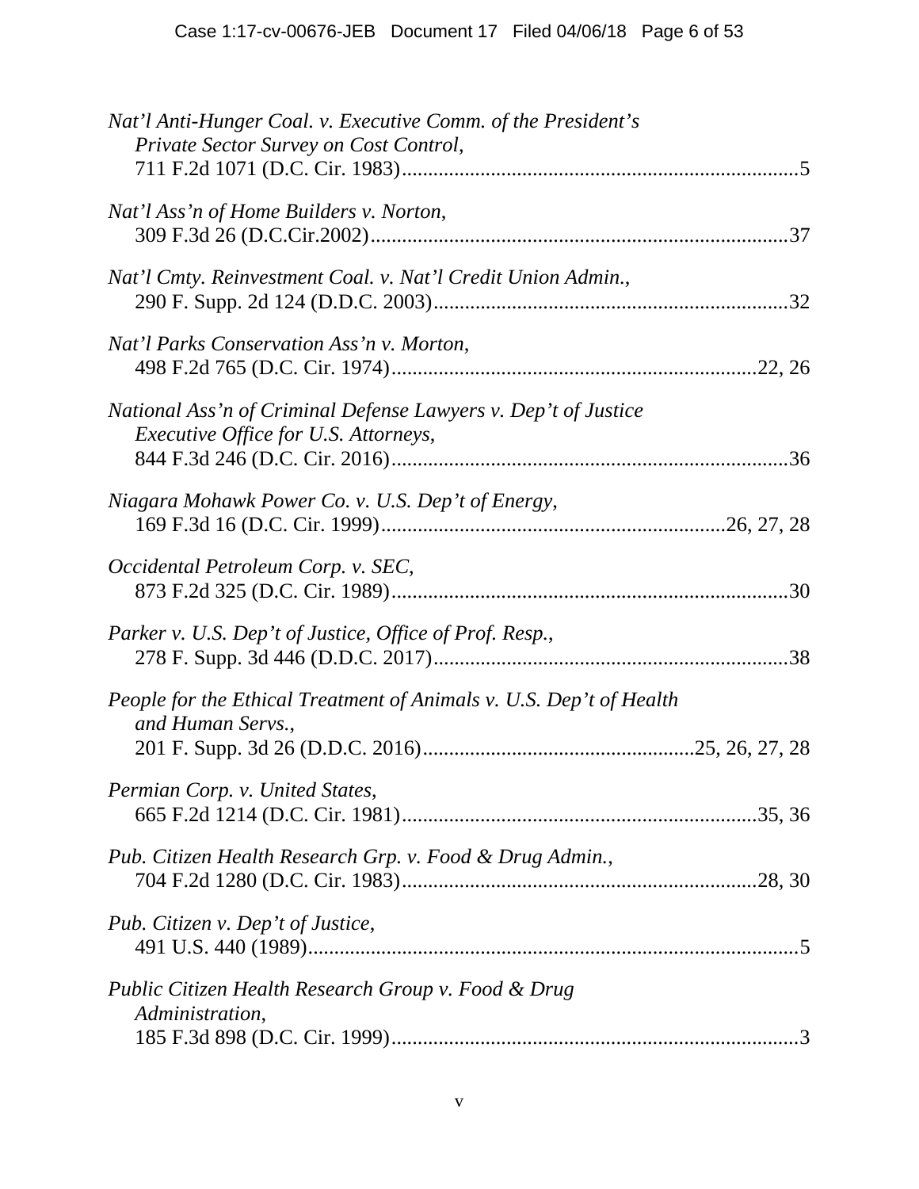*Nat'l Anti-Hunger Coal. v. Executive Comm. of the President's Private Sector Survey on Cost Control*,
711 F.2d 1071 (D.C. Cir. 1983)............................................................................5

*Nat'l Ass'n of Home Builders v. Norton*,
309 F.3d 26 (D.C.Cir.2002)...............................................................................37

*Nat'l Cmty. Reinvestment Coal. v. Nat'l Credit Union Admin.*,
290 F. Supp. 2d 124 (D.D.C. 2003)...................................................................32

*Nat'l Parks Conservation Ass'n v. Morton*,
498 F.2d 765 (D.C. Cir. 1974).....................................................................22, 26

*National Ass'n of Criminal Defense Lawyers v. Dep't of Justice Executive Office for U.S. Attorneys*,
844 F.3d 246 (D.C. Cir. 2016)...........................................................................36

*Niagara Mohawk Power Co. v. U.S. Dep't of Energy*,
169 F.3d 16 (D.C. Cir. 1999).................................................................26, 27, 28

*Occidental Petroleum Corp. v. SEC*,
873 F.2d 325 (D.C. Cir. 1989)...........................................................................30

*Parker v. U.S. Dep't of Justice, Office of Prof. Resp.*,
278 F. Supp. 3d 446 (D.D.C. 2017)...................................................................38

*People for the Ethical Treatment of Animals v. U.S. Dep't of Health and Human Servs.*,
201 F. Supp. 3d 26 (D.D.C. 2016)...................................................25, 26, 27, 28

*Permian Corp. v. United States*,
665 F.2d 1214 (D.C. Cir. 1981)...................................................................35, 36

*Pub. Citizen Health Research Grp. v. Food & Drug Admin.*,
704 F.2d 1280 (D.C. Cir. 1983)...................................................................28, 30

*Pub. Citizen v. Dep't of Justice*,
491 U.S. 440 (1989).............................................................................................5

*Public Citizen Health Research Group v. Food & Drug Administration*,
185 F.3d 898 (D.C. Cir. 1999).............................................................................3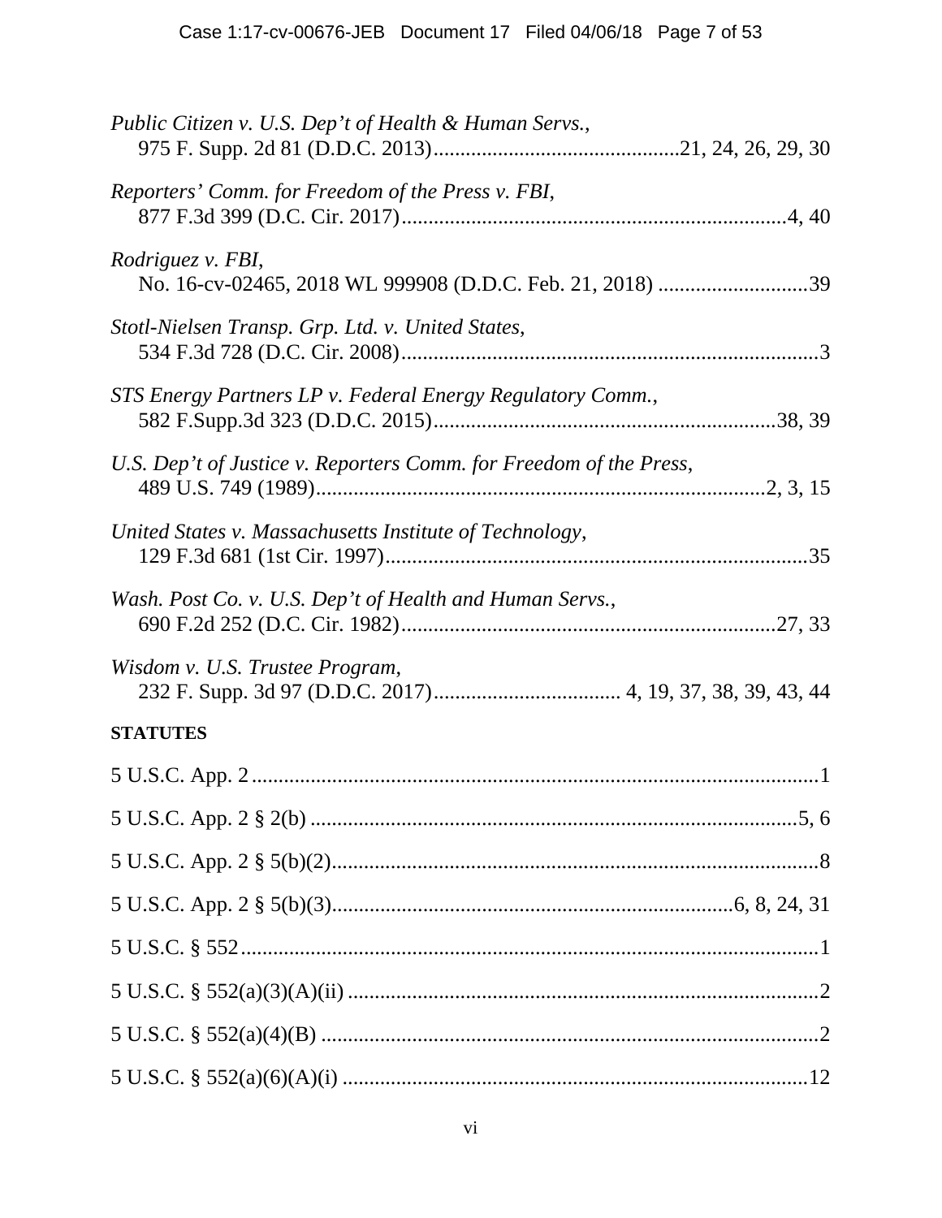*Public Citizen v. U.S. Dep't of Health & Human Servs.*,
975 F. Supp. 2d 81 (D.D.C. 2013)............................................21, 24, 26, 29, 30

*Reporters' Comm. for Freedom of the Press v. FBI*,
877 F.3d 399 (D.C. Cir. 2017)......................................................................4, 40

*Rodriguez v. FBI*,
No. 16-cv-02465, 2018 WL 999908 (D.D.C. Feb. 21, 2018) ...........................39

*Stotl-Nielsen Transp. Grp. Ltd. v. United States*,
534 F.3d 728 (D.C. Cir. 2008)............................................................................3

*STS Energy Partners LP v. Federal Energy Regulatory Comm.*,
582 F.Supp.3d 323 (D.D.C. 2015).............................................................38, 39

*U.S. Dep't of Justice v. Reporters Comm. for Freedom of the Press*,
489 U.S. 749 (1989)...............................................................................2, 3, 15

*United States v. Massachusetts Institute of Technology*,
129 F.3d 681 (1st Cir. 1997)............................................................................35

*Wash. Post Co. v. U.S. Dep't of Health and Human Servs.*,
690 F.2d 252 (D.C. Cir. 1982)...................................................................27, 33

*Wisdom v. U.S. Trustee Program*,
232 F. Supp. 3d 97 (D.D.C. 2017).................................. 4, 19, 37, 38, 39, 43, 44

**STATUTES**

5 U.S.C. App. 2........................................................................................................1

5 U.S.C. App. 2 § 2(b) ..........................................................................................5, 6

5 U.S.C. App. 2 § 5(b)(2).........................................................................................8

5 U.S.C. App. 2 § 5(b)(3).........................................................................6, 8, 24, 31

5 U.S.C. § 552..........................................................................................................1

5 U.S.C. § 552(a)(3)(A)(ii) ......................................................................................2

5 U.S.C. § 552(a)(4)(B) ..........................................................................................2

5 U.S.C. § 552(a)(6)(A)(i) ......................................................................................12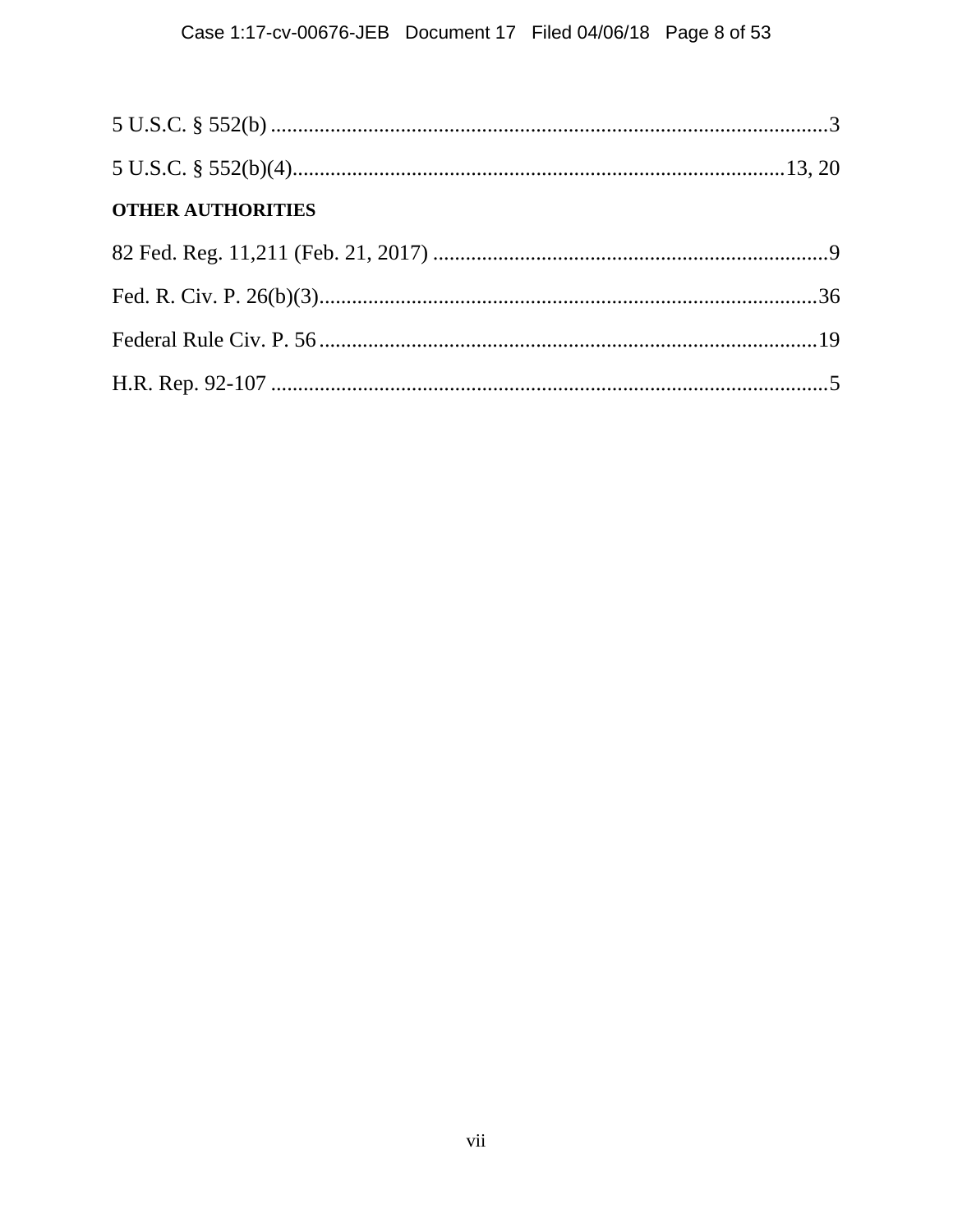5 U.S.C. § 552(b) ....................................................................................................3

5 U.S.C. § 552(b)(4).........................................................................................13, 20

**OTHER AUTHORITIES**

82 Fed. Reg. 11,211 (Feb. 21, 2017) .........................................................................9

Fed. R. Civ. P. 26(b)(3)...........................................................................................36

Federal Rule Civ. P. 56............................................................................................19

H.R. Rep. 92-107 .......................................................................................................5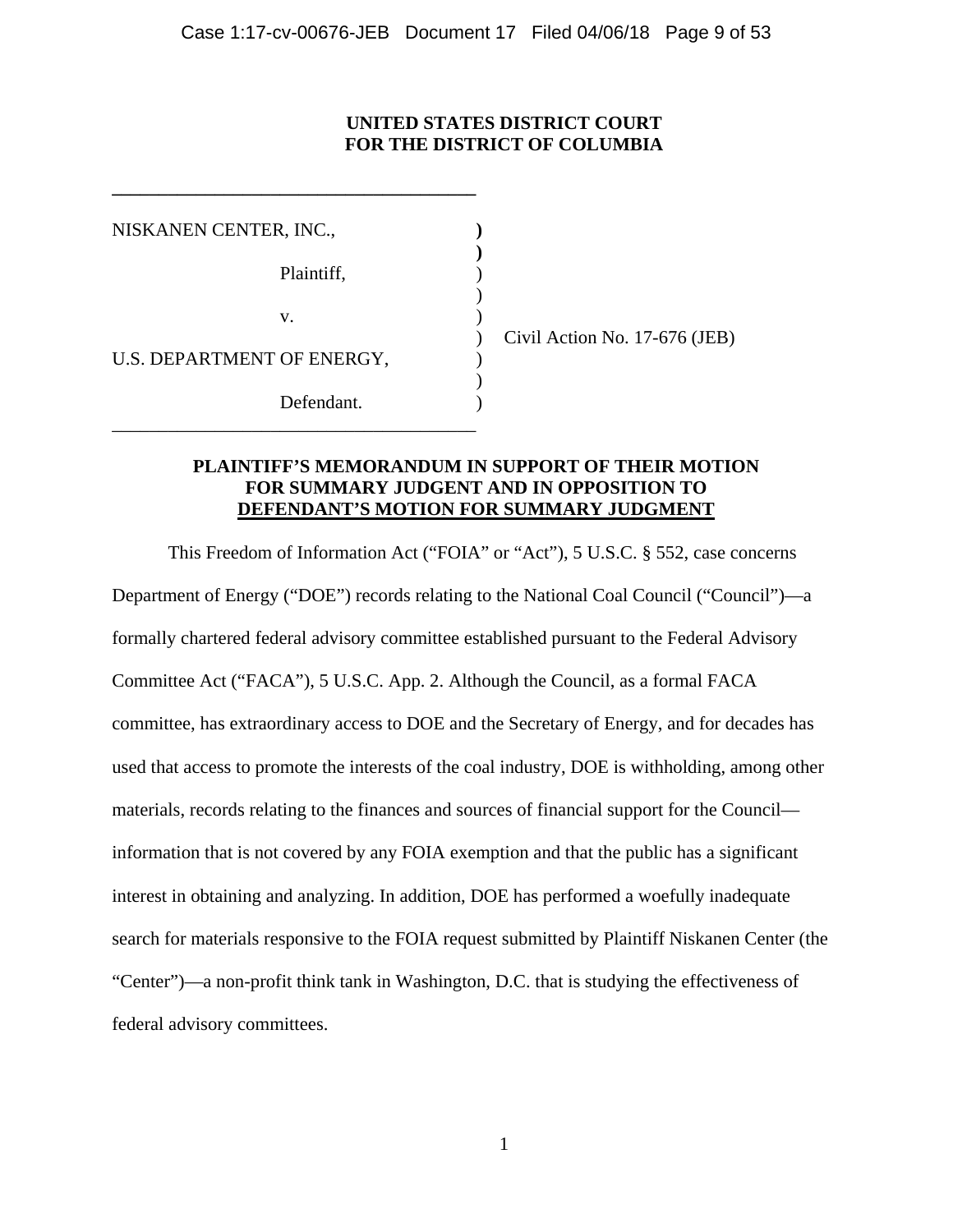**UNITED STATES DISTRICT COURT**
**FOR THE DISTRICT OF COLUMBIA**

| | | |
|---|---|---|
| NISKANEN CENTER, INC., | ) | |
| Plaintiff, | ) | |
| v. | ) | Civil Action No. 17-676 (JEB) |
| U.S. DEPARTMENT OF ENERGY, | ) | |
| Defendant. | ) | |

**PLAINTIFF'S MEMORANDUM IN SUPPORT OF THEIR MOTION FOR SUMMARY JUDGENT AND IN OPPOSITION TO DEFENDANT'S MOTION FOR SUMMARY JUDGMENT**

This Freedom of Information Act ("FOIA" or "Act"), 5 U.S.C. § 552, case concerns Department of Energy ("DOE") records relating to the National Coal Council ("Council")—a formally chartered federal advisory committee established pursuant to the Federal Advisory Committee Act ("FACA"), 5 U.S.C. App. 2. Although the Council, as a formal FACA committee, has extraordinary access to DOE and the Secretary of Energy, and for decades has used that access to promote the interests of the coal industry, DOE is withholding, among other materials, records relating to the finances and sources of financial support for the Council—information that is not covered by any FOIA exemption and that the public has a significant interest in obtaining and analyzing. In addition, DOE has performed a woefully inadequate search for materials responsive to the FOIA request submitted by Plaintiff Niskanen Center (the "Center")—a non-profit think tank in Washington, D.C. that is studying the effectiveness of federal advisory committees.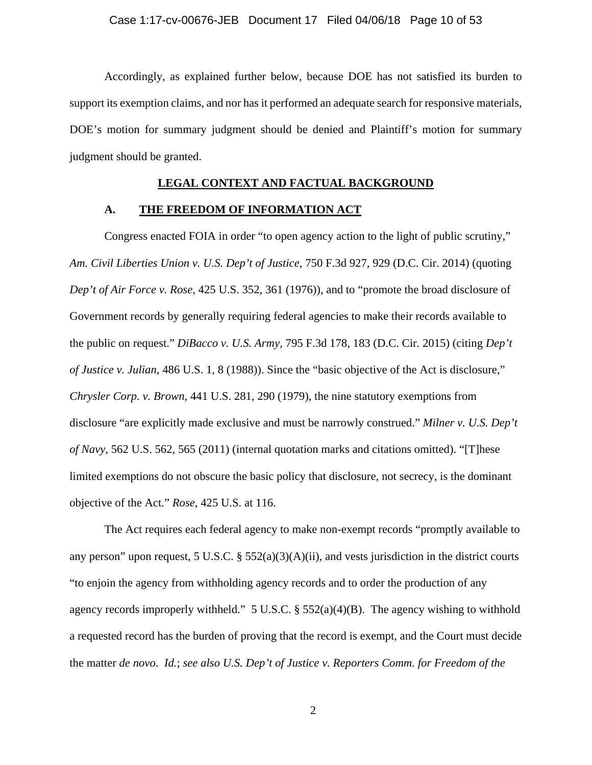Accordingly, as explained further below, because DOE has not satisfied its burden to support its exemption claims, and nor has it performed an adequate search for responsive materials, DOE's motion for summary judgment should be denied and Plaintiff's motion for summary judgment should be granted.

## LEGAL CONTEXT AND FACTUAL BACKGROUND

### A. THE FREEDOM OF INFORMATION ACT

Congress enacted FOIA in order "to open agency action to the light of public scrutiny," *Am. Civil Liberties Union v. U.S. Dep't of Justice*, 750 F.3d 927, 929 (D.C. Cir. 2014) (quoting *Dep't of Air Force v. Rose*, 425 U.S. 352, 361 (1976)), and to "promote the broad disclosure of Government records by generally requiring federal agencies to make their records available to the public on request." *DiBacco v. U.S. Army*, 795 F.3d 178, 183 (D.C. Cir. 2015) (citing *Dep't of Justice v. Julian*, 486 U.S. 1, 8 (1988)). Since the "basic objective of the Act is disclosure," *Chrysler Corp. v. Brown*, 441 U.S. 281, 290 (1979), the nine statutory exemptions from disclosure "are explicitly made exclusive and must be narrowly construed." *Milner v. U.S. Dep't of Navy*, 562 U.S. 562, 565 (2011) (internal quotation marks and citations omitted). "[T]hese limited exemptions do not obscure the basic policy that disclosure, not secrecy, is the dominant objective of the Act." *Rose*, 425 U.S. at 116.

The Act requires each federal agency to make non-exempt records "promptly available to any person" upon request, 5 U.S.C. § 552(a)(3)(A)(ii), and vests jurisdiction in the district courts "to enjoin the agency from withholding agency records and to order the production of any agency records improperly withheld." 5 U.S.C. § 552(a)(4)(B). The agency wishing to withhold a requested record has the burden of proving that the record is exempt, and the Court must decide the matter *de novo*. *Id.*; *see also U.S. Dep't of Justice v. Reporters Comm. for Freedom of the*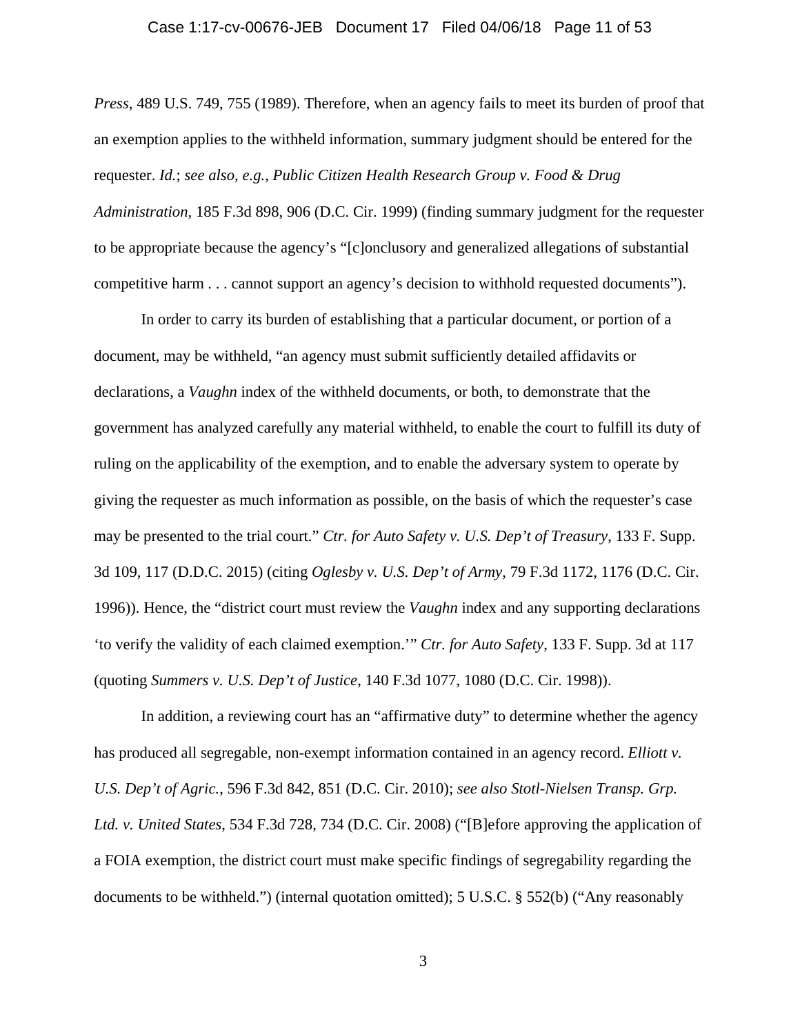*Press*, 489 U.S. 749, 755 (1989). Therefore, when an agency fails to meet its burden of proof that an exemption applies to the withheld information, summary judgment should be entered for the requester. *Id.*; *see also, e.g.*, *Public Citizen Health Research Group v. Food & Drug Administration*, 185 F.3d 898, 906 (D.C. Cir. 1999) (finding summary judgment for the requester to be appropriate because the agency's "[c]onclusory and generalized allegations of substantial competitive harm . . . cannot support an agency's decision to withhold requested documents").

In order to carry its burden of establishing that a particular document, or portion of a document, may be withheld, "an agency must submit sufficiently detailed affidavits or declarations, a *Vaughn* index of the withheld documents, or both, to demonstrate that the government has analyzed carefully any material withheld, to enable the court to fulfill its duty of ruling on the applicability of the exemption, and to enable the adversary system to operate by giving the requester as much information as possible, on the basis of which the requester's case may be presented to the trial court." *Ctr. for Auto Safety v. U.S. Dep't of Treasury*, 133 F. Supp. 3d 109, 117 (D.D.C. 2015) (citing *Oglesby v. U.S. Dep't of Army*, 79 F.3d 1172, 1176 (D.C. Cir. 1996)). Hence, the "district court must review the *Vaughn* index and any supporting declarations 'to verify the validity of each claimed exemption.'" *Ctr. for Auto Safety*, 133 F. Supp. 3d at 117 (quoting *Summers v. U.S. Dep't of Justice*, 140 F.3d 1077, 1080 (D.C. Cir. 1998)).

In addition, a reviewing court has an "affirmative duty" to determine whether the agency has produced all segregable, non-exempt information contained in an agency record. *Elliott v. U.S. Dep't of Agric.*, 596 F.3d 842, 851 (D.C. Cir. 2010); *see also Stotl-Nielsen Transp. Grp. Ltd. v. United States*, 534 F.3d 728, 734 (D.C. Cir. 2008) ("[B]efore approving the application of a FOIA exemption, the district court must make specific findings of segregability regarding the documents to be withheld.") (internal quotation omitted); 5 U.S.C. § 552(b) ("Any reasonably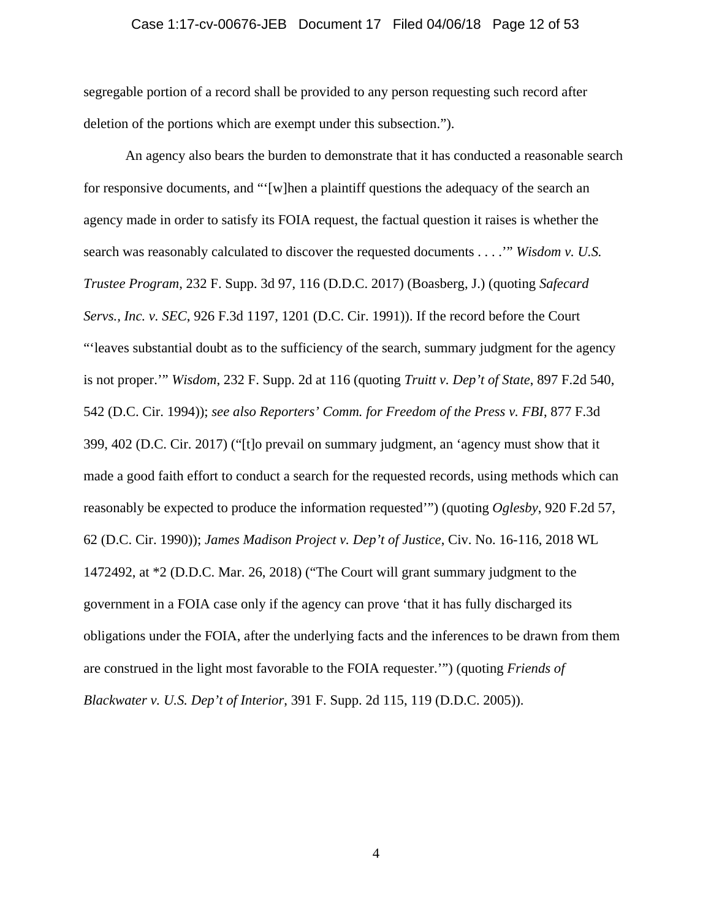segregable portion of a record shall be provided to any person requesting such record after deletion of the portions which are exempt under this subsection.").

An agency also bears the burden to demonstrate that it has conducted a reasonable search for responsive documents, and "'[w]hen a plaintiff questions the adequacy of the search an agency made in order to satisfy its FOIA request, the factual question it raises is whether the search was reasonably calculated to discover the requested documents . . . .'" *Wisdom v. U.S. Trustee Program*, 232 F. Supp. 3d 97, 116 (D.D.C. 2017) (Boasberg, J.) (quoting *Safecard Servs., Inc. v. SEC*, 926 F.3d 1197, 1201 (D.C. Cir. 1991)). If the record before the Court "'leaves substantial doubt as to the sufficiency of the search, summary judgment for the agency is not proper.'" *Wisdom*, 232 F. Supp. 2d at 116 (quoting *Truitt v. Dep't of State*, 897 F.2d 540, 542 (D.C. Cir. 1994)); *see also Reporters' Comm. for Freedom of the Press v. FBI*, 877 F.3d 399, 402 (D.C. Cir. 2017) ("[t]o prevail on summary judgment, an 'agency must show that it made a good faith effort to conduct a search for the requested records, using methods which can reasonably be expected to produce the information requested'") (quoting *Oglesby*, 920 F.2d 57, 62 (D.C. Cir. 1990)); *James Madison Project v. Dep't of Justice*, Civ. No. 16-116, 2018 WL 1472492, at *2 (D.D.C. Mar. 26, 2018) ("The Court will grant summary judgment to the government in a FOIA case only if the agency can prove 'that it has fully discharged its obligations under the FOIA, after the underlying facts and the inferences to be drawn from them are construed in the light most favorable to the FOIA requester.'") (quoting *Friends of Blackwater v. U.S. Dep't of Interior*, 391 F. Supp. 2d 115, 119 (D.D.C. 2005)).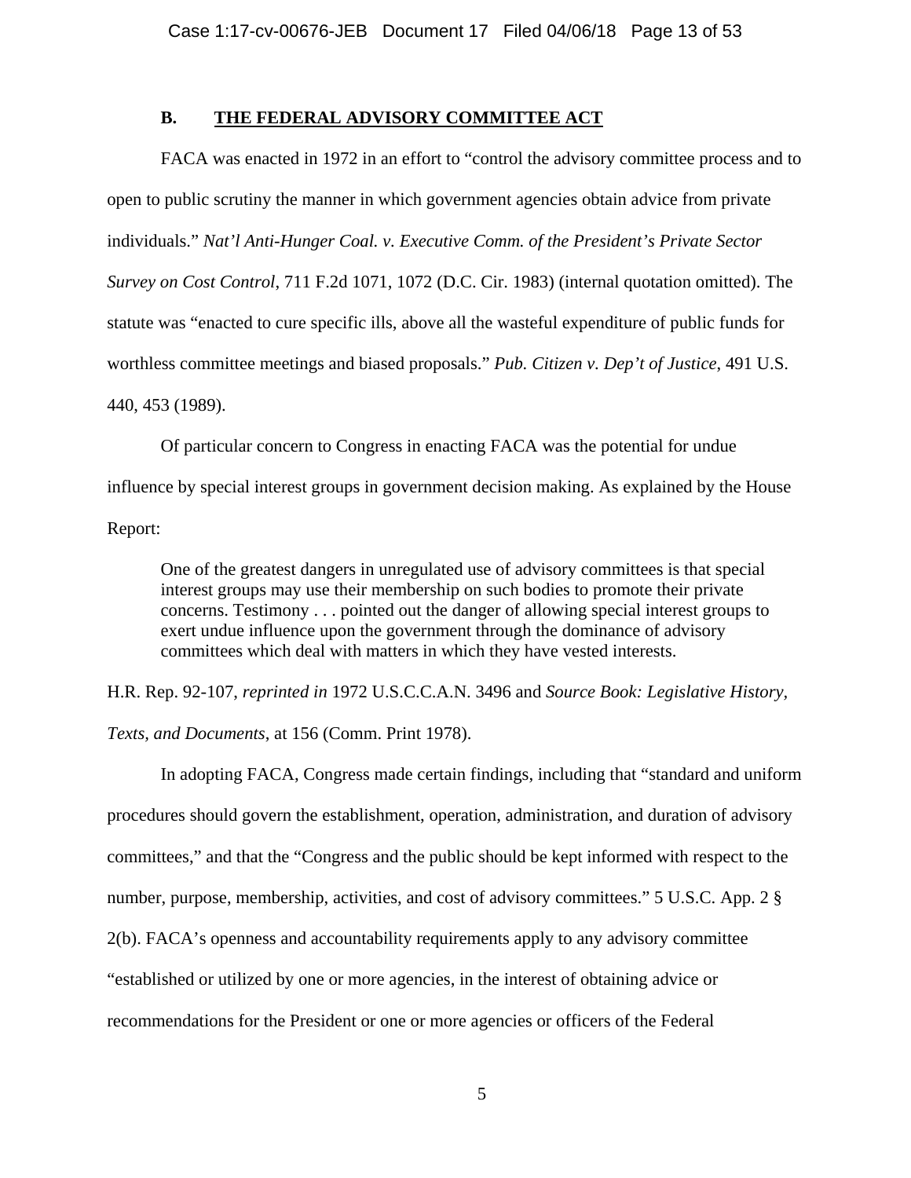### B. <u>THE FEDERAL ADVISORY COMMITTEE ACT</u>

FACA was enacted in 1972 in an effort to "control the advisory committee process and to open to public scrutiny the manner in which government agencies obtain advice from private individuals." *Nat'l Anti-Hunger Coal. v. Executive Comm. of the President's Private Sector Survey on Cost Control*, 711 F.2d 1071, 1072 (D.C. Cir. 1983) (internal quotation omitted). The statute was "enacted to cure specific ills, above all the wasteful expenditure of public funds for worthless committee meetings and biased proposals." *Pub. Citizen v. Dep't of Justice*, 491 U.S. 440, 453 (1989).

Of particular concern to Congress in enacting FACA was the potential for undue influence by special interest groups in government decision making. As explained by the House Report:

> One of the greatest dangers in unregulated use of advisory committees is that special interest groups may use their membership on such bodies to promote their private concerns. Testimony . . . pointed out the danger of allowing special interest groups to exert undue influence upon the government through the dominance of advisory committees which deal with matters in which they have vested interests.

H.R. Rep. 92-107, *reprinted in* 1972 U.S.C.C.A.N. 3496 and *Source Book: Legislative History, Texts, and Documents*, at 156 (Comm. Print 1978).

In adopting FACA, Congress made certain findings, including that "standard and uniform procedures should govern the establishment, operation, administration, and duration of advisory committees," and that the "Congress and the public should be kept informed with respect to the number, purpose, membership, activities, and cost of advisory committees." 5 U.S.C. App. 2 § 2(b). FACA's openness and accountability requirements apply to any advisory committee "established or utilized by one or more agencies, in the interest of obtaining advice or recommendations for the President or one or more agencies or officers of the Federal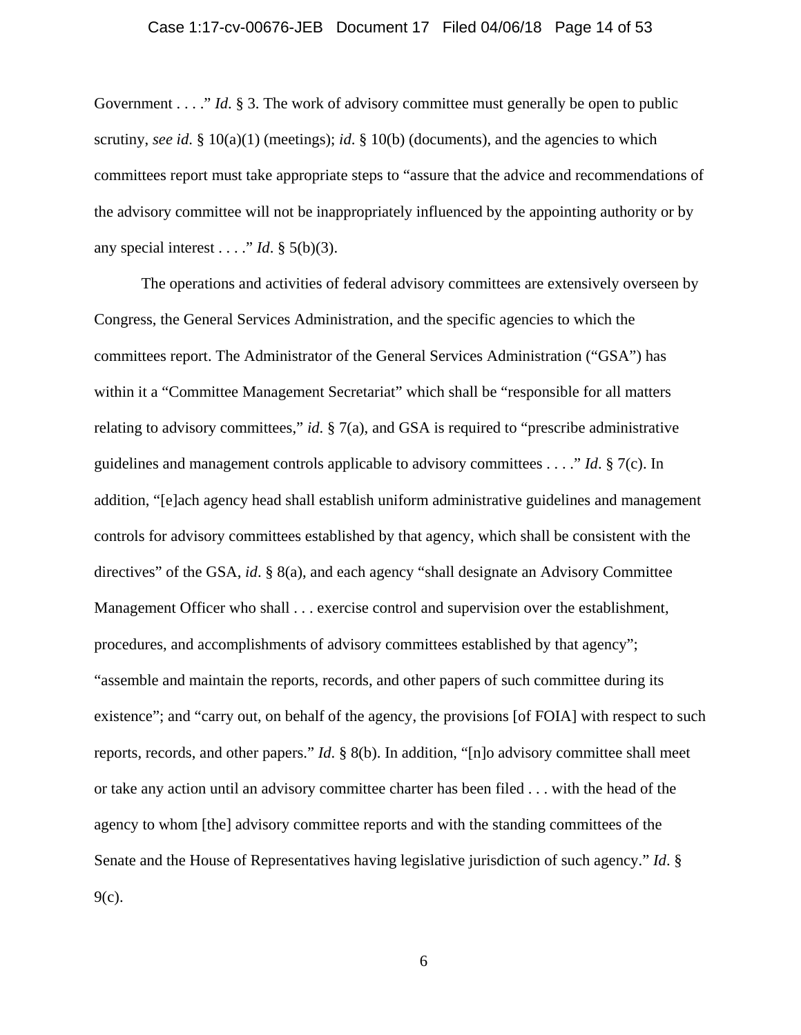Government . . . ." *Id.* § 3. The work of advisory committee must generally be open to public scrutiny, *see id*. § 10(a)(1) (meetings); *id*. § 10(b) (documents), and the agencies to which committees report must take appropriate steps to "assure that the advice and recommendations of the advisory committee will not be inappropriately influenced by the appointing authority or by any special interest . . . ." *Id*. § 5(b)(3).

The operations and activities of federal advisory committees are extensively overseen by Congress, the General Services Administration, and the specific agencies to which the committees report. The Administrator of the General Services Administration ("GSA") has within it a "Committee Management Secretariat" which shall be "responsible for all matters relating to advisory committees," *id.* § 7(a), and GSA is required to "prescribe administrative guidelines and management controls applicable to advisory committees . . . ." *Id*. § 7(c). In addition, "[e]ach agency head shall establish uniform administrative guidelines and management controls for advisory committees established by that agency, which shall be consistent with the directives" of the GSA, *id*. § 8(a), and each agency "shall designate an Advisory Committee Management Officer who shall . . . exercise control and supervision over the establishment, procedures, and accomplishments of advisory committees established by that agency"; "assemble and maintain the reports, records, and other papers of such committee during its existence"; and "carry out, on behalf of the agency, the provisions [of FOIA] with respect to such reports, records, and other papers." *Id.* § 8(b). In addition, "[n]o advisory committee shall meet or take any action until an advisory committee charter has been filed . . . with the head of the agency to whom [the] advisory committee reports and with the standing committees of the Senate and the House of Representatives having legislative jurisdiction of such agency." *Id*. § 9(c).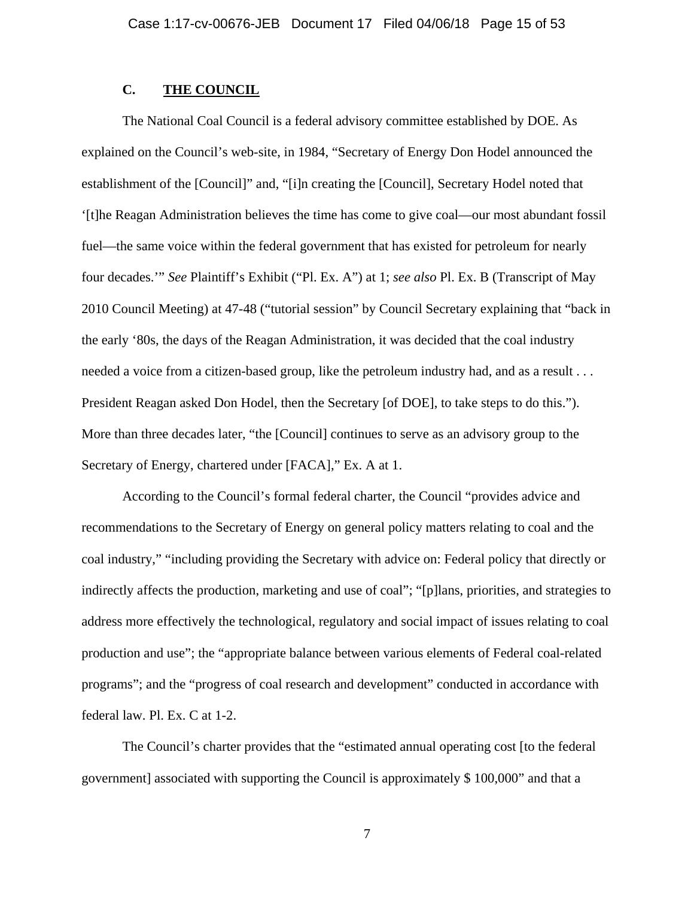### C. THE COUNCIL

The National Coal Council is a federal advisory committee established by DOE. As explained on the Council's web-site, in 1984, "Secretary of Energy Don Hodel announced the establishment of the [Council]" and, "[i]n creating the [Council], Secretary Hodel noted that '[t]he Reagan Administration believes the time has come to give coal—our most abundant fossil fuel—the same voice within the federal government that has existed for petroleum for nearly four decades.'" *See* Plaintiff's Exhibit ("Pl. Ex. A") at 1; *see also* Pl. Ex. B (Transcript of May 2010 Council Meeting) at 47-48 ("tutorial session" by Council Secretary explaining that "back in the early '80s, the days of the Reagan Administration, it was decided that the coal industry needed a voice from a citizen-based group, like the petroleum industry had, and as a result . . . President Reagan asked Don Hodel, then the Secretary [of DOE], to take steps to do this."). More than three decades later, "the [Council] continues to serve as an advisory group to the Secretary of Energy, chartered under [FACA]," Ex. A at 1.

According to the Council's formal federal charter, the Council "provides advice and recommendations to the Secretary of Energy on general policy matters relating to coal and the coal industry," "including providing the Secretary with advice on: Federal policy that directly or indirectly affects the production, marketing and use of coal"; "[p]lans, priorities, and strategies to address more effectively the technological, regulatory and social impact of issues relating to coal production and use"; the "appropriate balance between various elements of Federal coal-related programs"; and the "progress of coal research and development" conducted in accordance with federal law. Pl. Ex. C at 1-2.

The Council's charter provides that the "estimated annual operating cost [to the federal government] associated with supporting the Council is approximately $ 100,000" and that a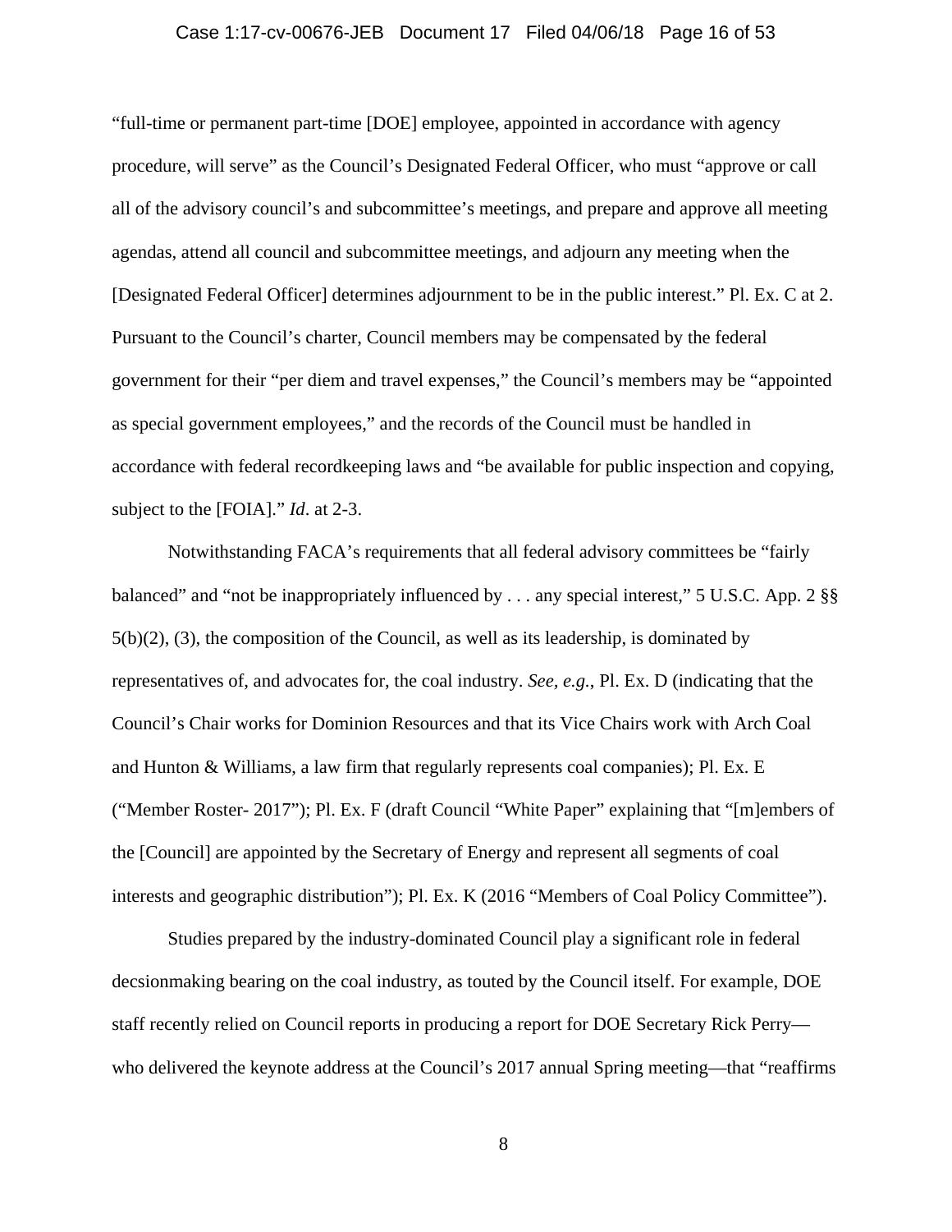"full-time or permanent part-time [DOE] employee, appointed in accordance with agency procedure, will serve" as the Council's Designated Federal Officer, who must "approve or call all of the advisory council's and subcommittee's meetings, and prepare and approve all meeting agendas, attend all council and subcommittee meetings, and adjourn any meeting when the [Designated Federal Officer] determines adjournment to be in the public interest." Pl. Ex. C at 2. Pursuant to the Council's charter, Council members may be compensated by the federal government for their "per diem and travel expenses," the Council's members may be "appointed as special government employees," and the records of the Council must be handled in accordance with federal recordkeeping laws and "be available for public inspection and copying, subject to the [FOIA]." *Id*. at 2-3.

Notwithstanding FACA's requirements that all federal advisory committees be "fairly balanced" and "not be inappropriately influenced by . . . any special interest," 5 U.S.C. App. 2 §§ 5(b)(2), (3), the composition of the Council, as well as its leadership, is dominated by representatives of, and advocates for, the coal industry. *See, e.g.*, Pl. Ex. D (indicating that the Council's Chair works for Dominion Resources and that its Vice Chairs work with Arch Coal and Hunton & Williams, a law firm that regularly represents coal companies); Pl. Ex. E ("Member Roster- 2017"); Pl. Ex. F (draft Council "White Paper" explaining that "[m]embers of the [Council] are appointed by the Secretary of Energy and represent all segments of coal interests and geographic distribution"); Pl. Ex. K (2016 "Members of Coal Policy Committee").

Studies prepared by the industry-dominated Council play a significant role in federal decsionmaking bearing on the coal industry, as touted by the Council itself. For example, DOE staff recently relied on Council reports in producing a report for DOE Secretary Rick Perry—who delivered the keynote address at the Council's 2017 annual Spring meeting—that "reaffirms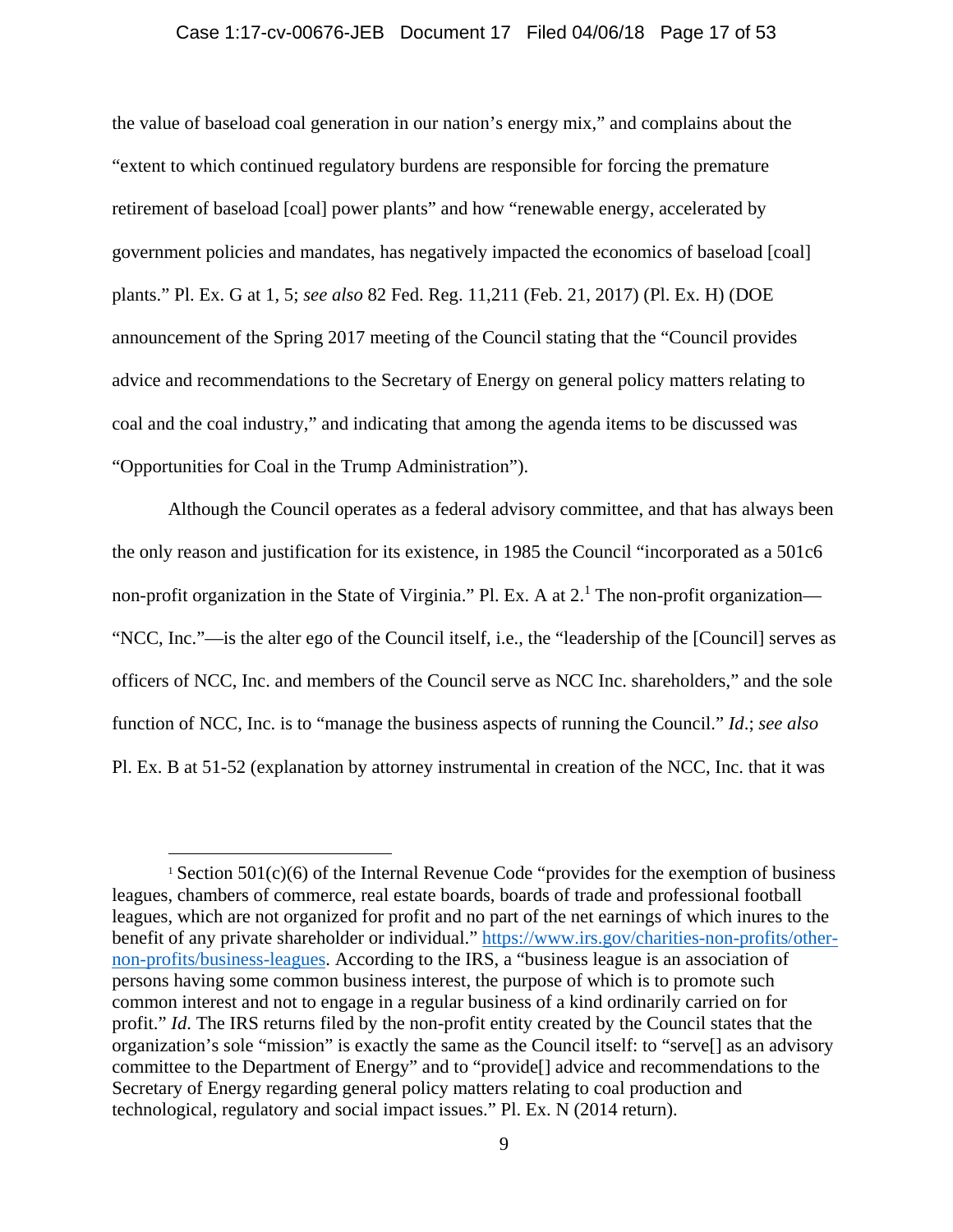the value of baseload coal generation in our nation's energy mix," and complains about the "extent to which continued regulatory burdens are responsible for forcing the premature retirement of baseload [coal] power plants" and how "renewable energy, accelerated by government policies and mandates, has negatively impacted the economics of baseload [coal] plants." Pl. Ex. G at 1, 5; *see also* 82 Fed. Reg. 11,211 (Feb. 21, 2017) (Pl. Ex. H) (DOE announcement of the Spring 2017 meeting of the Council stating that the "Council provides advice and recommendations to the Secretary of Energy on general policy matters relating to coal and the coal industry," and indicating that among the agenda items to be discussed was "Opportunities for Coal in the Trump Administration").

Although the Council operates as a federal advisory committee, and that has always been the only reason and justification for its existence, in 1985 the Council "incorporated as a 501c6 non-profit organization in the State of Virginia." Pl. Ex. A at 2.[1] The non-profit organization—"NCC, Inc."—is the alter ego of the Council itself, i.e., the "leadership of the [Council] serves as officers of NCC, Inc. and members of the Council serve as NCC Inc. shareholders," and the sole function of NCC, Inc. is to "manage the business aspects of running the Council." *Id*.; *see also* Pl. Ex. B at 51-52 (explanation by attorney instrumental in creation of the NCC, Inc. that it was

---

[1] Section 501(c)(6) of the Internal Revenue Code "provides for the exemption of business leagues, chambers of commerce, real estate boards, boards of trade and professional football leagues, which are not organized for profit and no part of the net earnings of which inures to the benefit of any private shareholder or individual." https://www.irs.gov/charities-non-profits/other-non-profits/business-leagues. According to the IRS, a "business league is an association of persons having some common business interest, the purpose of which is to promote such common interest and not to engage in a regular business of a kind ordinarily carried on for profit." *Id*. The IRS returns filed by the non-profit entity created by the Council states that the organization's sole "mission" is exactly the same as the Council itself: to "serve[] as an advisory committee to the Department of Energy" and to "provide[] advice and recommendations to the Secretary of Energy regarding general policy matters relating to coal production and technological, regulatory and social impact issues." Pl. Ex. N (2014 return).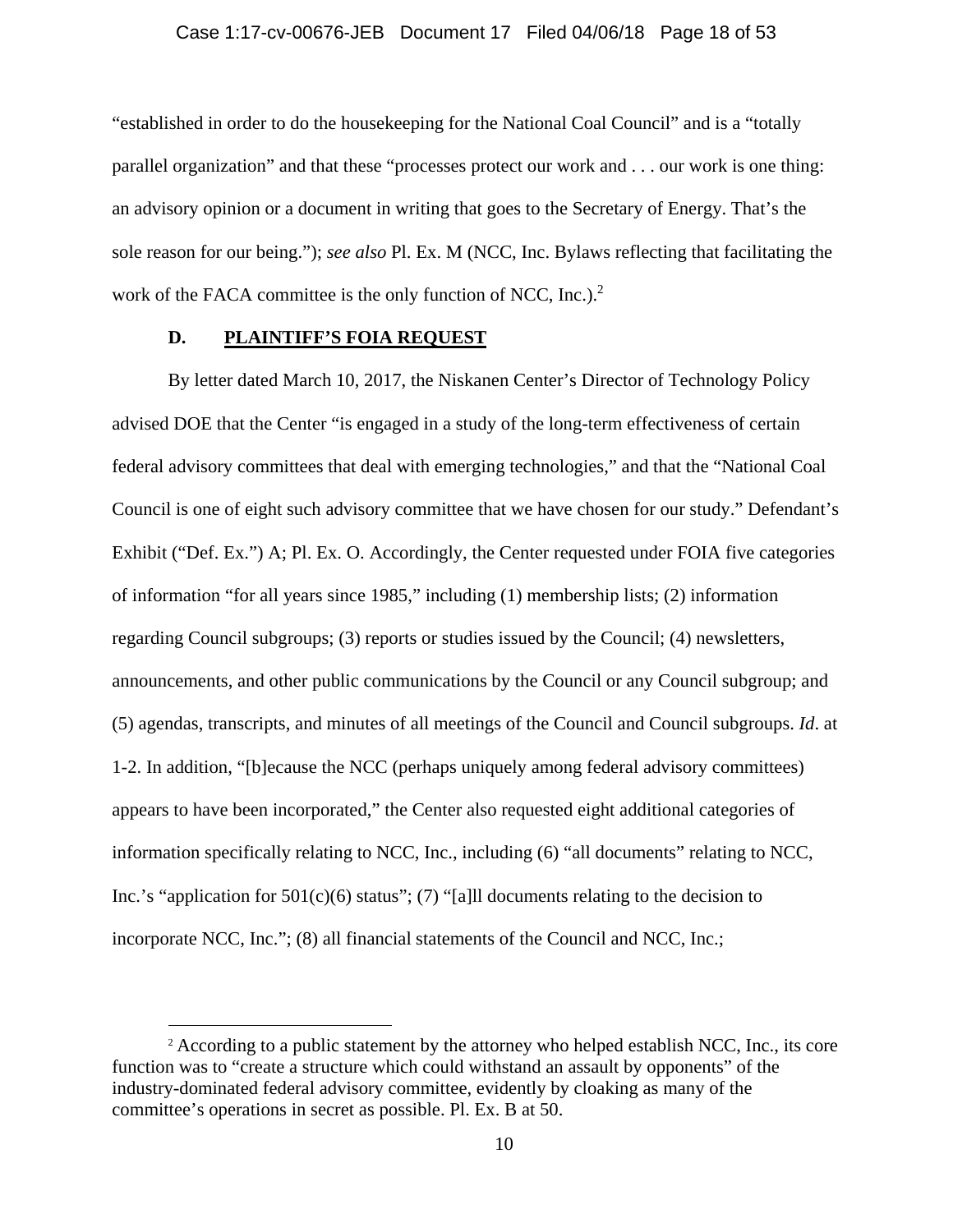"established in order to do the housekeeping for the National Coal Council" and is a "totally parallel organization" and that these "processes protect our work and . . . our work is one thing: an advisory opinion or a document in writing that goes to the Secretary of Energy. That's the sole reason for our being."); *see also* Pl. Ex. M (NCC, Inc. Bylaws reflecting that facilitating the work of the FACA committee is the only function of NCC, Inc.).[2]

### D. PLAINTIFF'S FOIA REQUEST

By letter dated March 10, 2017, the Niskanen Center's Director of Technology Policy advised DOE that the Center "is engaged in a study of the long-term effectiveness of certain federal advisory committees that deal with emerging technologies," and that the "National Coal Council is one of eight such advisory committee that we have chosen for our study." Defendant's Exhibit ("Def. Ex.") A; Pl. Ex. O. Accordingly, the Center requested under FOIA five categories of information "for all years since 1985," including (1) membership lists; (2) information regarding Council subgroups; (3) reports or studies issued by the Council; (4) newsletters, announcements, and other public communications by the Council or any Council subgroup; and (5) agendas, transcripts, and minutes of all meetings of the Council and Council subgroups. *Id*. at 1-2. In addition, "[b]ecause the NCC (perhaps uniquely among federal advisory committees) appears to have been incorporated," the Center also requested eight additional categories of information specifically relating to NCC, Inc., including (6) "all documents" relating to NCC, Inc.'s "application for 501(c)(6) status"; (7) "[a]ll documents relating to the decision to incorporate NCC, Inc."; (8) all financial statements of the Council and NCC, Inc.;

[2] According to a public statement by the attorney who helped establish NCC, Inc., its core function was to "create a structure which could withstand an assault by opponents" of the industry-dominated federal advisory committee, evidently by cloaking as many of the committee's operations in secret as possible. Pl. Ex. B at 50.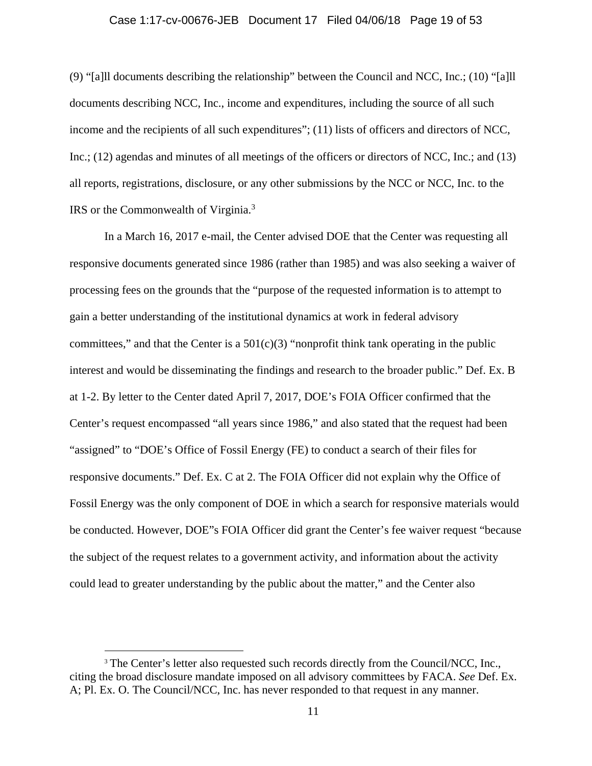(9) "[a]ll documents describing the relationship" between the Council and NCC, Inc.; (10) "[a]ll documents describing NCC, Inc., income and expenditures, including the source of all such income and the recipients of all such expenditures"; (11) lists of officers and directors of NCC, Inc.; (12) agendas and minutes of all meetings of the officers or directors of NCC, Inc.; and (13) all reports, registrations, disclosure, or any other submissions by the NCC or NCC, Inc. to the IRS or the Commonwealth of Virginia.[3]

In a March 16, 2017 e-mail, the Center advised DOE that the Center was requesting all responsive documents generated since 1986 (rather than 1985) and was also seeking a waiver of processing fees on the grounds that the "purpose of the requested information is to attempt to gain a better understanding of the institutional dynamics at work in federal advisory committees," and that the Center is a 501(c)(3) "nonprofit think tank operating in the public interest and would be disseminating the findings and research to the broader public." Def. Ex. B at 1-2. By letter to the Center dated April 7, 2017, DOE's FOIA Officer confirmed that the Center's request encompassed "all years since 1986," and also stated that the request had been "assigned" to "DOE's Office of Fossil Energy (FE) to conduct a search of their files for responsive documents." Def. Ex. C at 2. The FOIA Officer did not explain why the Office of Fossil Energy was the only component of DOE in which a search for responsive materials would be conducted. However, DOE"s FOIA Officer did grant the Center's fee waiver request "because the subject of the request relates to a government activity, and information about the activity could lead to greater understanding by the public about the matter," and the Center also

[3] The Center's letter also requested such records directly from the Council/NCC, Inc., citing the broad disclosure mandate imposed on all advisory committees by FACA. *See* Def. Ex. A; Pl. Ex. O. The Council/NCC, Inc. has never responded to that request in any manner.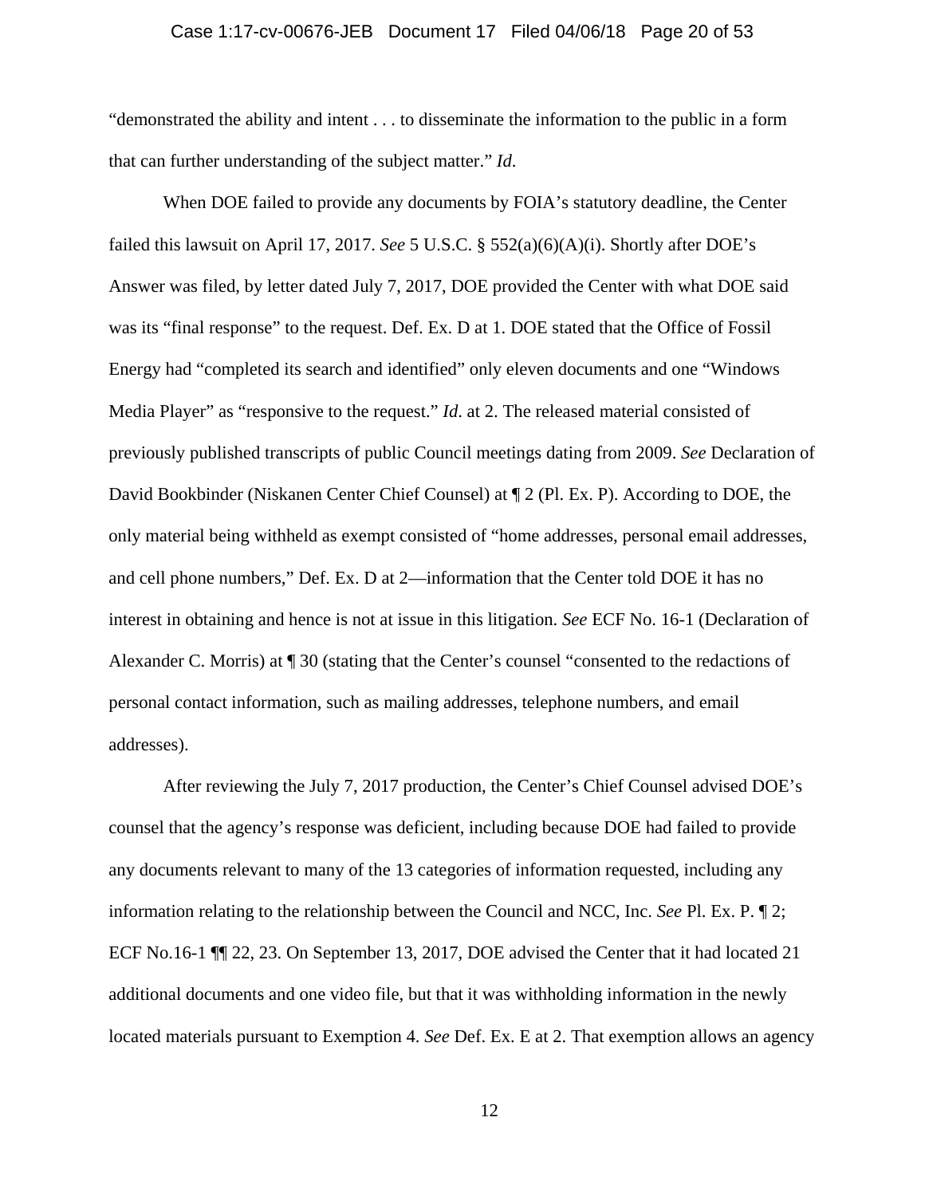"demonstrated the ability and intent . . . to disseminate the information to the public in a form that can further understanding of the subject matter." *Id*.

When DOE failed to provide any documents by FOIA's statutory deadline, the Center failed this lawsuit on April 17, 2017. *See* 5 U.S.C. § 552(a)(6)(A)(i). Shortly after DOE's Answer was filed, by letter dated July 7, 2017, DOE provided the Center with what DOE said was its "final response" to the request. Def. Ex. D at 1. DOE stated that the Office of Fossil Energy had "completed its search and identified" only eleven documents and one "Windows Media Player" as "responsive to the request." *Id*. at 2. The released material consisted of previously published transcripts of public Council meetings dating from 2009. *See* Declaration of David Bookbinder (Niskanen Center Chief Counsel) at ¶ 2 (Pl. Ex. P). According to DOE, the only material being withheld as exempt consisted of "home addresses, personal email addresses, and cell phone numbers," Def. Ex. D at 2—information that the Center told DOE it has no interest in obtaining and hence is not at issue in this litigation. *See* ECF No. 16-1 (Declaration of Alexander C. Morris) at ¶ 30 (stating that the Center's counsel "consented to the redactions of personal contact information, such as mailing addresses, telephone numbers, and email addresses).

After reviewing the July 7, 2017 production, the Center's Chief Counsel advised DOE's counsel that the agency's response was deficient, including because DOE had failed to provide any documents relevant to many of the 13 categories of information requested, including any information relating to the relationship between the Council and NCC, Inc. *See* Pl. Ex. P. ¶ 2; ECF No.16-1 ¶¶ 22, 23. On September 13, 2017, DOE advised the Center that it had located 21 additional documents and one video file, but that it was withholding information in the newly located materials pursuant to Exemption 4. *See* Def. Ex. E at 2. That exemption allows an agency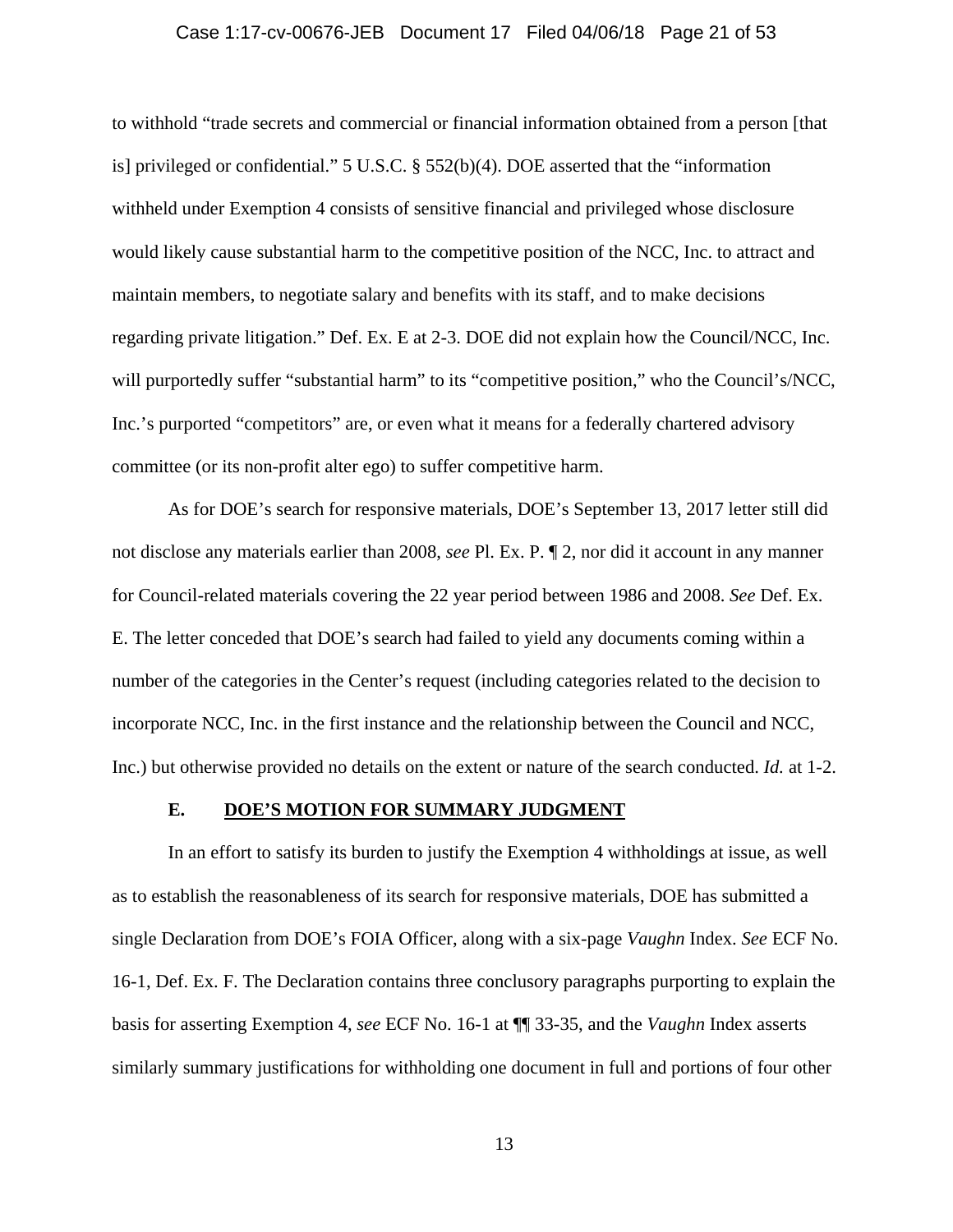to withhold "trade secrets and commercial or financial information obtained from a person [that is] privileged or confidential." 5 U.S.C. § 552(b)(4). DOE asserted that the "information withheld under Exemption 4 consists of sensitive financial and privileged whose disclosure would likely cause substantial harm to the competitive position of the NCC, Inc. to attract and maintain members, to negotiate salary and benefits with its staff, and to make decisions regarding private litigation." Def. Ex. E at 2-3. DOE did not explain how the Council/NCC, Inc. will purportedly suffer "substantial harm" to its "competitive position," who the Council's/NCC, Inc.'s purported "competitors" are, or even what it means for a federally chartered advisory committee (or its non-profit alter ego) to suffer competitive harm.

As for DOE's search for responsive materials, DOE's September 13, 2017 letter still did not disclose any materials earlier than 2008, *see* Pl. Ex. P. ¶ 2, nor did it account in any manner for Council-related materials covering the 22 year period between 1986 and 2008. *See* Def. Ex. E. The letter conceded that DOE's search had failed to yield any documents coming within a number of the categories in the Center's request (including categories related to the decision to incorporate NCC, Inc. in the first instance and the relationship between the Council and NCC, Inc.) but otherwise provided no details on the extent or nature of the search conducted. *Id.* at 1-2.

### E. <u>DOE'S MOTION FOR SUMMARY JUDGMENT</u>

In an effort to satisfy its burden to justify the Exemption 4 withholdings at issue, as well as to establish the reasonableness of its search for responsive materials, DOE has submitted a single Declaration from DOE's FOIA Officer, along with a six-page *Vaughn* Index. *See* ECF No. 16-1, Def. Ex. F. The Declaration contains three conclusory paragraphs purporting to explain the basis for asserting Exemption 4, *see* ECF No. 16-1 at ¶¶ 33-35, and the *Vaughn* Index asserts similarly summary justifications for withholding one document in full and portions of four other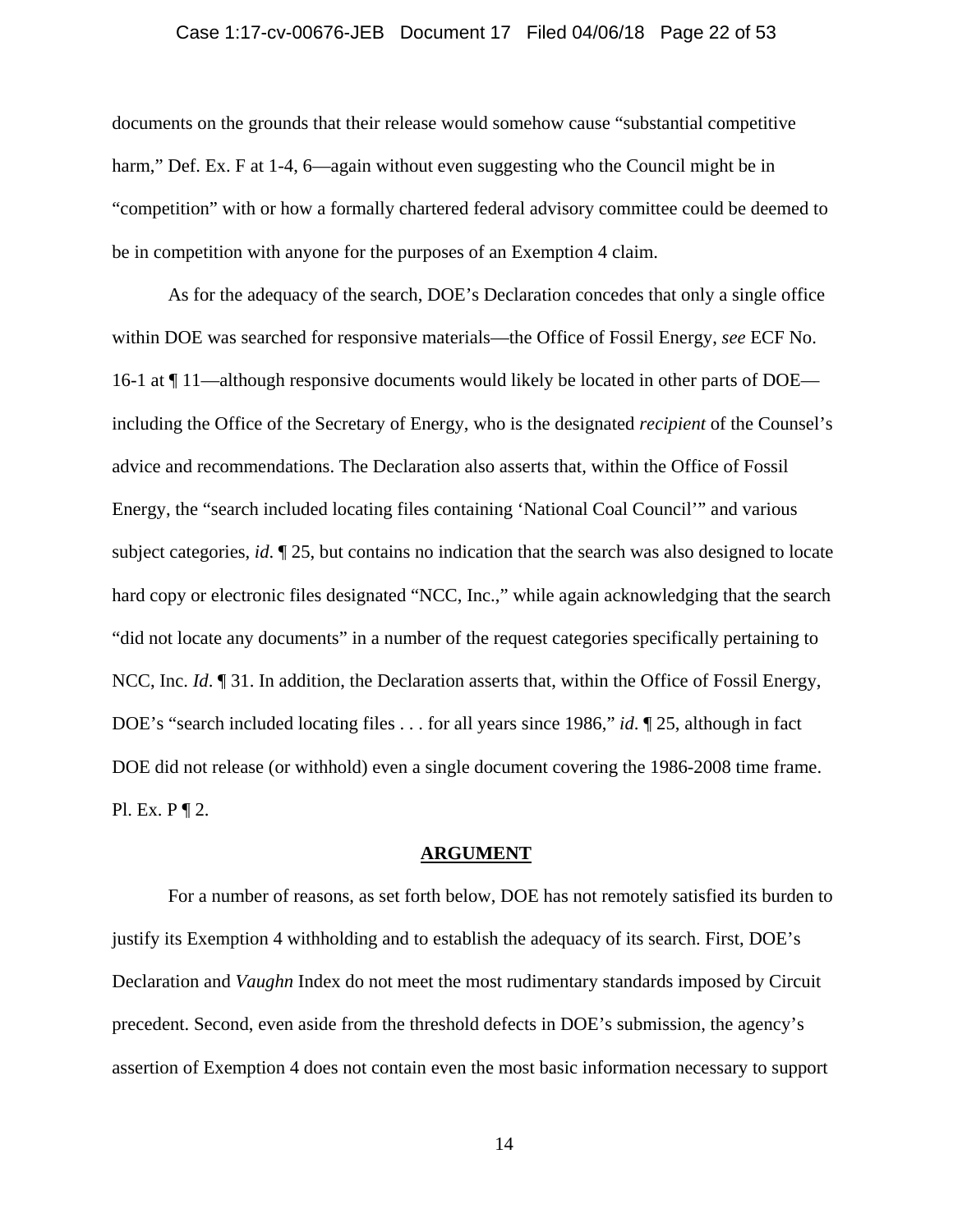documents on the grounds that their release would somehow cause "substantial competitive harm," Def. Ex. F at 1-4, 6—again without even suggesting who the Council might be in "competition" with or how a formally chartered federal advisory committee could be deemed to be in competition with anyone for the purposes of an Exemption 4 claim.

As for the adequacy of the search, DOE's Declaration concedes that only a single office within DOE was searched for responsive materials—the Office of Fossil Energy, *see* ECF No. 16-1 at ¶ 11—although responsive documents would likely be located in other parts of DOE—including the Office of the Secretary of Energy, who is the designated *recipient* of the Counsel's advice and recommendations. The Declaration also asserts that, within the Office of Fossil Energy, the "search included locating files containing 'National Coal Council'" and various subject categories, *id*. ¶ 25, but contains no indication that the search was also designed to locate hard copy or electronic files designated "NCC, Inc.," while again acknowledging that the search "did not locate any documents" in a number of the request categories specifically pertaining to NCC, Inc. *Id*. ¶ 31. In addition, the Declaration asserts that, within the Office of Fossil Energy, DOE's "search included locating files . . . for all years since 1986," *id*. ¶ 25, although in fact DOE did not release (or withhold) even a single document covering the 1986-2008 time frame. Pl. Ex. P ¶ 2.

## ARGUMENT

For a number of reasons, as set forth below, DOE has not remotely satisfied its burden to justify its Exemption 4 withholding and to establish the adequacy of its search. First, DOE's Declaration and *Vaughn* Index do not meet the most rudimentary standards imposed by Circuit precedent. Second, even aside from the threshold defects in DOE's submission, the agency's assertion of Exemption 4 does not contain even the most basic information necessary to support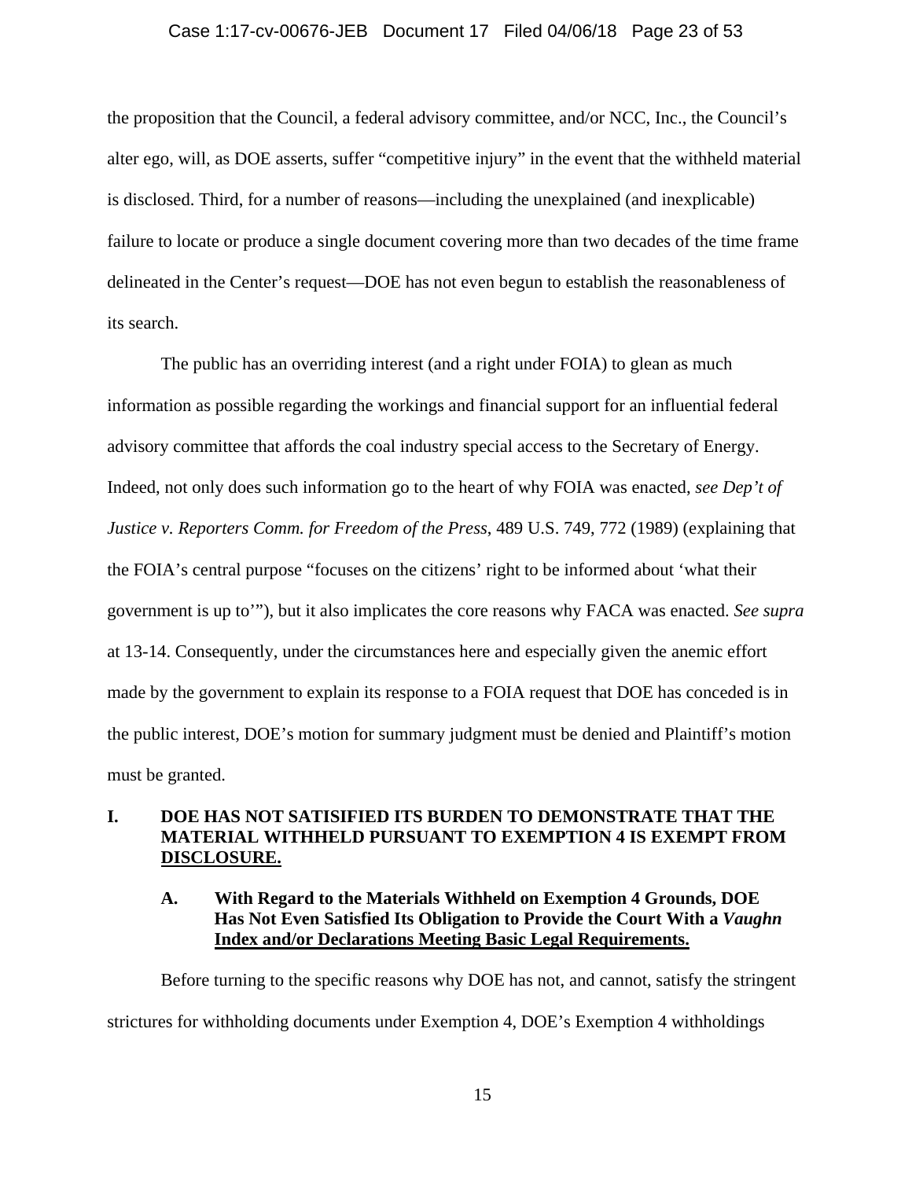the proposition that the Council, a federal advisory committee, and/or NCC, Inc., the Council's alter ego, will, as DOE asserts, suffer "competitive injury" in the event that the withheld material is disclosed. Third, for a number of reasons—including the unexplained (and inexplicable) failure to locate or produce a single document covering more than two decades of the time frame delineated in the Center's request—DOE has not even begun to establish the reasonableness of its search.

The public has an overriding interest (and a right under FOIA) to glean as much information as possible regarding the workings and financial support for an influential federal advisory committee that affords the coal industry special access to the Secretary of Energy. Indeed, not only does such information go to the heart of why FOIA was enacted, *see Dep't of Justice v. Reporters Comm. for Freedom of the Press*, 489 U.S. 749, 772 (1989) (explaining that the FOIA's central purpose "focuses on the citizens' right to be informed about 'what their government is up to'"), but it also implicates the core reasons why FACA was enacted. *See supra* at 13-14. Consequently, under the circumstances here and especially given the anemic effort made by the government to explain its response to a FOIA request that DOE has conceded is in the public interest, DOE's motion for summary judgment must be denied and Plaintiff's motion must be granted.

## I. DOE HAS NOT SATISIFIED ITS BURDEN TO DEMONSTRATE THAT THE MATERIAL WITHHELD PURSUANT TO EXEMPTION 4 IS EXEMPT FROM DISCLOSURE.

### A. With Regard to the Materials Withheld on Exemption 4 Grounds, DOE Has Not Even Satisfied Its Obligation to Provide the Court With a *Vaughn* Index and/or Declarations Meeting Basic Legal Requirements.

Before turning to the specific reasons why DOE has not, and cannot, satisfy the stringent strictures for withholding documents under Exemption 4, DOE's Exemption 4 withholdings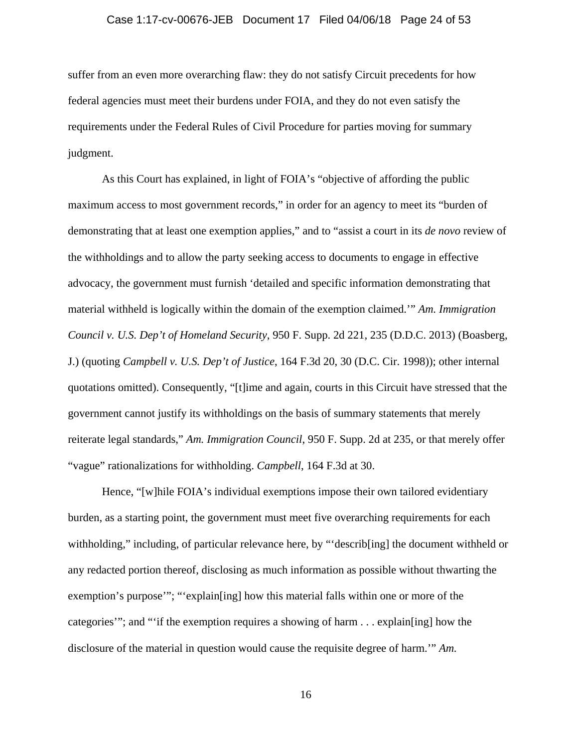suffer from an even more overarching flaw: they do not satisfy Circuit precedents for how federal agencies must meet their burdens under FOIA, and they do not even satisfy the requirements under the Federal Rules of Civil Procedure for parties moving for summary judgment.

As this Court has explained, in light of FOIA's "objective of affording the public maximum access to most government records," in order for an agency to meet its "burden of demonstrating that at least one exemption applies," and to "assist a court in its *de novo* review of the withholdings and to allow the party seeking access to documents to engage in effective advocacy, the government must furnish 'detailed and specific information demonstrating that material withheld is logically within the domain of the exemption claimed.'" *Am. Immigration Council v. U.S. Dep't of Homeland Security*, 950 F. Supp. 2d 221, 235 (D.D.C. 2013) (Boasberg, J.) (quoting *Campbell v. U.S. Dep't of Justice*, 164 F.3d 20, 30 (D.C. Cir. 1998)); other internal quotations omitted). Consequently, "[t]ime and again, courts in this Circuit have stressed that the government cannot justify its withholdings on the basis of summary statements that merely reiterate legal standards," *Am. Immigration Council*, 950 F. Supp. 2d at 235, or that merely offer "vague" rationalizations for withholding. *Campbell*, 164 F.3d at 30.

Hence, "[w]hile FOIA's individual exemptions impose their own tailored evidentiary burden, as a starting point, the government must meet five overarching requirements for each withholding," including, of particular relevance here, by "'describ[ing] the document withheld or any redacted portion thereof, disclosing as much information as possible without thwarting the exemption's purpose'"; "'explain[ing] how this material falls within one or more of the categories'"; and "'if the exemption requires a showing of harm . . . explain[ing] how the disclosure of the material in question would cause the requisite degree of harm.'" *Am.*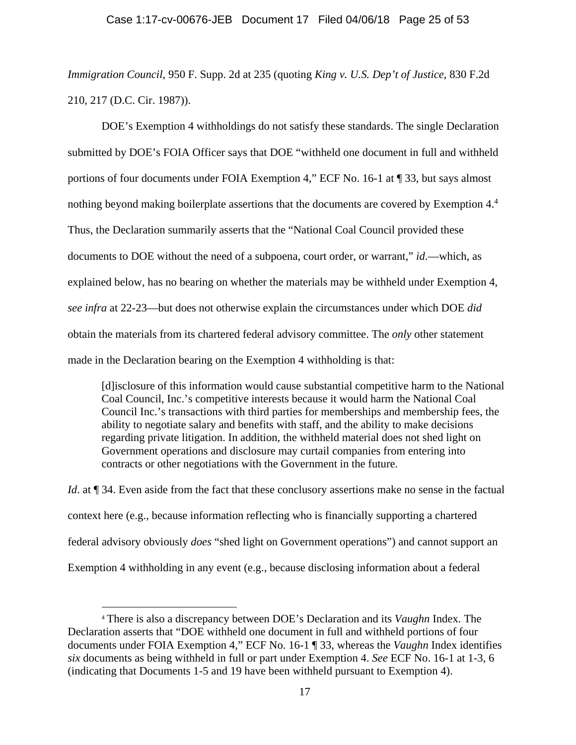*Immigration Council*, 950 F. Supp. 2d at 235 (quoting *King v. U.S. Dep't of Justice*, 830 F.2d 210, 217 (D.C. Cir. 1987)).

DOE's Exemption 4 withholdings do not satisfy these standards. The single Declaration submitted by DOE's FOIA Officer says that DOE "withheld one document in full and withheld portions of four documents under FOIA Exemption 4," ECF No. 16-1 at ¶ 33, but says almost nothing beyond making boilerplate assertions that the documents are covered by Exemption 4.[4] Thus, the Declaration summarily asserts that the "National Coal Council provided these documents to DOE without the need of a subpoena, court order, or warrant," *id*.—which, as explained below, has no bearing on whether the materials may be withheld under Exemption 4, *see infra* at 22-23—but does not otherwise explain the circumstances under which DOE *did* obtain the materials from its chartered federal advisory committee. The *only* other statement made in the Declaration bearing on the Exemption 4 withholding is that:

> [d]isclosure of this information would cause substantial competitive harm to the National Coal Council, Inc.'s competitive interests because it would harm the National Coal Council Inc.'s transactions with third parties for memberships and membership fees, the ability to negotiate salary and benefits with staff, and the ability to make decisions regarding private litigation. In addition, the withheld material does not shed light on Government operations and disclosure may curtail companies from entering into contracts or other negotiations with the Government in the future.

*Id*. at ¶ 34. Even aside from the fact that these conclusory assertions make no sense in the factual context here (e.g., because information reflecting who is financially supporting a chartered federal advisory obviously *does* "shed light on Government operations") and cannot support an Exemption 4 withholding in any event (e.g., because disclosing information about a federal

---

[4] There is also a discrepancy between DOE's Declaration and its *Vaughn* Index. The Declaration asserts that "DOE withheld one document in full and withheld portions of four documents under FOIA Exemption 4," ECF No. 16-1 ¶ 33, whereas the *Vaughn* Index identifies *six* documents as being withheld in full or part under Exemption 4. *See* ECF No. 16-1 at 1-3, 6 (indicating that Documents 1-5 and 19 have been withheld pursuant to Exemption 4).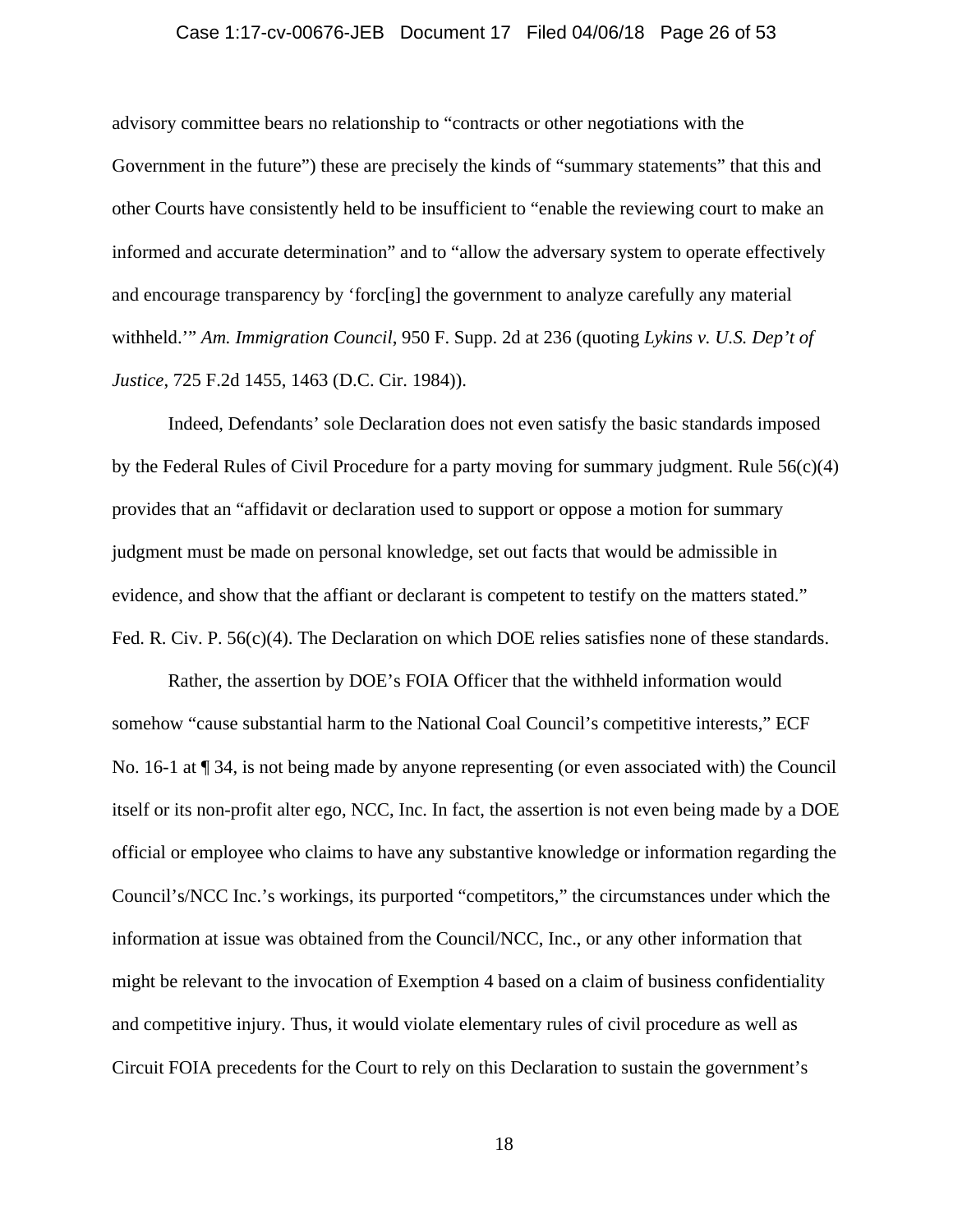advisory committee bears no relationship to "contracts or other negotiations with the Government in the future") these are precisely the kinds of "summary statements" that this and other Courts have consistently held to be insufficient to "enable the reviewing court to make an informed and accurate determination" and to "allow the adversary system to operate effectively and encourage transparency by 'forc[ing] the government to analyze carefully any material withheld.'" *Am. Immigration Council*, 950 F. Supp. 2d at 236 (quoting *Lykins v. U.S. Dep't of Justice*, 725 F.2d 1455, 1463 (D.C. Cir. 1984)).

Indeed, Defendants' sole Declaration does not even satisfy the basic standards imposed by the Federal Rules of Civil Procedure for a party moving for summary judgment. Rule 56(c)(4) provides that an "affidavit or declaration used to support or oppose a motion for summary judgment must be made on personal knowledge, set out facts that would be admissible in evidence, and show that the affiant or declarant is competent to testify on the matters stated." Fed. R. Civ. P. 56(c)(4). The Declaration on which DOE relies satisfies none of these standards.

Rather, the assertion by DOE's FOIA Officer that the withheld information would somehow "cause substantial harm to the National Coal Council's competitive interests," ECF No. 16-1 at ¶ 34, is not being made by anyone representing (or even associated with) the Council itself or its non-profit alter ego, NCC, Inc. In fact, the assertion is not even being made by a DOE official or employee who claims to have any substantive knowledge or information regarding the Council's/NCC Inc.'s workings, its purported "competitors," the circumstances under which the information at issue was obtained from the Council/NCC, Inc., or any other information that might be relevant to the invocation of Exemption 4 based on a claim of business confidentiality and competitive injury. Thus, it would violate elementary rules of civil procedure as well as Circuit FOIA precedents for the Court to rely on this Declaration to sustain the government's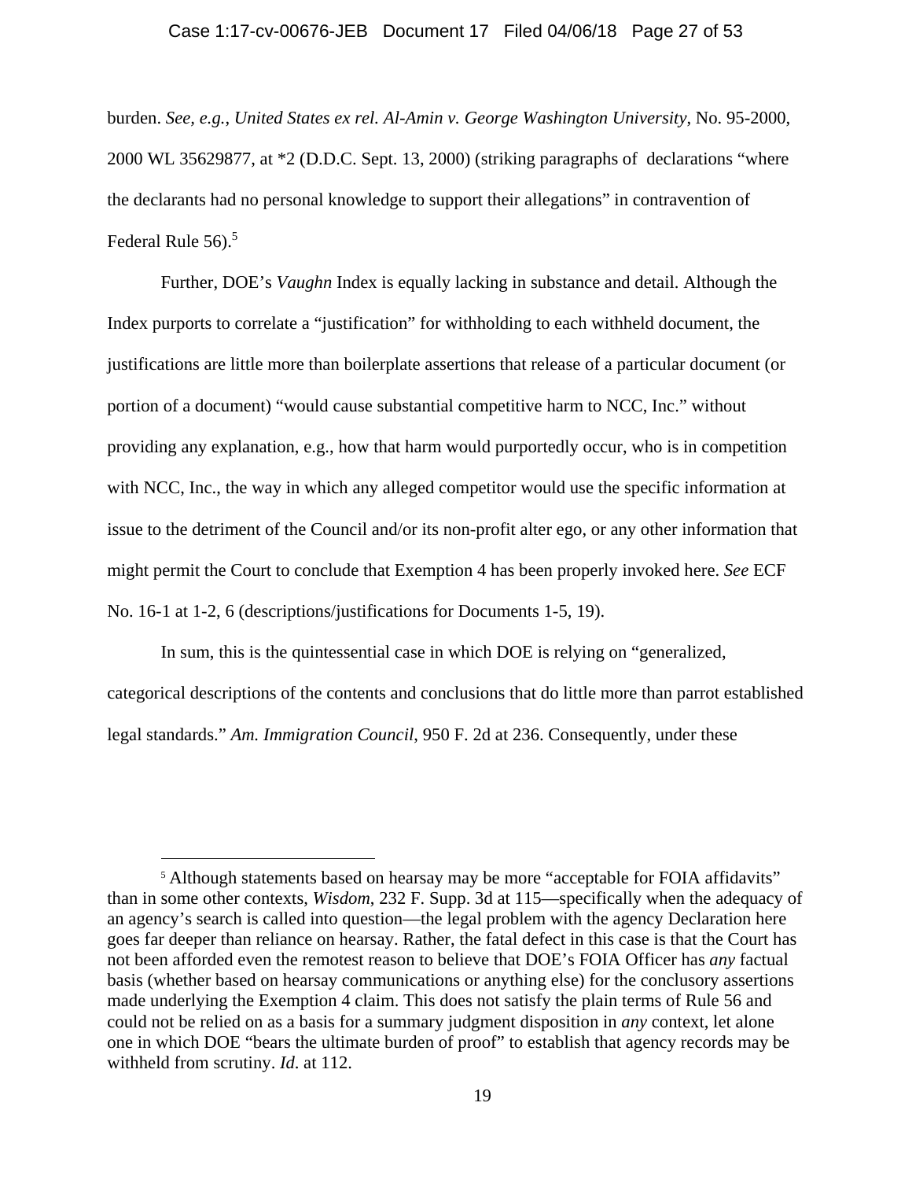burden. *See, e.g.*, *United States ex rel. Al-Amin v. George Washington University*, No. 95-2000, 2000 WL 35629877, at *2 (D.D.C. Sept. 13, 2000) (striking paragraphs of declarations "where the declarants had no personal knowledge to support their allegations" in contravention of Federal Rule 56).[5]

Further, DOE's *Vaughn* Index is equally lacking in substance and detail. Although the Index purports to correlate a "justification" for withholding to each withheld document, the justifications are little more than boilerplate assertions that release of a particular document (or portion of a document) "would cause substantial competitive harm to NCC, Inc." without providing any explanation, e.g., how that harm would purportedly occur, who is in competition with NCC, Inc., the way in which any alleged competitor would use the specific information at issue to the detriment of the Council and/or its non-profit alter ego, or any other information that might permit the Court to conclude that Exemption 4 has been properly invoked here. *See* ECF No. 16-1 at 1-2, 6 (descriptions/justifications for Documents 1-5, 19).

In sum, this is the quintessential case in which DOE is relying on "generalized, categorical descriptions of the contents and conclusions that do little more than parrot established legal standards." *Am. Immigration Council*, 950 F. 2d at 236. Consequently, under these

---

[5] Although statements based on hearsay may be more "acceptable for FOIA affidavits" than in some other contexts, *Wisdom*, 232 F. Supp. 3d at 115—specifically when the adequacy of an agency's search is called into question—the legal problem with the agency Declaration here goes far deeper than reliance on hearsay. Rather, the fatal defect in this case is that the Court has not been afforded even the remotest reason to believe that DOE's FOIA Officer has *any* factual basis (whether based on hearsay communications or anything else) for the conclusory assertions made underlying the Exemption 4 claim. This does not satisfy the plain terms of Rule 56 and could not be relied on as a basis for a summary judgment disposition in *any* context, let alone one in which DOE "bears the ultimate burden of proof" to establish that agency records may be withheld from scrutiny. *Id*. at 112.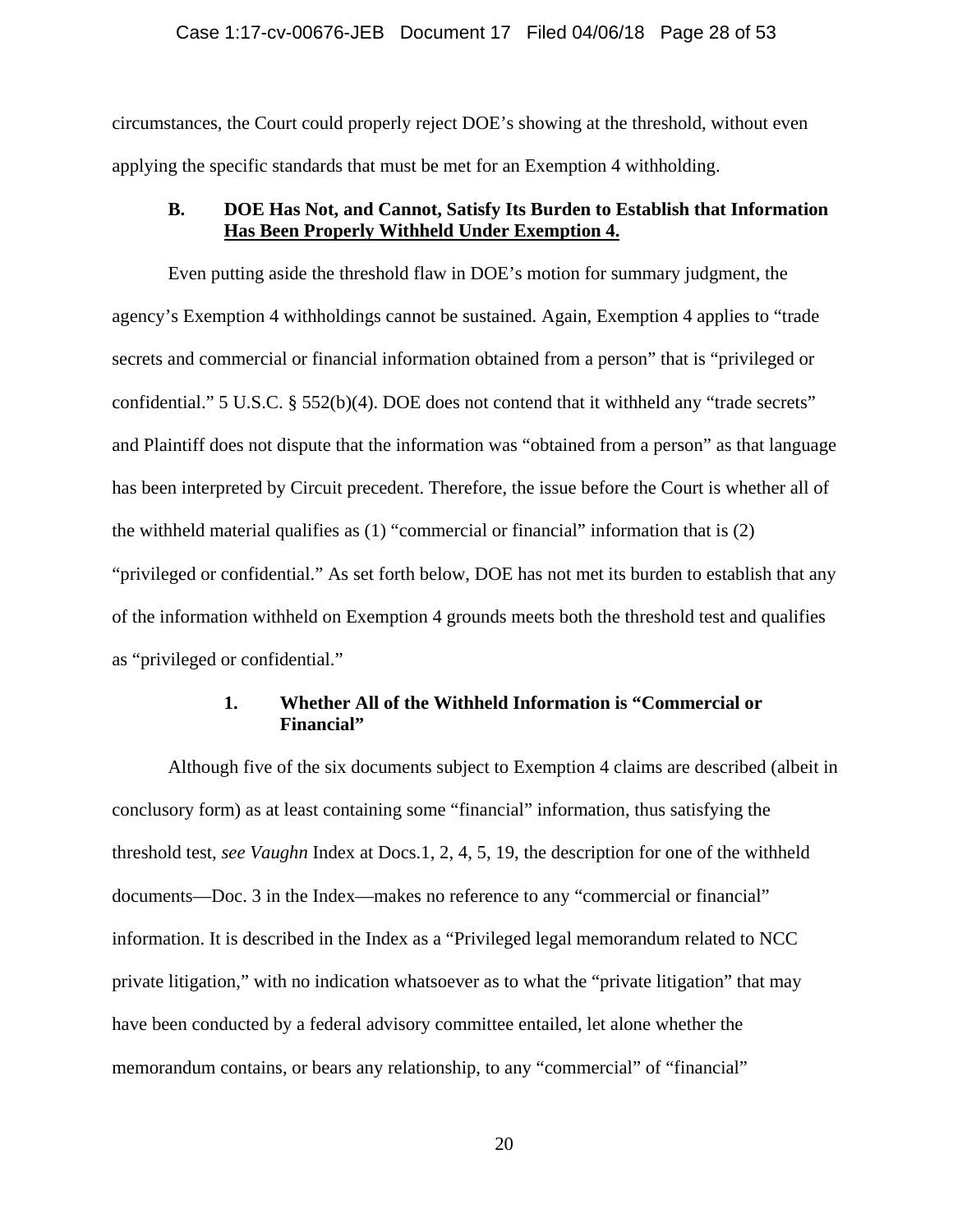circumstances, the Court could properly reject DOE's showing at the threshold, without even applying the specific standards that must be met for an Exemption 4 withholding.

### B. DOE Has Not, and Cannot, Satisfy Its Burden to Establish that Information Has Been Properly Withheld Under Exemption 4.

Even putting aside the threshold flaw in DOE's motion for summary judgment, the agency's Exemption 4 withholdings cannot be sustained. Again, Exemption 4 applies to "trade secrets and commercial or financial information obtained from a person" that is "privileged or confidential." 5 U.S.C. § 552(b)(4). DOE does not contend that it withheld any "trade secrets" and Plaintiff does not dispute that the information was "obtained from a person" as that language has been interpreted by Circuit precedent. Therefore, the issue before the Court is whether all of the withheld material qualifies as (1) "commercial or financial" information that is (2) "privileged or confidential." As set forth below, DOE has not met its burden to establish that any of the information withheld on Exemption 4 grounds meets both the threshold test and qualifies as "privileged or confidential."

#### 1. Whether All of the Withheld Information is "Commercial or Financial"

Although five of the six documents subject to Exemption 4 claims are described (albeit in conclusory form) as at least containing some "financial" information, thus satisfying the threshold test, *see Vaughn* Index at Docs.1, 2, 4, 5, 19, the description for one of the withheld documents—Doc. 3 in the Index—makes no reference to any "commercial or financial" information. It is described in the Index as a "Privileged legal memorandum related to NCC private litigation," with no indication whatsoever as to what the "private litigation" that may have been conducted by a federal advisory committee entailed, let alone whether the memorandum contains, or bears any relationship, to any "commercial" of "financial"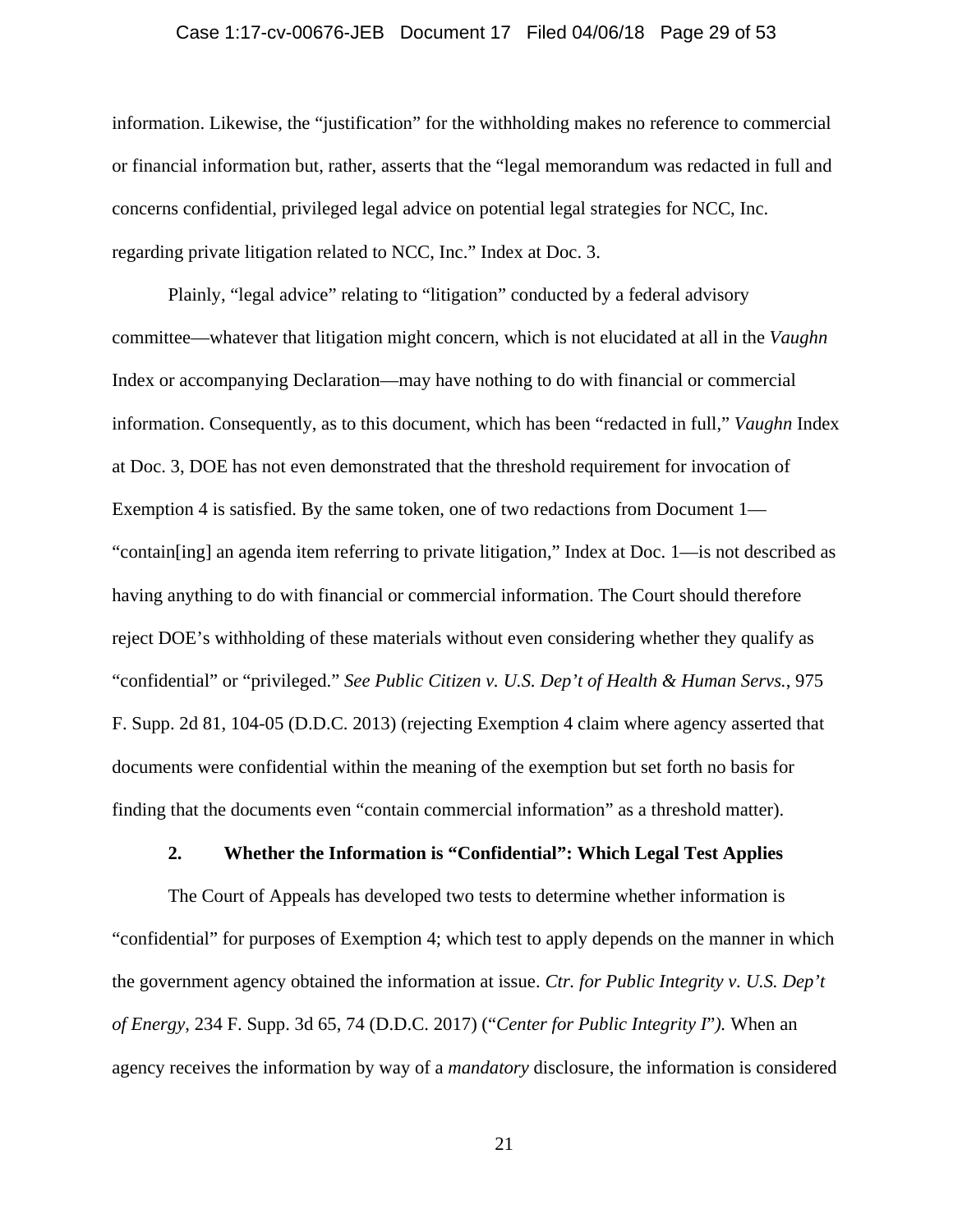information. Likewise, the "justification" for the withholding makes no reference to commercial or financial information but, rather, asserts that the "legal memorandum was redacted in full and concerns confidential, privileged legal advice on potential legal strategies for NCC, Inc. regarding private litigation related to NCC, Inc." Index at Doc. 3.

Plainly, "legal advice" relating to "litigation" conducted by a federal advisory committee—whatever that litigation might concern, which is not elucidated at all in the *Vaughn* Index or accompanying Declaration—may have nothing to do with financial or commercial information. Consequently, as to this document, which has been "redacted in full," *Vaughn* Index at Doc. 3, DOE has not even demonstrated that the threshold requirement for invocation of Exemption 4 is satisfied. By the same token, one of two redactions from Document 1—"contain[ing] an agenda item referring to private litigation," Index at Doc. 1—is not described as having anything to do with financial or commercial information. The Court should therefore reject DOE's withholding of these materials without even considering whether they qualify as "confidential" or "privileged." *See Public Citizen v. U.S. Dep't of Health & Human Servs.*, 975 F. Supp. 2d 81, 104-05 (D.D.C. 2013) (rejecting Exemption 4 claim where agency asserted that documents were confidential within the meaning of the exemption but set forth no basis for finding that the documents even "contain commercial information" as a threshold matter).

### 2. Whether the Information is "Confidential": Which Legal Test Applies

The Court of Appeals has developed two tests to determine whether information is "confidential" for purposes of Exemption 4; which test to apply depends on the manner in which the government agency obtained the information at issue. *Ctr. for Public Integrity v. U.S. Dep't of Energy*, 234 F. Supp. 3d 65, 74 (D.D.C. 2017) ("*Center for Public Integrity I*"*)*. When an agency receives the information by way of a *mandatory* disclosure, the information is considered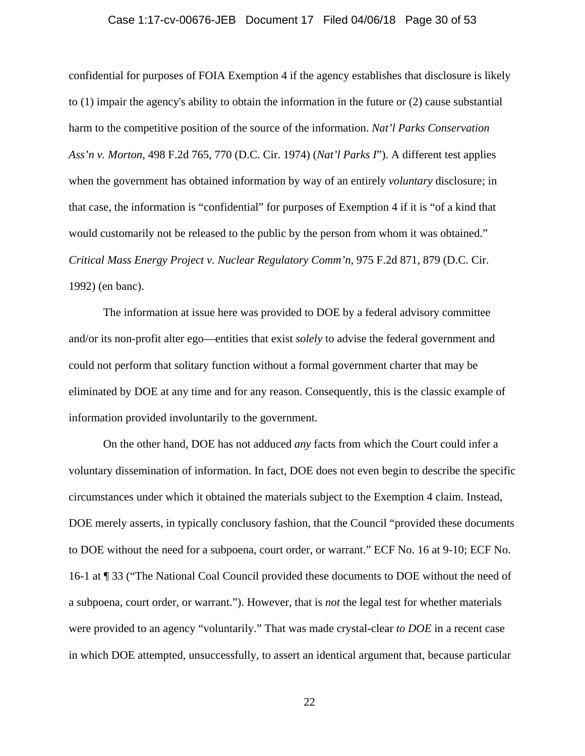confidential for purposes of FOIA Exemption 4 if the agency establishes that disclosure is likely to (1) impair the agency's ability to obtain the information in the future or (2) cause substantial harm to the competitive position of the source of the information. *Nat'l Parks Conservation Ass'n v. Morton*, 498 F.2d 765, 770 (D.C. Cir. 1974) (*Nat'l Parks I*"). A different test applies when the government has obtained information by way of an entirely *voluntary* disclosure; in that case, the information is "confidential" for purposes of Exemption 4 if it is "of a kind that would customarily not be released to the public by the person from whom it was obtained." *Critical Mass Energy Project v. Nuclear Regulatory Comm'n*, 975 F.2d 871, 879 (D.C. Cir. 1992) (en banc).

The information at issue here was provided to DOE by a federal advisory committee and/or its non-profit alter ego—entities that exist *solely* to advise the federal government and could not perform that solitary function without a formal government charter that may be eliminated by DOE at any time and for any reason. Consequently, this is the classic example of information provided involuntarily to the government.

On the other hand, DOE has not adduced *any* facts from which the Court could infer a voluntary dissemination of information. In fact, DOE does not even begin to describe the specific circumstances under which it obtained the materials subject to the Exemption 4 claim. Instead, DOE merely asserts, in typically conclusory fashion, that the Council "provided these documents to DOE without the need for a subpoena, court order, or warrant." ECF No. 16 at 9-10; ECF No. 16-1 at ¶ 33 ("The National Coal Council provided these documents to DOE without the need of a subpoena, court order, or warrant."). However, that is *not* the legal test for whether materials were provided to an agency "voluntarily." That was made crystal-clear *to DOE* in a recent case in which DOE attempted, unsuccessfully, to assert an identical argument that, because particular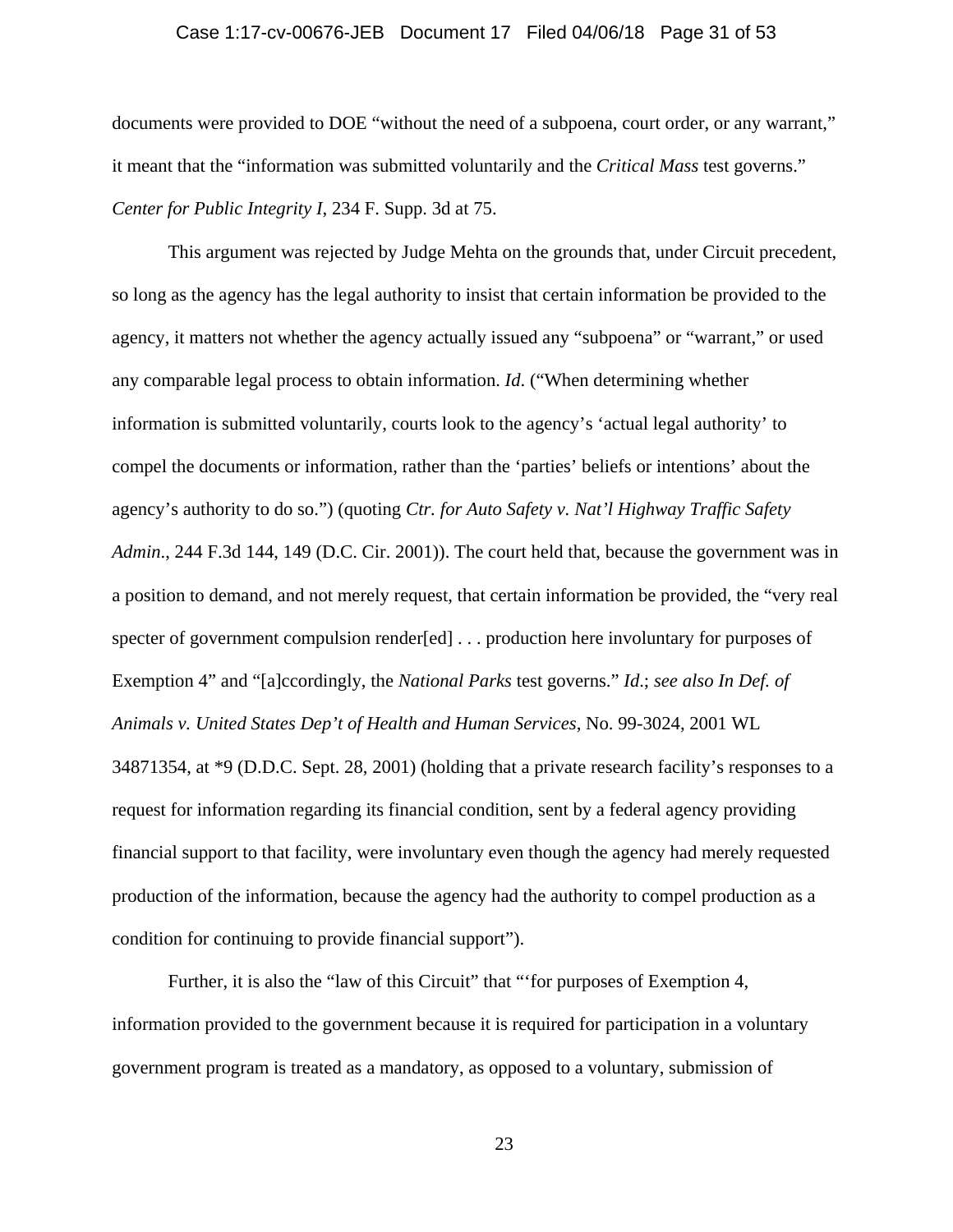documents were provided to DOE "without the need of a subpoena, court order, or any warrant," it meant that the "information was submitted voluntarily and the *Critical Mass* test governs." *Center for Public Integrity I*, 234 F. Supp. 3d at 75.

This argument was rejected by Judge Mehta on the grounds that, under Circuit precedent, so long as the agency has the legal authority to insist that certain information be provided to the agency, it matters not whether the agency actually issued any "subpoena" or "warrant," or used any comparable legal process to obtain information. *Id.* ("When determining whether information is submitted voluntarily, courts look to the agency's 'actual legal authority' to compel the documents or information, rather than the 'parties' beliefs or intentions' about the agency's authority to do so.") (quoting *Ctr. for Auto Safety v. Nat'l Highway Traffic Safety Admin*., 244 F.3d 144, 149 (D.C. Cir. 2001)). The court held that, because the government was in a position to demand, and not merely request, that certain information be provided, the "very real specter of government compulsion render[ed] . . . production here involuntary for purposes of Exemption 4" and "[a]ccordingly, the *National Parks* test governs." *Id*.; *see also In Def. of Animals v. United States Dep't of Health and Human Services*, No. 99-3024, 2001 WL 34871354, at *9 (D.D.C. Sept. 28, 2001) (holding that a private research facility's responses to a request for information regarding its financial condition, sent by a federal agency providing financial support to that facility, were involuntary even though the agency had merely requested production of the information, because the agency had the authority to compel production as a condition for continuing to provide financial support").

Further, it is also the "law of this Circuit" that "'for purposes of Exemption 4, information provided to the government because it is required for participation in a voluntary government program is treated as a mandatory, as opposed to a voluntary, submission of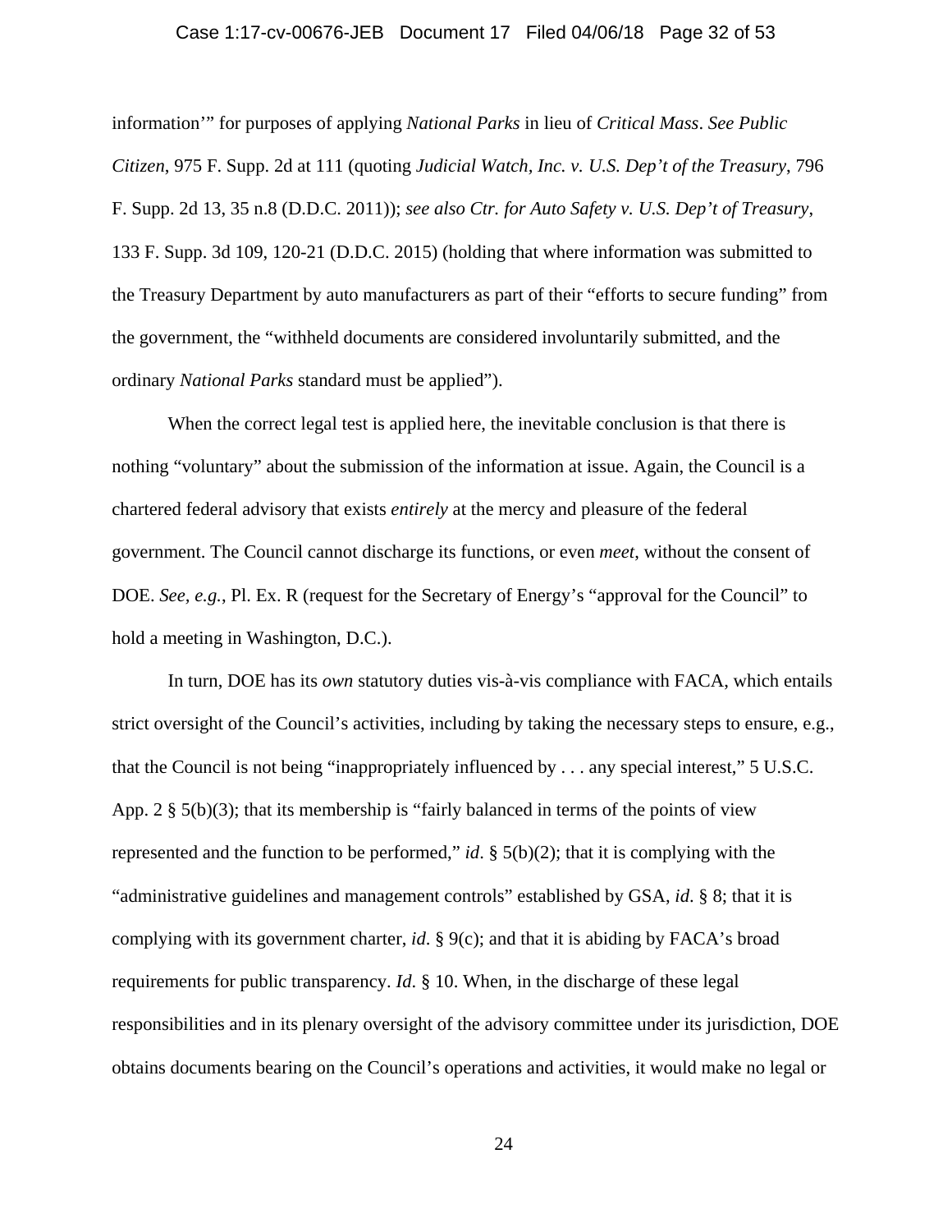information'" for purposes of applying *National Parks* in lieu of *Critical Mass*. *See Public Citizen*, 975 F. Supp. 2d at 111 (quoting *Judicial Watch, Inc. v. U.S. Dep't of the Treasury*, 796 F. Supp. 2d 13, 35 n.8 (D.D.C. 2011)); *see also Ctr. for Auto Safety v. U.S. Dep't of Treasury*, 133 F. Supp. 3d 109, 120-21 (D.D.C. 2015) (holding that where information was submitted to the Treasury Department by auto manufacturers as part of their "efforts to secure funding" from the government, the "withheld documents are considered involuntarily submitted, and the ordinary *National Parks* standard must be applied").

When the correct legal test is applied here, the inevitable conclusion is that there is nothing "voluntary" about the submission of the information at issue. Again, the Council is a chartered federal advisory that exists *entirely* at the mercy and pleasure of the federal government. The Council cannot discharge its functions, or even *meet*, without the consent of DOE. *See, e.g.*, Pl. Ex. R (request for the Secretary of Energy's "approval for the Council" to hold a meeting in Washington, D.C.).

In turn, DOE has its *own* statutory duties vis-à-vis compliance with FACA, which entails strict oversight of the Council's activities, including by taking the necessary steps to ensure, e.g., that the Council is not being "inappropriately influenced by . . . any special interest," 5 U.S.C. App. 2 § 5(b)(3); that its membership is "fairly balanced in terms of the points of view represented and the function to be performed," *id*. § 5(b)(2); that it is complying with the "administrative guidelines and management controls" established by GSA, *id*. § 8; that it is complying with its government charter, *id*. § 9(c); and that it is abiding by FACA's broad requirements for public transparency. *Id*. § 10. When, in the discharge of these legal responsibilities and in its plenary oversight of the advisory committee under its jurisdiction, DOE obtains documents bearing on the Council's operations and activities, it would make no legal or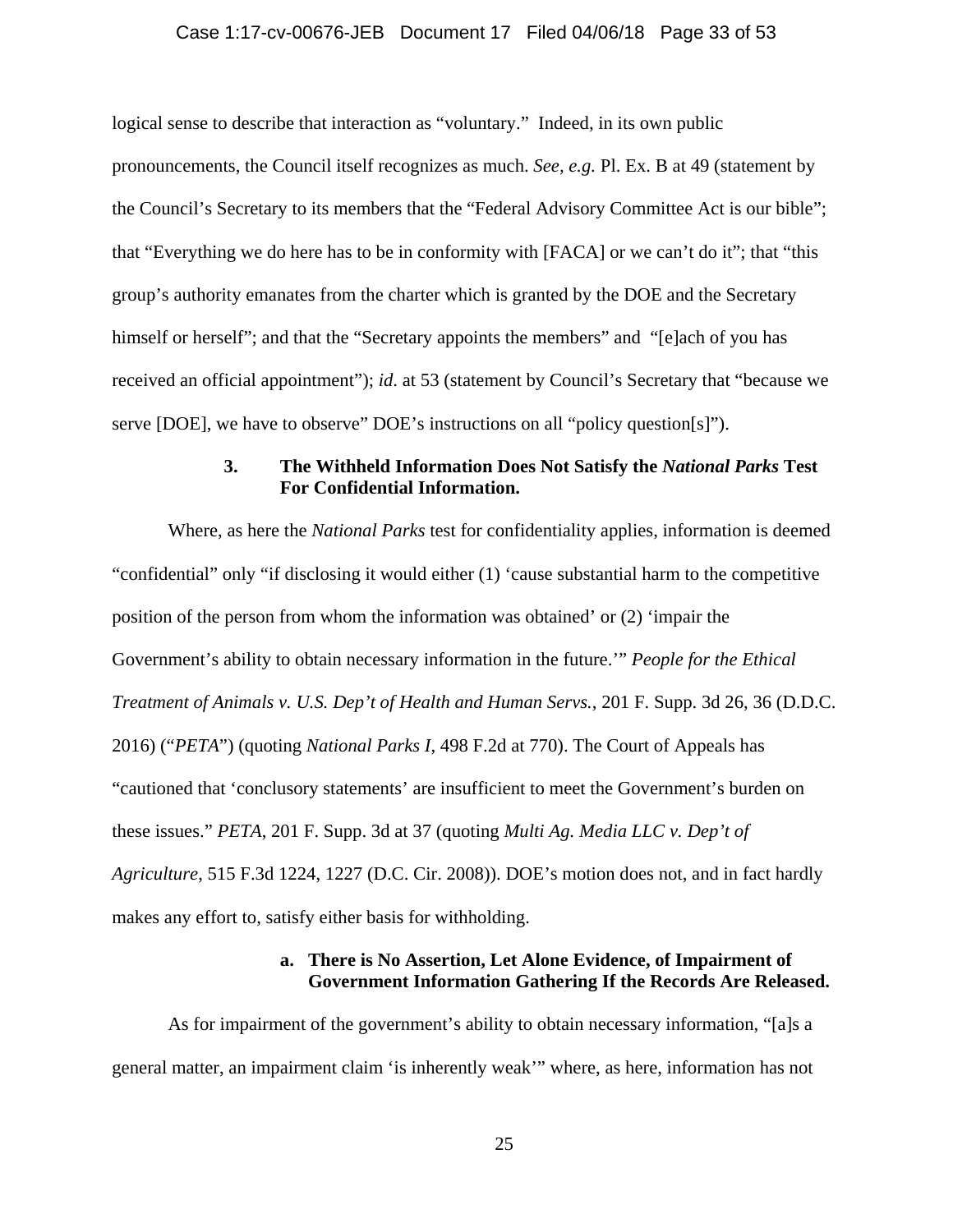logical sense to describe that interaction as "voluntary." Indeed, in its own public pronouncements, the Council itself recognizes as much. *See, e.g.* Pl. Ex. B at 49 (statement by the Council's Secretary to its members that the "Federal Advisory Committee Act is our bible"; that "Everything we do here has to be in conformity with [FACA] or we can't do it"; that "this group's authority emanates from the charter which is granted by the DOE and the Secretary himself or herself"; and that the "Secretary appoints the members" and "[e]ach of you has received an official appointment"); *id.* at 53 (statement by Council's Secretary that "because we serve [DOE], we have to observe" DOE's instructions on all "policy question[s]").

### 3. The Withheld Information Does Not Satisfy the *National Parks* Test For Confidential Information.

Where, as here the *National Parks* test for confidentiality applies, information is deemed "confidential" only "if disclosing it would either (1) 'cause substantial harm to the competitive position of the person from whom the information was obtained' or (2) 'impair the Government's ability to obtain necessary information in the future.'" *People for the Ethical Treatment of Animals v. U.S. Dep't of Health and Human Servs.*, 201 F. Supp. 3d 26, 36 (D.D.C. 2016) ("*PETA*") (quoting *National Parks I*, 498 F.2d at 770). The Court of Appeals has "cautioned that 'conclusory statements' are insufficient to meet the Government's burden on these issues." *PETA*, 201 F. Supp. 3d at 37 (quoting *Multi Ag. Media LLC v. Dep't of Agriculture*, 515 F.3d 1224, 1227 (D.C. Cir. 2008)). DOE's motion does not, and in fact hardly makes any effort to, satisfy either basis for withholding.

#### a. There is No Assertion, Let Alone Evidence, of Impairment of Government Information Gathering If the Records Are Released.

As for impairment of the government's ability to obtain necessary information, "[a]s a general matter, an impairment claim 'is inherently weak'" where, as here, information has not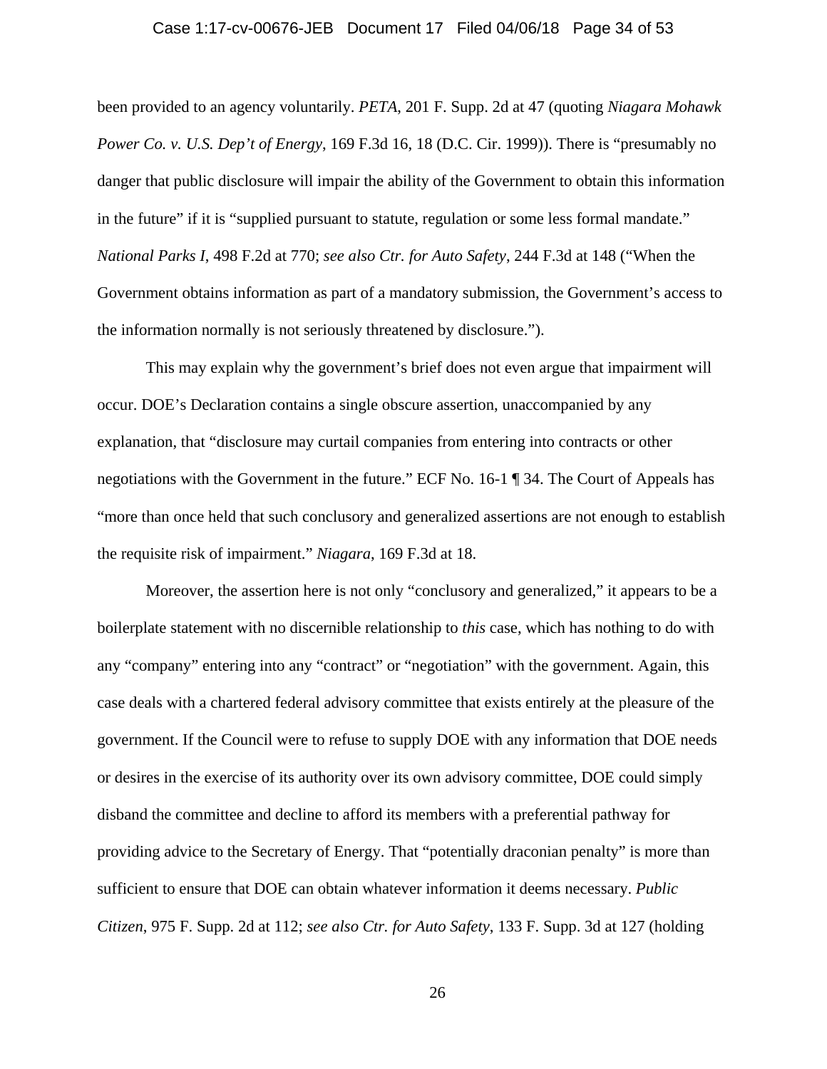been provided to an agency voluntarily. *PETA*, 201 F. Supp. 2d at 47 (quoting *Niagara Mohawk Power Co. v. U.S. Dep't of Energy*, 169 F.3d 16, 18 (D.C. Cir. 1999)). There is "presumably no danger that public disclosure will impair the ability of the Government to obtain this information in the future" if it is "supplied pursuant to statute, regulation or some less formal mandate." *National Parks I*, 498 F.2d at 770; *see also Ctr. for Auto Safety*, 244 F.3d at 148 ("When the Government obtains information as part of a mandatory submission, the Government's access to the information normally is not seriously threatened by disclosure.").

This may explain why the government's brief does not even argue that impairment will occur. DOE's Declaration contains a single obscure assertion, unaccompanied by any explanation, that "disclosure may curtail companies from entering into contracts or other negotiations with the Government in the future." ECF No. 16-1 ¶ 34. The Court of Appeals has "more than once held that such conclusory and generalized assertions are not enough to establish the requisite risk of impairment." *Niagara*, 169 F.3d at 18.

Moreover, the assertion here is not only "conclusory and generalized," it appears to be a boilerplate statement with no discernible relationship to *this* case, which has nothing to do with any "company" entering into any "contract" or "negotiation" with the government. Again, this case deals with a chartered federal advisory committee that exists entirely at the pleasure of the government. If the Council were to refuse to supply DOE with any information that DOE needs or desires in the exercise of its authority over its own advisory committee, DOE could simply disband the committee and decline to afford its members with a preferential pathway for providing advice to the Secretary of Energy. That "potentially draconian penalty" is more than sufficient to ensure that DOE can obtain whatever information it deems necessary. *Public Citizen*, 975 F. Supp. 2d at 112; *see also Ctr. for Auto Safety*, 133 F. Supp. 3d at 127 (holding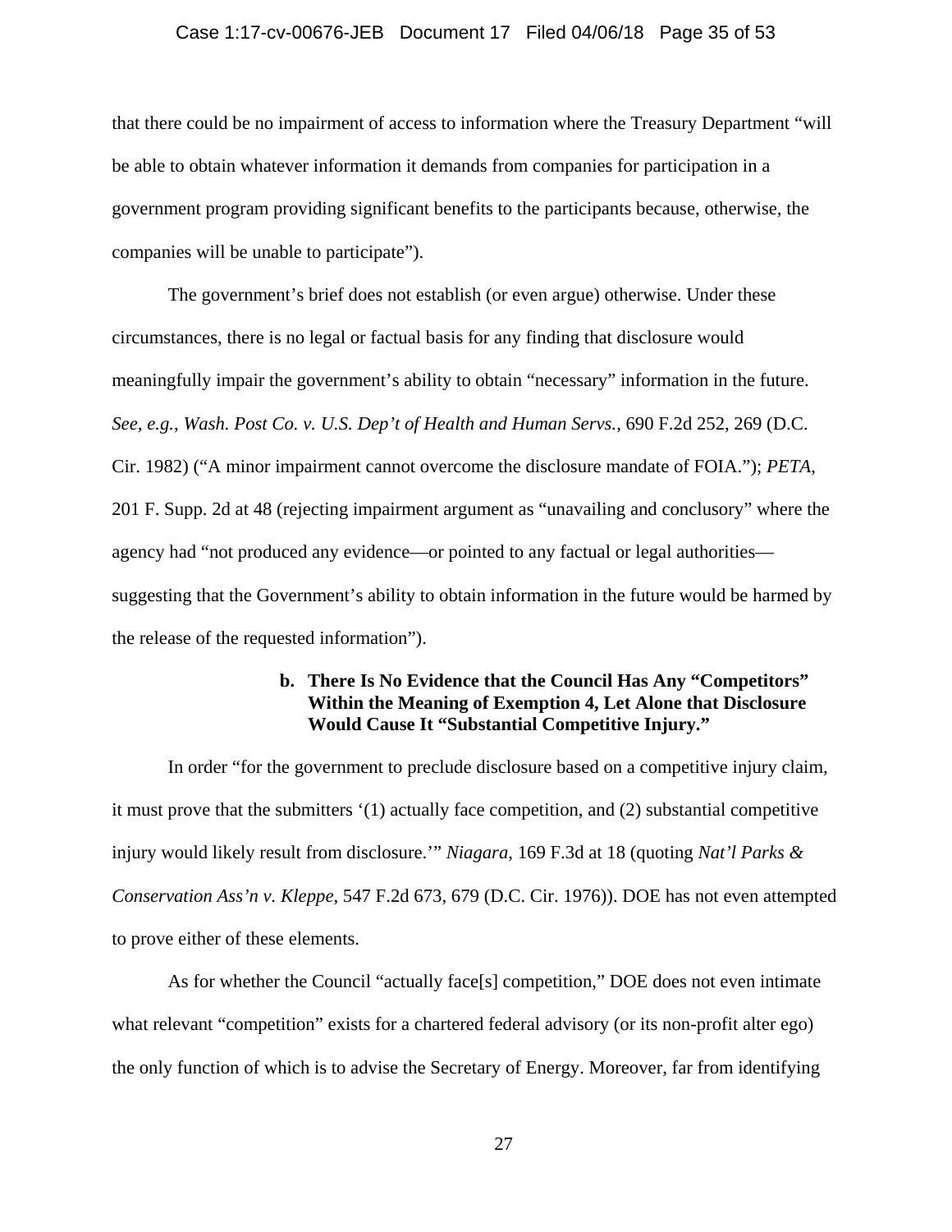that there could be no impairment of access to information where the Treasury Department "will be able to obtain whatever information it demands from companies for participation in a government program providing significant benefits to the participants because, otherwise, the companies will be unable to participate").

The government's brief does not establish (or even argue) otherwise. Under these circumstances, there is no legal or factual basis for any finding that disclosure would meaningfully impair the government's ability to obtain "necessary" information in the future. *See, e.g.*, *Wash. Post Co. v. U.S. Dep't of Health and Human Servs.*, 690 F.2d 252, 269 (D.C. Cir. 1982) ("A minor impairment cannot overcome the disclosure mandate of FOIA."); *PETA*, 201 F. Supp. 2d at 48 (rejecting impairment argument as "unavailing and conclusory" where the agency had "not produced any evidence—or pointed to any factual or legal authorities—suggesting that the Government's ability to obtain information in the future would be harmed by the release of the requested information").

#### b. There Is No Evidence that the Council Has Any "Competitors" Within the Meaning of Exemption 4, Let Alone that Disclosure Would Cause It "Substantial Competitive Injury."

In order "for the government to preclude disclosure based on a competitive injury claim, it must prove that the submitters '(1) actually face competition, and (2) substantial competitive injury would likely result from disclosure.'" *Niagara*, 169 F.3d at 18 (quoting *Nat'l Parks & Conservation Ass'n v. Kleppe*, 547 F.2d 673, 679 (D.C. Cir. 1976)). DOE has not even attempted to prove either of these elements.

As for whether the Council "actually face[s] competition," DOE does not even intimate what relevant "competition" exists for a chartered federal advisory (or its non-profit alter ego) the only function of which is to advise the Secretary of Energy. Moreover, far from identifying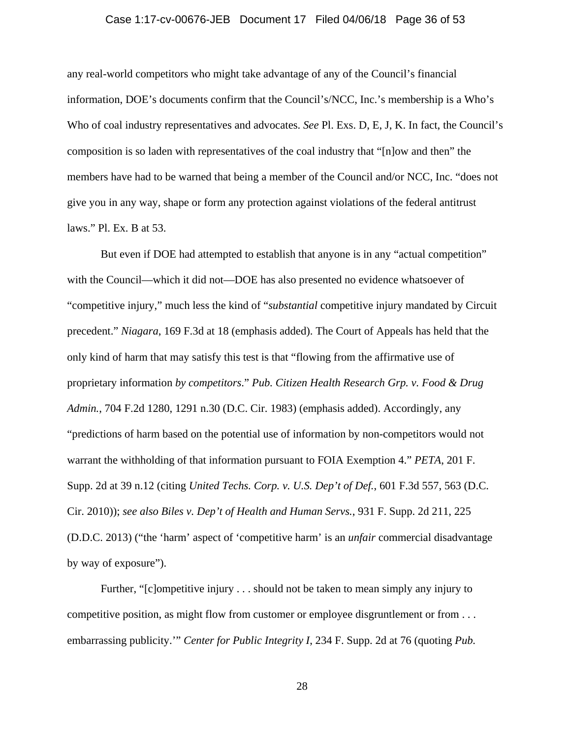any real-world competitors who might take advantage of any of the Council's financial information, DOE's documents confirm that the Council's/NCC, Inc.'s membership is a Who's Who of coal industry representatives and advocates. *See* Pl. Exs. D, E, J, K. In fact, the Council's composition is so laden with representatives of the coal industry that "[n]ow and then" the members have had to be warned that being a member of the Council and/or NCC, Inc. "does not give you in any way, shape or form any protection against violations of the federal antitrust laws." Pl. Ex. B at 53.

But even if DOE had attempted to establish that anyone is in any "actual competition" with the Council—which it did not—DOE has also presented no evidence whatsoever of "competitive injury," much less the kind of "*substantial* competitive injury mandated by Circuit precedent." *Niagara*, 169 F.3d at 18 (emphasis added). The Court of Appeals has held that the only kind of harm that may satisfy this test is that "flowing from the affirmative use of proprietary information *by competitors*." *Pub. Citizen Health Research Grp. v. Food & Drug Admin.*, 704 F.2d 1280, 1291 n.30 (D.C. Cir. 1983) (emphasis added). Accordingly, any "predictions of harm based on the potential use of information by non-competitors would not warrant the withholding of that information pursuant to FOIA Exemption 4." *PETA*, 201 F. Supp. 2d at 39 n.12 (citing *United Techs. Corp. v. U.S. Dep't of Def.*, 601 F.3d 557, 563 (D.C. Cir. 2010)); *see also Biles v. Dep't of Health and Human Servs.*, 931 F. Supp. 2d 211, 225 (D.D.C. 2013) ("the 'harm' aspect of 'competitive harm' is an *unfair* commercial disadvantage by way of exposure").

Further, "[c]ompetitive injury . . . should not be taken to mean simply any injury to competitive position, as might flow from customer or employee disgruntlement or from . . . embarrassing publicity.'" *Center for Public Integrity I*, 234 F. Supp. 2d at 76 (quoting *Pub.*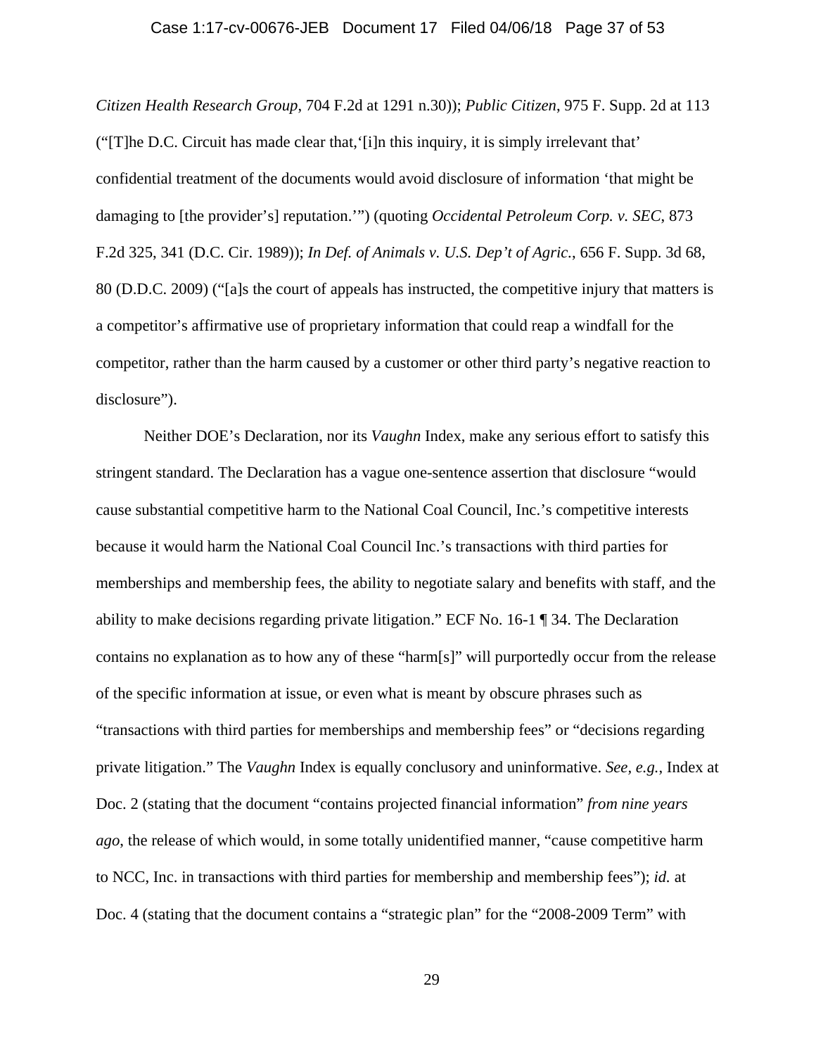*Citizen Health Research Group*, 704 F.2d at 1291 n.30)); *Public Citizen*, 975 F. Supp. 2d at 113 ("[T]he D.C. Circuit has made clear that,'[i]n this inquiry, it is simply irrelevant that' confidential treatment of the documents would avoid disclosure of information 'that might be damaging to [the provider's] reputation.'") (quoting *Occidental Petroleum Corp. v. SEC*, 873 F.2d 325, 341 (D.C. Cir. 1989)); *In Def. of Animals v. U.S. Dep't of Agric.*, 656 F. Supp. 3d 68, 80 (D.D.C. 2009) ("[a]s the court of appeals has instructed, the competitive injury that matters is a competitor's affirmative use of proprietary information that could reap a windfall for the competitor, rather than the harm caused by a customer or other third party's negative reaction to disclosure").

Neither DOE's Declaration, nor its *Vaughn* Index, make any serious effort to satisfy this stringent standard. The Declaration has a vague one-sentence assertion that disclosure "would cause substantial competitive harm to the National Coal Council, Inc.'s competitive interests because it would harm the National Coal Council Inc.'s transactions with third parties for memberships and membership fees, the ability to negotiate salary and benefits with staff, and the ability to make decisions regarding private litigation." ECF No. 16-1 ¶ 34. The Declaration contains no explanation as to how any of these "harm[s]" will purportedly occur from the release of the specific information at issue, or even what is meant by obscure phrases such as "transactions with third parties for memberships and membership fees" or "decisions regarding private litigation." The *Vaughn* Index is equally conclusory and uninformative. *See, e.g.*, Index at Doc. 2 (stating that the document "contains projected financial information" *from nine years ago*, the release of which would, in some totally unidentified manner, "cause competitive harm to NCC, Inc. in transactions with third parties for membership and membership fees"); *id.* at Doc. 4 (stating that the document contains a "strategic plan" for the "2008-2009 Term" with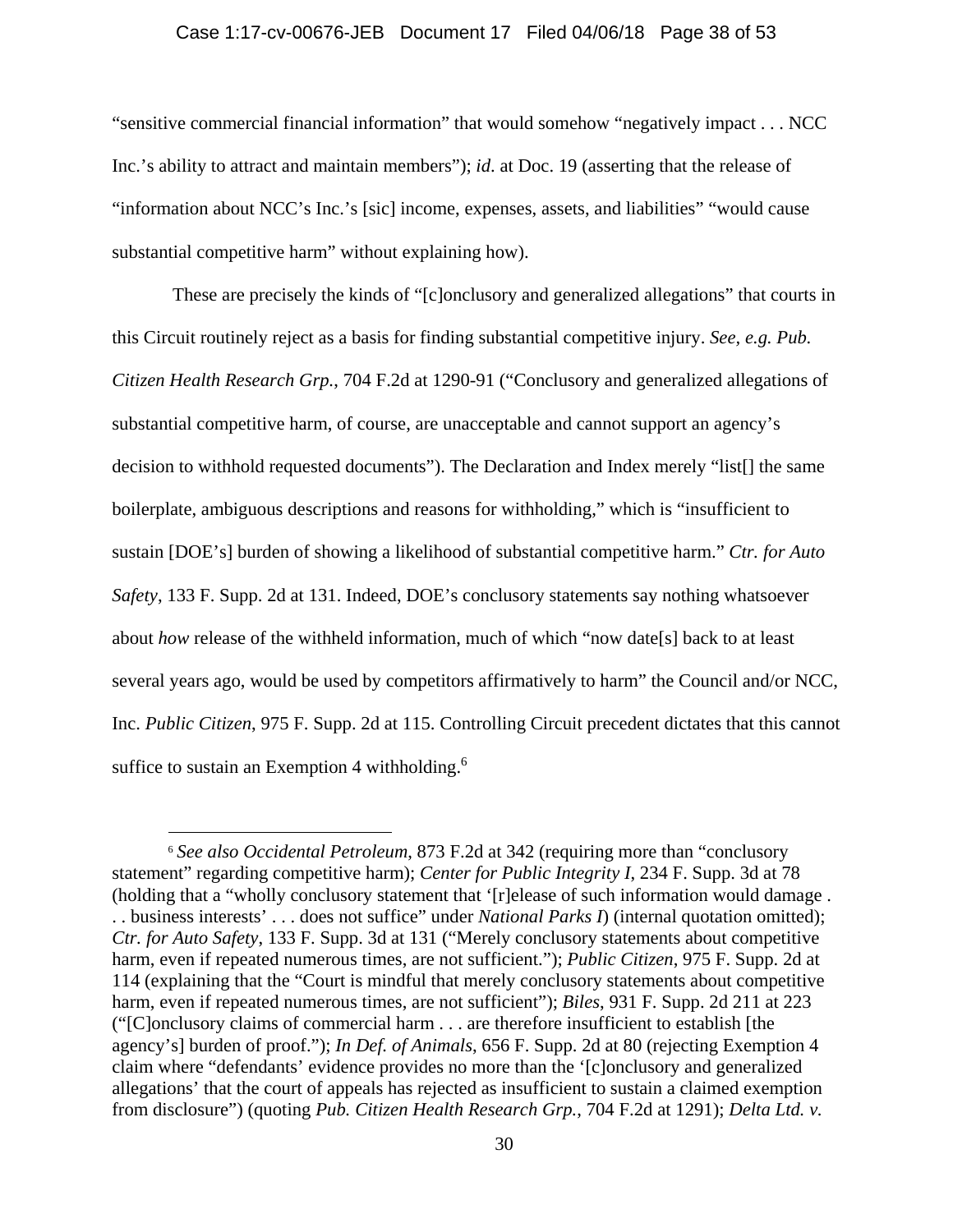"sensitive commercial financial information" that would somehow "negatively impact . . . NCC Inc.'s ability to attract and maintain members"); *id*. at Doc. 19 (asserting that the release of "information about NCC's Inc.'s [sic] income, expenses, assets, and liabilities" "would cause substantial competitive harm" without explaining how).

These are precisely the kinds of "[c]onclusory and generalized allegations" that courts in this Circuit routinely reject as a basis for finding substantial competitive injury. *See, e.g. Pub. Citizen Health Research Grp.*, 704 F.2d at 1290-91 ("Conclusory and generalized allegations of substantial competitive harm, of course, are unacceptable and cannot support an agency's decision to withhold requested documents"). The Declaration and Index merely "list[] the same boilerplate, ambiguous descriptions and reasons for withholding," which is "insufficient to sustain [DOE's] burden of showing a likelihood of substantial competitive harm." *Ctr. for Auto Safety*, 133 F. Supp. 2d at 131. Indeed, DOE's conclusory statements say nothing whatsoever about *how* release of the withheld information, much of which "now date[s] back to at least several years ago, would be used by competitors affirmatively to harm" the Council and/or NCC, Inc. *Public Citizen*, 975 F. Supp. 2d at 115. Controlling Circuit precedent dictates that this cannot suffice to sustain an Exemption 4 withholding.[6]

---

[6] *See also Occidental Petroleum*, 873 F.2d at 342 (requiring more than "conclusory statement" regarding competitive harm); *Center for Public Integrity I*, 234 F. Supp. 3d at 78 (holding that a "wholly conclusory statement that '[r]elease of such information would damage . . . business interests' . . . does not suffice" under *National Parks I*) (internal quotation omitted); *Ctr. for Auto Safety*, 133 F. Supp. 3d at 131 ("Merely conclusory statements about competitive harm, even if repeated numerous times, are not sufficient."); *Public Citizen*, 975 F. Supp. 2d at 114 (explaining that the "Court is mindful that merely conclusory statements about competitive harm, even if repeated numerous times, are not sufficient"); *Biles*, 931 F. Supp. 2d 211 at 223 ("[C]onclusory claims of commercial harm . . . are therefore insufficient to establish [the agency's] burden of proof."); *In Def. of Animals*, 656 F. Supp. 2d at 80 (rejecting Exemption 4 claim where "defendants' evidence provides no more than the '[c]onclusory and generalized allegations' that the court of appeals has rejected as insufficient to sustain a claimed exemption from disclosure") (quoting *Pub. Citizen Health Research Grp.*, 704 F.2d at 1291); *Delta Ltd. v.*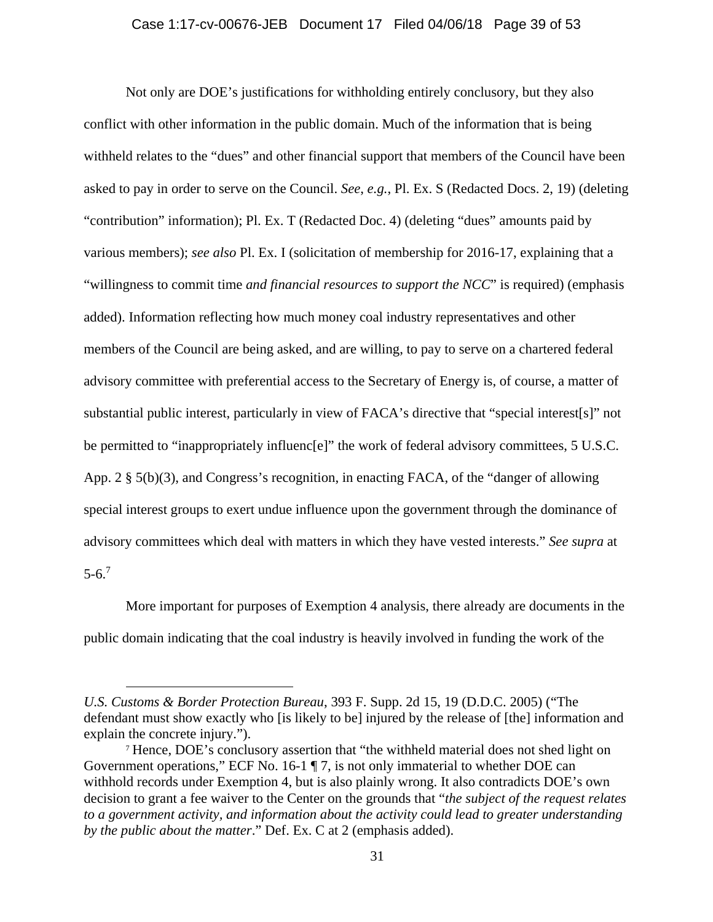Not only are DOE's justifications for withholding entirely conclusory, but they also conflict with other information in the public domain. Much of the information that is being withheld relates to the "dues" and other financial support that members of the Council have been asked to pay in order to serve on the Council. *See, e.g.*, Pl. Ex. S (Redacted Docs. 2, 19) (deleting "contribution" information); Pl. Ex. T (Redacted Doc. 4) (deleting "dues" amounts paid by various members); *see also* Pl. Ex. I (solicitation of membership for 2016-17, explaining that a "willingness to commit time *and financial resources to support the NCC*" is required) (emphasis added). Information reflecting how much money coal industry representatives and other members of the Council are being asked, and are willing, to pay to serve on a chartered federal advisory committee with preferential access to the Secretary of Energy is, of course, a matter of substantial public interest, particularly in view of FACA's directive that "special interest[s]" not be permitted to "inappropriately influenc[e]" the work of federal advisory committees, 5 U.S.C. App. 2 § 5(b)(3), and Congress's recognition, in enacting FACA, of the "danger of allowing special interest groups to exert undue influence upon the government through the dominance of advisory committees which deal with matters in which they have vested interests." *See supra* at 5-6.[7]

More important for purposes of Exemption 4 analysis, there already are documents in the public domain indicating that the coal industry is heavily involved in funding the work of the

---

*U.S. Customs & Border Protection Bureau*, 393 F. Supp. 2d 15, 19 (D.D.C. 2005) ("The defendant must show exactly who [is likely to be] injured by the release of [the] information and explain the concrete injury.").

[7] Hence, DOE's conclusory assertion that "the withheld material does not shed light on Government operations," ECF No. 16-1 ¶ 7, is not only immaterial to whether DOE can withhold records under Exemption 4, but is also plainly wrong. It also contradicts DOE's own decision to grant a fee waiver to the Center on the grounds that "*the subject of the request relates to a government activity, and information about the activity could lead to greater understanding by the public about the matter*." Def. Ex. C at 2 (emphasis added).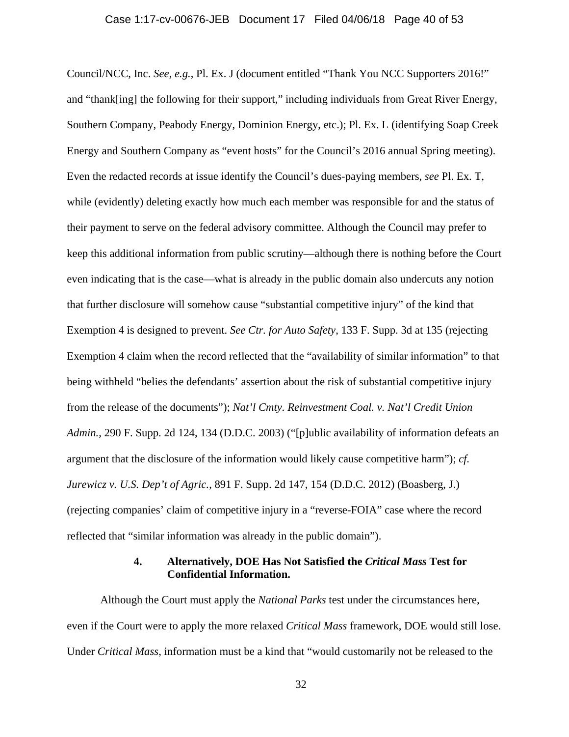Council/NCC, Inc. *See, e.g.*, Pl. Ex. J (document entitled "Thank You NCC Supporters 2016!" and "thank[ing] the following for their support," including individuals from Great River Energy, Southern Company, Peabody Energy, Dominion Energy, etc.); Pl. Ex. L (identifying Soap Creek Energy and Southern Company as "event hosts" for the Council's 2016 annual Spring meeting). Even the redacted records at issue identify the Council's dues-paying members, *see* Pl. Ex. T, while (evidently) deleting exactly how much each member was responsible for and the status of their payment to serve on the federal advisory committee. Although the Council may prefer to keep this additional information from public scrutiny—although there is nothing before the Court even indicating that is the case—what is already in the public domain also undercuts any notion that further disclosure will somehow cause "substantial competitive injury" of the kind that Exemption 4 is designed to prevent. *See Ctr. for Auto Safety*, 133 F. Supp. 3d at 135 (rejecting Exemption 4 claim when the record reflected that the "availability of similar information" to that being withheld "belies the defendants' assertion about the risk of substantial competitive injury from the release of the documents"); *Nat'l Cmty. Reinvestment Coal. v. Nat'l Credit Union Admin.*, 290 F. Supp. 2d 124, 134 (D.D.C. 2003) ("[p]ublic availability of information defeats an argument that the disclosure of the information would likely cause competitive harm"); *cf. Jurewicz v. U.S. Dep't of Agric.*, 891 F. Supp. 2d 147, 154 (D.D.C. 2012) (Boasberg, J.) (rejecting companies' claim of competitive injury in a "reverse-FOIA" case where the record reflected that "similar information was already in the public domain").

#### 4. Alternatively, DOE Has Not Satisfied the *Critical Mass* Test for Confidential Information.

Although the Court must apply the *National Parks* test under the circumstances here, even if the Court were to apply the more relaxed *Critical Mass* framework, DOE would still lose. Under *Critical Mass*, information must be a kind that "would customarily not be released to the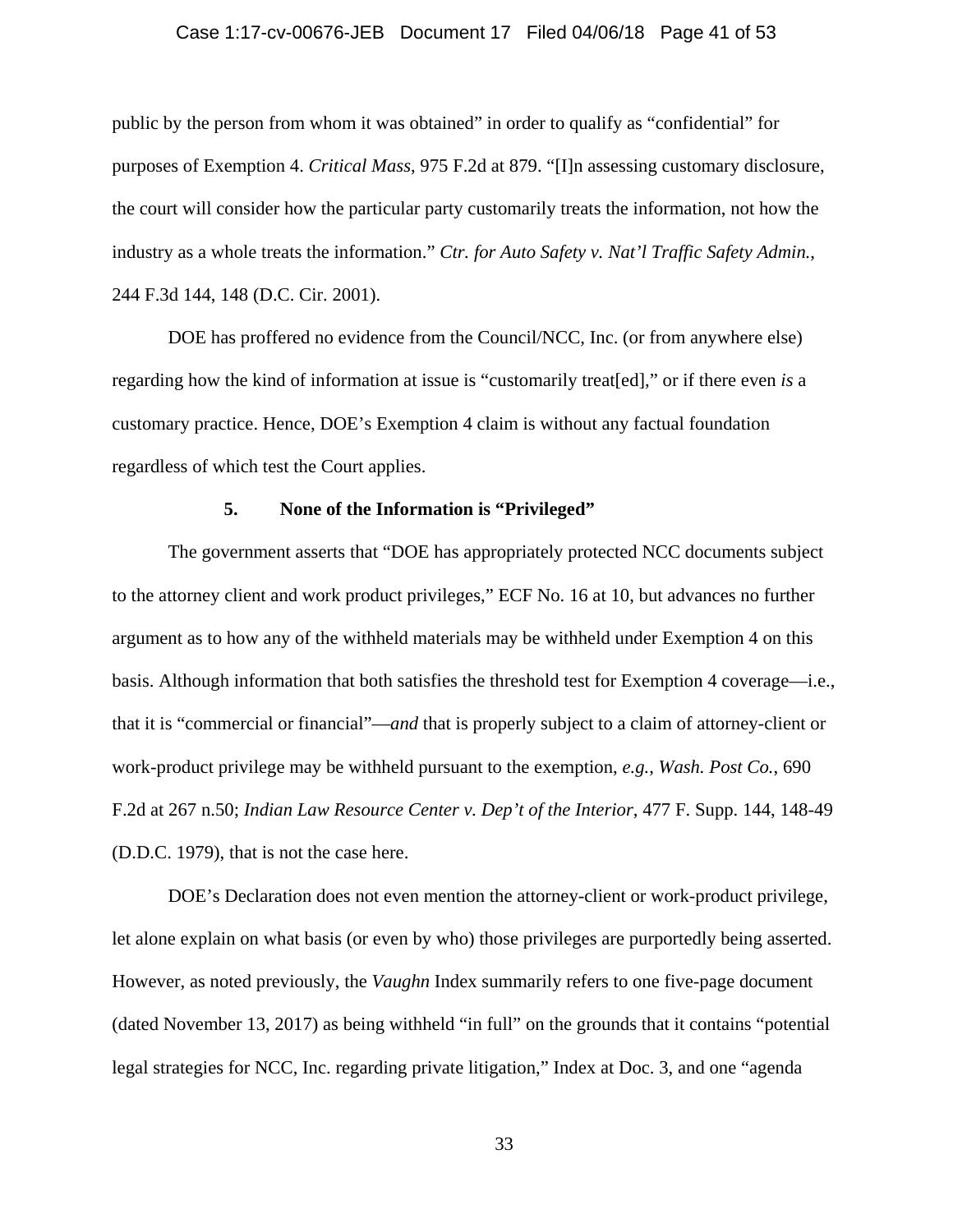public by the person from whom it was obtained" in order to qualify as "confidential" for purposes of Exemption 4. *Critical Mass*, 975 F.2d at 879. "[I]n assessing customary disclosure, the court will consider how the particular party customarily treats the information, not how the industry as a whole treats the information." *Ctr. for Auto Safety v. Nat'l Traffic Safety Admin.*, 244 F.3d 144, 148 (D.C. Cir. 2001).

DOE has proffered no evidence from the Council/NCC, Inc. (or from anywhere else) regarding how the kind of information at issue is "customarily treat[ed]," or if there even *is* a customary practice. Hence, DOE's Exemption 4 claim is without any factual foundation regardless of which test the Court applies.

### 5. None of the Information is "Privileged"

The government asserts that "DOE has appropriately protected NCC documents subject to the attorney client and work product privileges," ECF No. 16 at 10, but advances no further argument as to how any of the withheld materials may be withheld under Exemption 4 on this basis. Although information that both satisfies the threshold test for Exemption 4 coverage—i.e., that it is "commercial or financial"—*and* that is properly subject to a claim of attorney-client or work-product privilege may be withheld pursuant to the exemption, *e.g.*, *Wash. Post Co.*, 690 F.2d at 267 n.50; *Indian Law Resource Center v. Dep't of the Interior*, 477 F. Supp. 144, 148-49 (D.D.C. 1979), that is not the case here.

DOE's Declaration does not even mention the attorney-client or work-product privilege, let alone explain on what basis (or even by who) those privileges are purportedly being asserted. However, as noted previously, the *Vaughn* Index summarily refers to one five-page document (dated November 13, 2017) as being withheld "in full" on the grounds that it contains "potential legal strategies for NCC, Inc. regarding private litigation," Index at Doc. 3, and one "agenda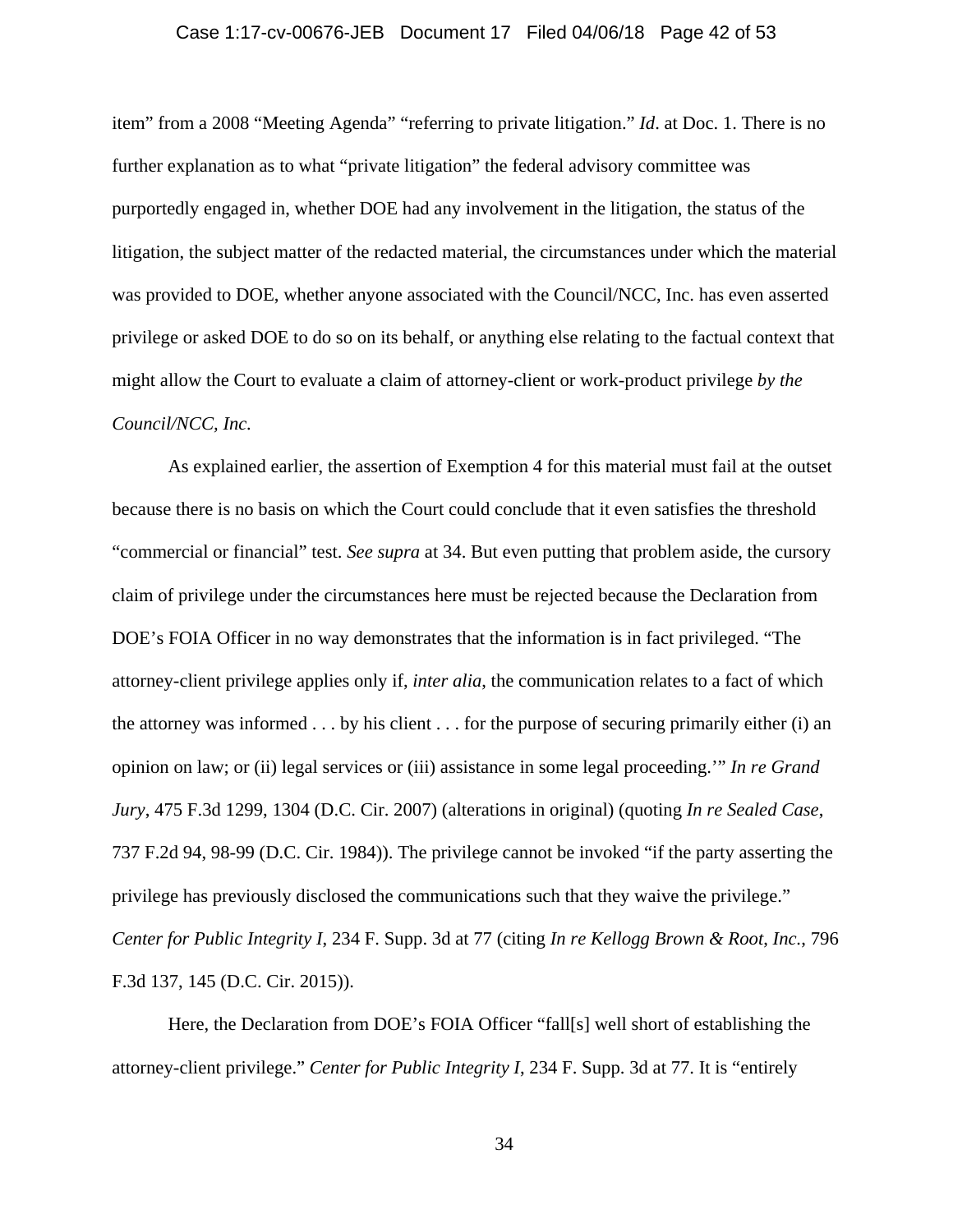item" from a 2008 "Meeting Agenda" "referring to private litigation." *Id*. at Doc. 1. There is no further explanation as to what "private litigation" the federal advisory committee was purportedly engaged in, whether DOE had any involvement in the litigation, the status of the litigation, the subject matter of the redacted material, the circumstances under which the material was provided to DOE, whether anyone associated with the Council/NCC, Inc. has even asserted privilege or asked DOE to do so on its behalf, or anything else relating to the factual context that might allow the Court to evaluate a claim of attorney-client or work-product privilege *by the Council/NCC, Inc.*

As explained earlier, the assertion of Exemption 4 for this material must fail at the outset because there is no basis on which the Court could conclude that it even satisfies the threshold "commercial or financial" test. *See supra* at 34. But even putting that problem aside, the cursory claim of privilege under the circumstances here must be rejected because the Declaration from DOE's FOIA Officer in no way demonstrates that the information is in fact privileged. "The attorney-client privilege applies only if, *inter alia*, the communication relates to a fact of which the attorney was informed . . . by his client . . . for the purpose of securing primarily either (i) an opinion on law; or (ii) legal services or (iii) assistance in some legal proceeding.'" *In re Grand Jury*, 475 F.3d 1299, 1304 (D.C. Cir. 2007) (alterations in original) (quoting *In re Sealed Case*, 737 F.2d 94, 98-99 (D.C. Cir. 1984)). The privilege cannot be invoked "if the party asserting the privilege has previously disclosed the communications such that they waive the privilege." *Center for Public Integrity I*, 234 F. Supp. 3d at 77 (citing *In re Kellogg Brown & Root, Inc.*, 796 F.3d 137, 145 (D.C. Cir. 2015)).

Here, the Declaration from DOE's FOIA Officer "fall[s] well short of establishing the attorney-client privilege." *Center for Public Integrity I*, 234 F. Supp. 3d at 77. It is "entirely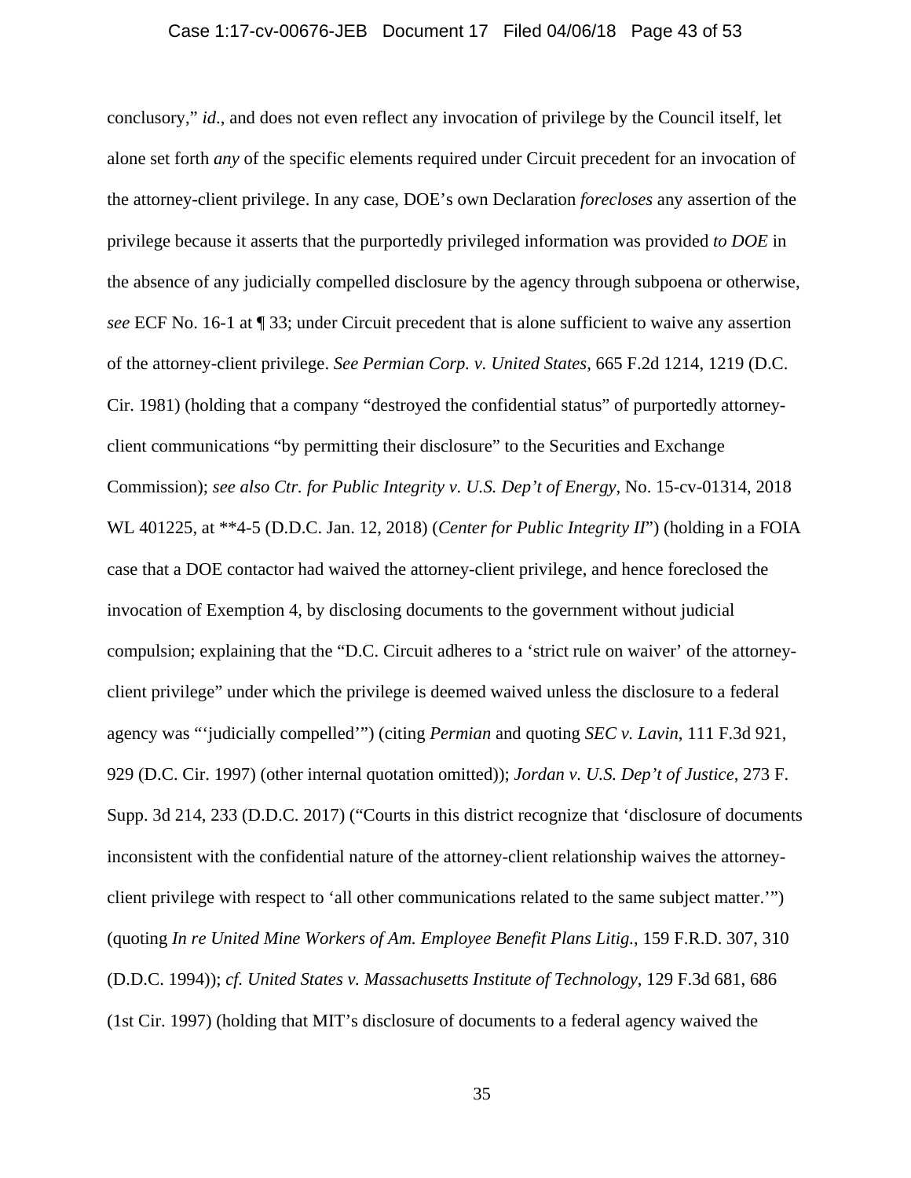conclusory," *id*., and does not even reflect any invocation of privilege by the Council itself, let alone set forth *any* of the specific elements required under Circuit precedent for an invocation of the attorney-client privilege. In any case, DOE's own Declaration *forecloses* any assertion of the privilege because it asserts that the purportedly privileged information was provided *to DOE* in the absence of any judicially compelled disclosure by the agency through subpoena or otherwise, *see* ECF No. 16-1 at ¶ 33; under Circuit precedent that is alone sufficient to waive any assertion of the attorney-client privilege. *See Permian Corp. v. United States*, 665 F.2d 1214, 1219 (D.C. Cir. 1981) (holding that a company "destroyed the confidential status" of purportedly attorney-client communications "by permitting their disclosure" to the Securities and Exchange Commission); *see also Ctr. for Public Integrity v. U.S. Dep't of Energy*, No. 15-cv-01314, 2018 WL 401225, at **4-5 (D.D.C. Jan. 12, 2018) (*Center for Public Integrity II*") (holding in a FOIA case that a DOE contactor had waived the attorney-client privilege, and hence foreclosed the invocation of Exemption 4, by disclosing documents to the government without judicial compulsion; explaining that the "D.C. Circuit adheres to a 'strict rule on waiver' of the attorney-client privilege" under which the privilege is deemed waived unless the disclosure to a federal agency was "'judicially compelled'") (citing *Permian* and quoting *SEC v. Lavin*, 111 F.3d 921, 929 (D.C. Cir. 1997) (other internal quotation omitted)); *Jordan v. U.S. Dep't of Justice*, 273 F. Supp. 3d 214, 233 (D.D.C. 2017) ("Courts in this district recognize that 'disclosure of documents inconsistent with the confidential nature of the attorney-client relationship waives the attorney-client privilege with respect to 'all other communications related to the same subject matter.'") (quoting *In re United Mine Workers of Am. Employee Benefit Plans Litig.*, 159 F.R.D. 307, 310 (D.D.C. 1994)); *cf. United States v. Massachusetts Institute of Technology*, 129 F.3d 681, 686 (1st Cir. 1997) (holding that MIT's disclosure of documents to a federal agency waived the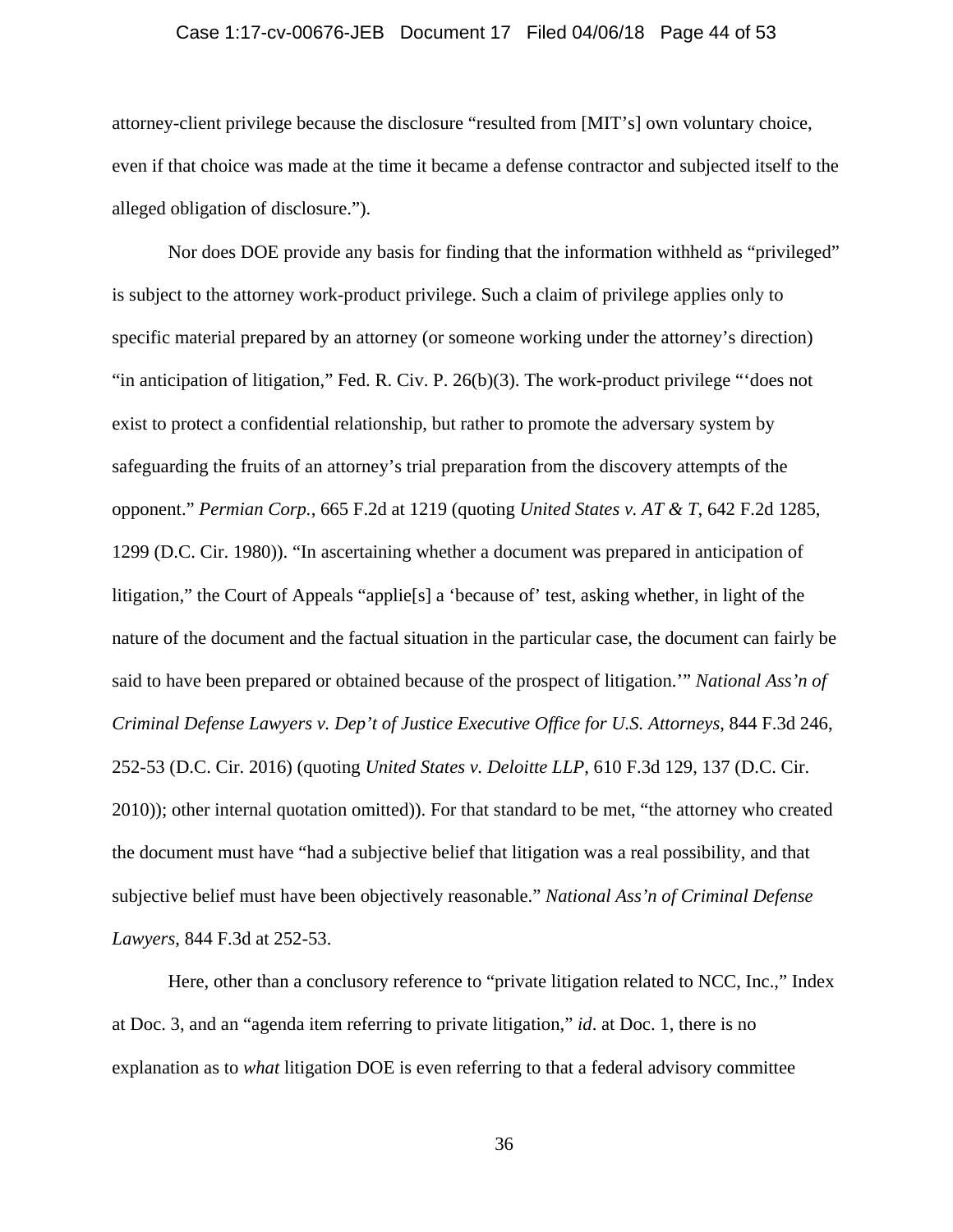attorney-client privilege because the disclosure "resulted from [MIT's] own voluntary choice, even if that choice was made at the time it became a defense contractor and subjected itself to the alleged obligation of disclosure.").

Nor does DOE provide any basis for finding that the information withheld as "privileged" is subject to the attorney work-product privilege. Such a claim of privilege applies only to specific material prepared by an attorney (or someone working under the attorney's direction) "in anticipation of litigation," Fed. R. Civ. P. 26(b)(3). The work-product privilege "'does not exist to protect a confidential relationship, but rather to promote the adversary system by safeguarding the fruits of an attorney's trial preparation from the discovery attempts of the opponent." *Permian Corp.*, 665 F.2d at 1219 (quoting *United States v. AT & T*, 642 F.2d 1285, 1299 (D.C. Cir. 1980)). "In ascertaining whether a document was prepared in anticipation of litigation," the Court of Appeals "applie[s] a 'because of' test, asking whether, in light of the nature of the document and the factual situation in the particular case, the document can fairly be said to have been prepared or obtained because of the prospect of litigation.'" *National Ass'n of Criminal Defense Lawyers v. Dep't of Justice Executive Office for U.S. Attorneys*, 844 F.3d 246, 252-53 (D.C. Cir. 2016) (quoting *United States v. Deloitte LLP*, 610 F.3d 129, 137 (D.C. Cir. 2010)); other internal quotation omitted)). For that standard to be met, "the attorney who created the document must have "had a subjective belief that litigation was a real possibility, and that subjective belief must have been objectively reasonable." *National Ass'n of Criminal Defense Lawyers*, 844 F.3d at 252-53.

Here, other than a conclusory reference to "private litigation related to NCC, Inc.," Index at Doc. 3, and an "agenda item referring to private litigation," *id*. at Doc. 1, there is no explanation as to *what* litigation DOE is even referring to that a federal advisory committee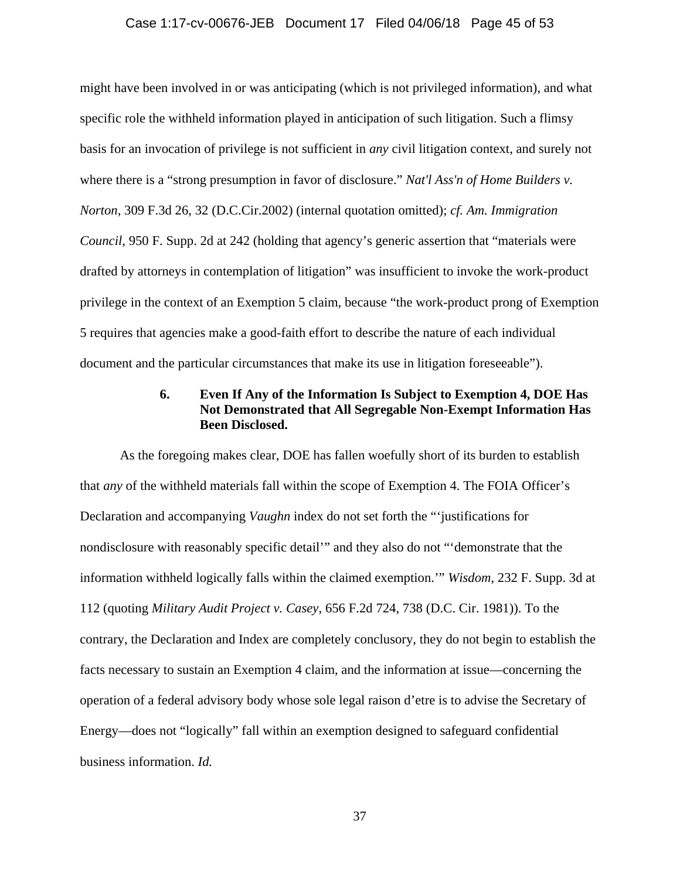might have been involved in or was anticipating (which is not privileged information), and what specific role the withheld information played in anticipation of such litigation. Such a flimsy basis for an invocation of privilege is not sufficient in *any* civil litigation context, and surely not where there is a "strong presumption in favor of disclosure." *Nat'l Ass'n of Home Builders v. Norton*, 309 F.3d 26, 32 (D.C.Cir.2002) (internal quotation omitted); *cf. Am. Immigration Council*, 950 F. Supp. 2d at 242 (holding that agency's generic assertion that "materials were drafted by attorneys in contemplation of litigation" was insufficient to invoke the work-product privilege in the context of an Exemption 5 claim, because "the work-product prong of Exemption 5 requires that agencies make a good-faith effort to describe the nature of each individual document and the particular circumstances that make its use in litigation foreseeable").

#### 6. Even If Any of the Information Is Subject to Exemption 4, DOE Has Not Demonstrated that All Segregable Non-Exempt Information Has Been Disclosed.

As the foregoing makes clear, DOE has fallen woefully short of its burden to establish that *any* of the withheld materials fall within the scope of Exemption 4. The FOIA Officer's Declaration and accompanying *Vaughn* index do not set forth the "'justifications for nondisclosure with reasonably specific detail'" and they also do not "'demonstrate that the information withheld logically falls within the claimed exemption.'" *Wisdom*, 232 F. Supp. 3d at 112 (quoting *Military Audit Project v. Casey*, 656 F.2d 724, 738 (D.C. Cir. 1981)). To the contrary, the Declaration and Index are completely conclusory, they do not begin to establish the facts necessary to sustain an Exemption 4 claim, and the information at issue—concerning the operation of a federal advisory body whose sole legal raison d'etre is to advise the Secretary of Energy—does not "logically" fall within an exemption designed to safeguard confidential business information. *Id.*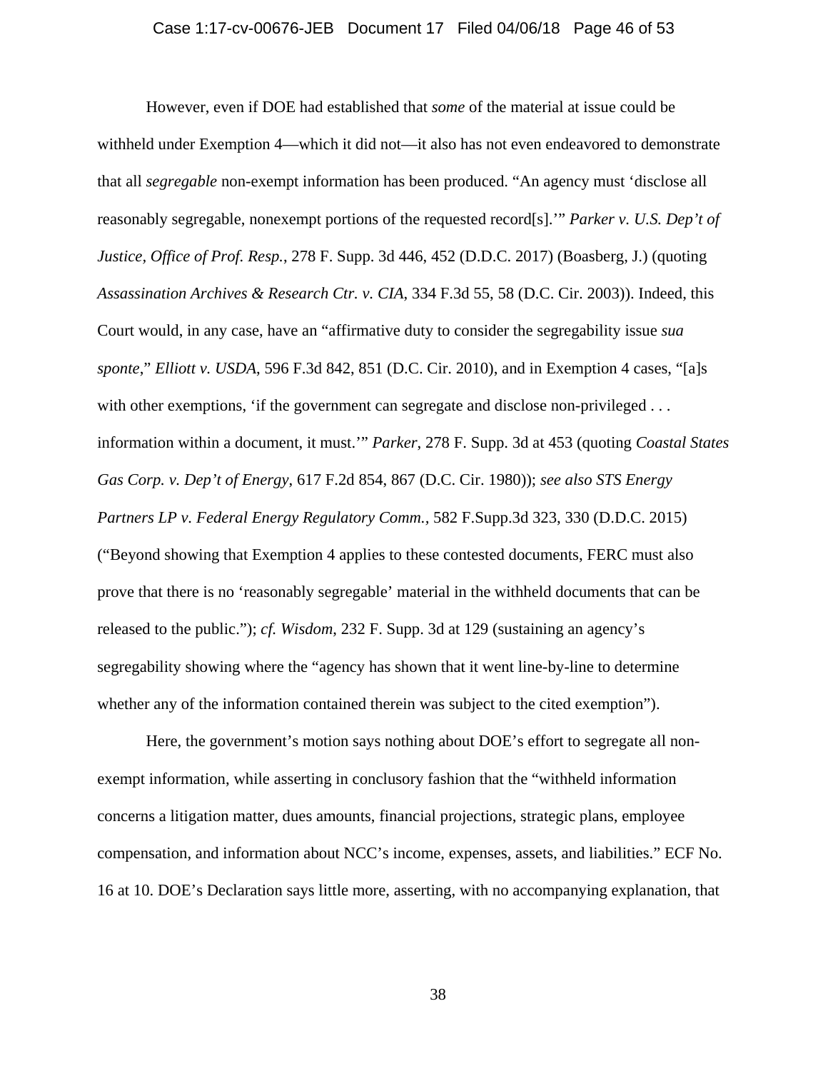However, even if DOE had established that *some* of the material at issue could be withheld under Exemption 4—which it did not—it also has not even endeavored to demonstrate that all *segregable* non-exempt information has been produced. "An agency must 'disclose all reasonably segregable, nonexempt portions of the requested record[s].'" *Parker v. U.S. Dep't of Justice, Office of Prof. Resp.*, 278 F. Supp. 3d 446, 452 (D.D.C. 2017) (Boasberg, J.) (quoting *Assassination Archives & Research Ctr. v. CIA*, 334 F.3d 55, 58 (D.C. Cir. 2003)). Indeed, this Court would, in any case, have an "affirmative duty to consider the segregability issue *sua sponte*," *Elliott v. USDA*, 596 F.3d 842, 851 (D.C. Cir. 2010), and in Exemption 4 cases, "[a]s with other exemptions, 'if the government can segregate and disclose non-privileged . . . information within a document, it must.'" *Parker*, 278 F. Supp. 3d at 453 (quoting *Coastal States Gas Corp. v. Dep't of Energy*, 617 F.2d 854, 867 (D.C. Cir. 1980)); *see also STS Energy Partners LP v. Federal Energy Regulatory Comm.*, 582 F.Supp.3d 323, 330 (D.D.C. 2015) ("Beyond showing that Exemption 4 applies to these contested documents, FERC must also prove that there is no 'reasonably segregable' material in the withheld documents that can be released to the public."); *cf. Wisdom*, 232 F. Supp. 3d at 129 (sustaining an agency's segregability showing where the "agency has shown that it went line-by-line to determine whether any of the information contained therein was subject to the cited exemption").

Here, the government's motion says nothing about DOE's effort to segregate all non-exempt information, while asserting in conclusory fashion that the "withheld information concerns a litigation matter, dues amounts, financial projections, strategic plans, employee compensation, and information about NCC's income, expenses, assets, and liabilities." ECF No. 16 at 10. DOE's Declaration says little more, asserting, with no accompanying explanation, that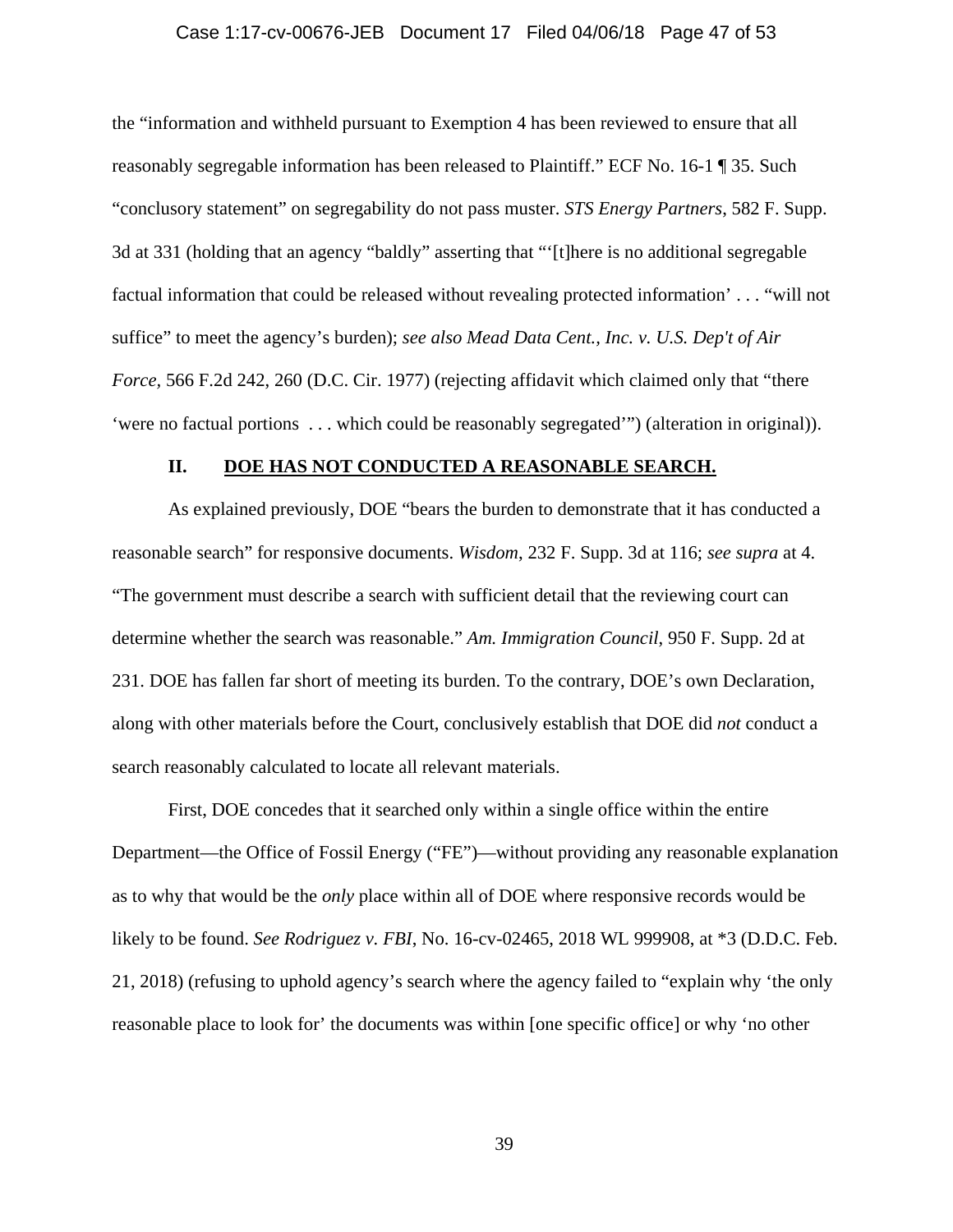the "information and withheld pursuant to Exemption 4 has been reviewed to ensure that all reasonably segregable information has been released to Plaintiff." ECF No. 16-1 ¶ 35. Such "conclusory statement" on segregability do not pass muster. *STS Energy Partners*, 582 F. Supp. 3d at 331 (holding that an agency "baldly" asserting that "'[t]here is no additional segregable factual information that could be released without revealing protected information' . . . "will not suffice" to meet the agency's burden); *see also Mead Data Cent., Inc. v. U.S. Dep't of Air Force*, 566 F.2d 242, 260 (D.C. Cir. 1977) (rejecting affidavit which claimed only that "there 'were no factual portions . . . which could be reasonably segregated'") (alteration in original)).

## II. DOE HAS NOT CONDUCTED A REASONABLE SEARCH.

As explained previously, DOE "bears the burden to demonstrate that it has conducted a reasonable search" for responsive documents. *Wisdom*, 232 F. Supp. 3d at 116; *see supra* at 4. "The government must describe a search with sufficient detail that the reviewing court can determine whether the search was reasonable." *Am. Immigration Council*, 950 F. Supp. 2d at 231. DOE has fallen far short of meeting its burden. To the contrary, DOE's own Declaration, along with other materials before the Court, conclusively establish that DOE did *not* conduct a search reasonably calculated to locate all relevant materials.

First, DOE concedes that it searched only within a single office within the entire Department—the Office of Fossil Energy ("FE")—without providing any reasonable explanation as to why that would be the *only* place within all of DOE where responsive records would be likely to be found. *See Rodriguez v. FBI*, No. 16-cv-02465, 2018 WL 999908, at *3 (D.D.C. Feb. 21, 2018) (refusing to uphold agency's search where the agency failed to "explain why 'the only reasonable place to look for' the documents was within [one specific office] or why 'no other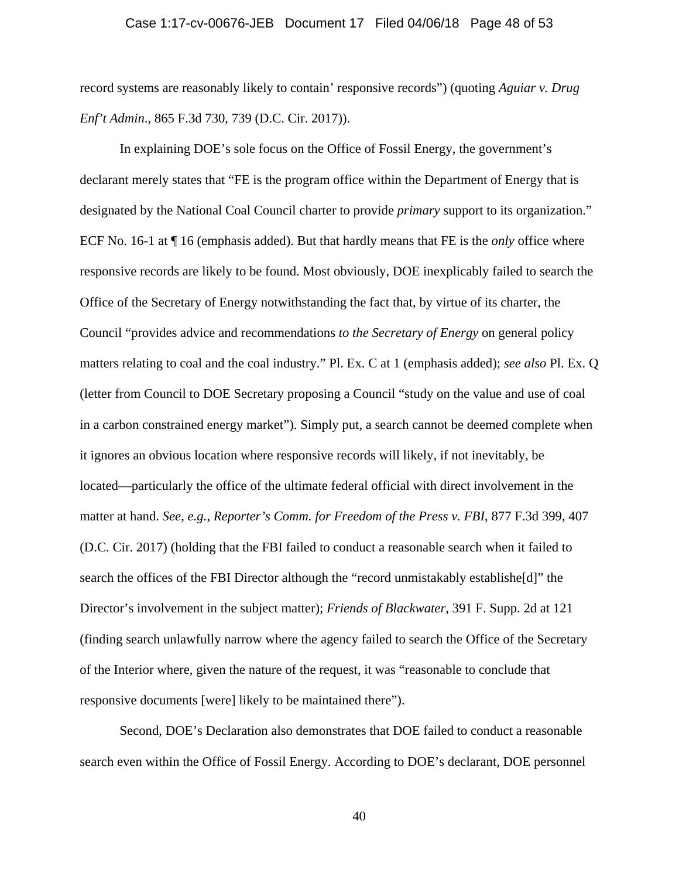record systems are reasonably likely to contain' responsive records") (quoting *Aguiar v. Drug Enf't Admin*., 865 F.3d 730, 739 (D.C. Cir. 2017)).

In explaining DOE's sole focus on the Office of Fossil Energy, the government's declarant merely states that "FE is the program office within the Department of Energy that is designated by the National Coal Council charter to provide *primary* support to its organization." ECF No. 16-1 at ¶ 16 (emphasis added). But that hardly means that FE is the *only* office where responsive records are likely to be found. Most obviously, DOE inexplicably failed to search the Office of the Secretary of Energy notwithstanding the fact that, by virtue of its charter, the Council "provides advice and recommendations *to the Secretary of Energy* on general policy matters relating to coal and the coal industry." Pl. Ex. C at 1 (emphasis added); *see also* Pl. Ex. Q (letter from Council to DOE Secretary proposing a Council "study on the value and use of coal in a carbon constrained energy market"). Simply put, a search cannot be deemed complete when it ignores an obvious location where responsive records will likely, if not inevitably, be located—particularly the office of the ultimate federal official with direct involvement in the matter at hand. *See, e.g.*, *Reporter's Comm. for Freedom of the Press v. FBI*, 877 F.3d 399, 407 (D.C. Cir. 2017) (holding that the FBI failed to conduct a reasonable search when it failed to search the offices of the FBI Director although the "record unmistakably establishe[d]" the Director's involvement in the subject matter); *Friends of Blackwater*, 391 F. Supp. 2d at 121 (finding search unlawfully narrow where the agency failed to search the Office of the Secretary of the Interior where, given the nature of the request, it was "reasonable to conclude that responsive documents [were] likely to be maintained there").

Second, DOE's Declaration also demonstrates that DOE failed to conduct a reasonable search even within the Office of Fossil Energy. According to DOE's declarant, DOE personnel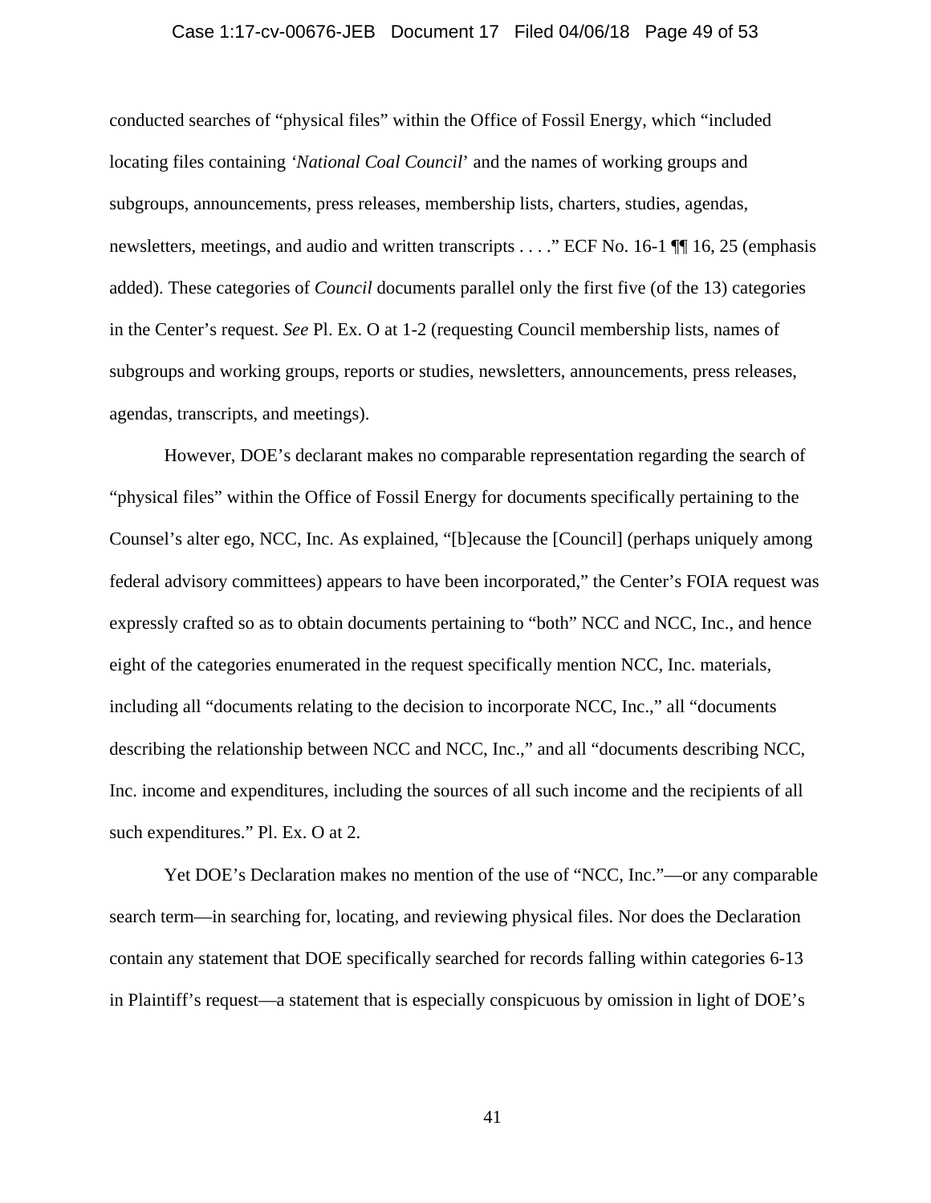conducted searches of "physical files" within the Office of Fossil Energy, which "included locating files containing '*National Coal Council*' and the names of working groups and subgroups, announcements, press releases, membership lists, charters, studies, agendas, newsletters, meetings, and audio and written transcripts . . . ." ECF No. 16-1 ¶¶ 16, 25 (emphasis added). These categories of *Council* documents parallel only the first five (of the 13) categories in the Center's request. *See* Pl. Ex. O at 1-2 (requesting Council membership lists, names of subgroups and working groups, reports or studies, newsletters, announcements, press releases, agendas, transcripts, and meetings).

However, DOE's declarant makes no comparable representation regarding the search of "physical files" within the Office of Fossil Energy for documents specifically pertaining to the Counsel's alter ego, NCC, Inc. As explained, "[b]ecause the [Council] (perhaps uniquely among federal advisory committees) appears to have been incorporated," the Center's FOIA request was expressly crafted so as to obtain documents pertaining to "both" NCC and NCC, Inc., and hence eight of the categories enumerated in the request specifically mention NCC, Inc. materials, including all "documents relating to the decision to incorporate NCC, Inc.," all "documents describing the relationship between NCC and NCC, Inc.," and all "documents describing NCC, Inc. income and expenditures, including the sources of all such income and the recipients of all such expenditures." Pl. Ex. O at 2.

Yet DOE's Declaration makes no mention of the use of "NCC, Inc."—or any comparable search term—in searching for, locating, and reviewing physical files. Nor does the Declaration contain any statement that DOE specifically searched for records falling within categories 6-13 in Plaintiff's request—a statement that is especially conspicuous by omission in light of DOE's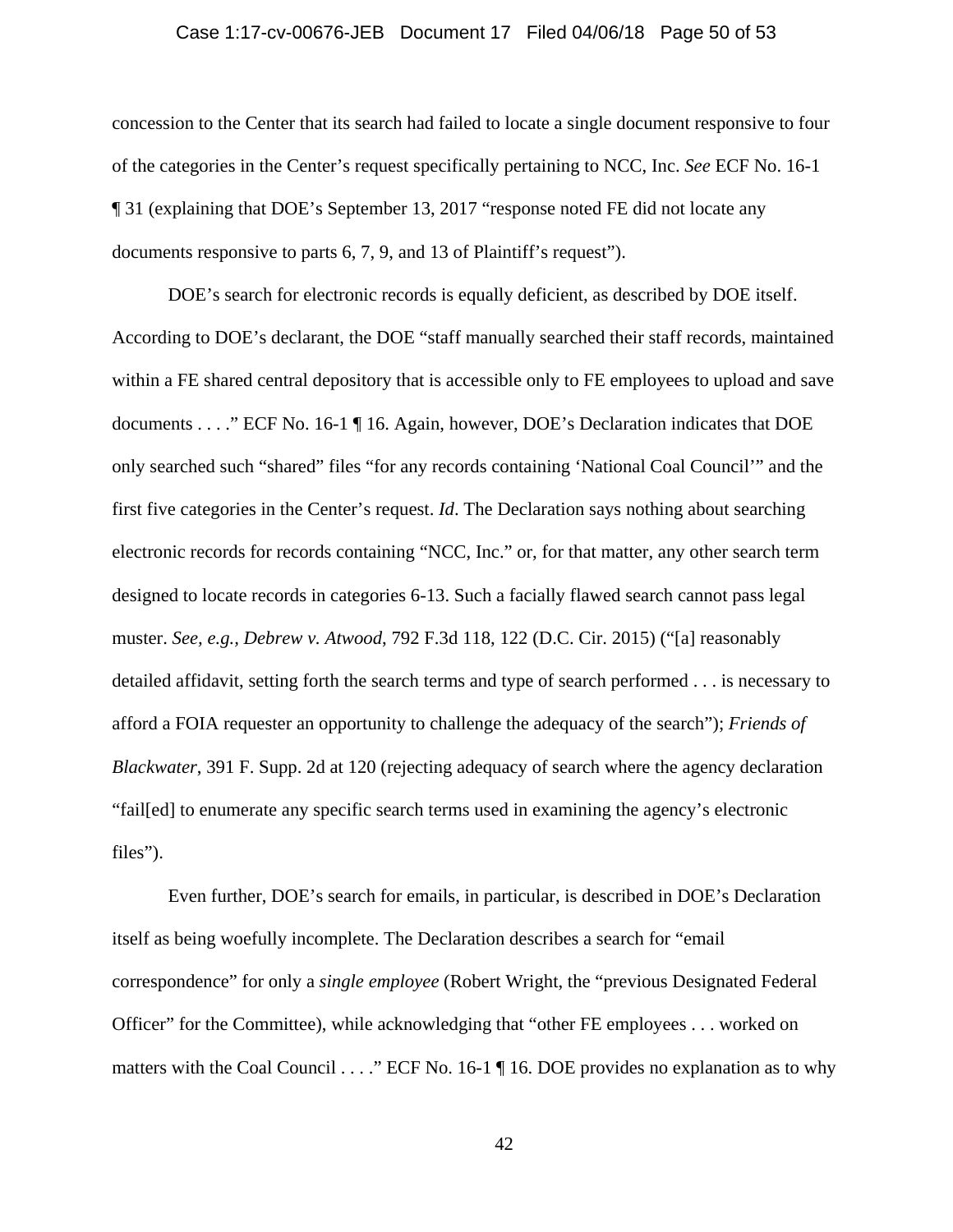concession to the Center that its search had failed to locate a single document responsive to four of the categories in the Center's request specifically pertaining to NCC, Inc. *See* ECF No. 16-1 ¶ 31 (explaining that DOE's September 13, 2017 "response noted FE did not locate any documents responsive to parts 6, 7, 9, and 13 of Plaintiff's request").

DOE's search for electronic records is equally deficient, as described by DOE itself. According to DOE's declarant, the DOE "staff manually searched their staff records, maintained within a FE shared central depository that is accessible only to FE employees to upload and save documents . . . ." ECF No. 16-1 ¶ 16. Again, however, DOE's Declaration indicates that DOE only searched such "shared" files "for any records containing 'National Coal Council'" and the first five categories in the Center's request. *Id*. The Declaration says nothing about searching electronic records for records containing "NCC, Inc." or, for that matter, any other search term designed to locate records in categories 6-13. Such a facially flawed search cannot pass legal muster. *See, e.g., Debrew v. Atwood*, 792 F.3d 118, 122 (D.C. Cir. 2015) ("[a] reasonably detailed affidavit, setting forth the search terms and type of search performed . . . is necessary to afford a FOIA requester an opportunity to challenge the adequacy of the search"); *Friends of Blackwater*, 391 F. Supp. 2d at 120 (rejecting adequacy of search where the agency declaration "fail[ed] to enumerate any specific search terms used in examining the agency's electronic files").

Even further, DOE's search for emails, in particular, is described in DOE's Declaration itself as being woefully incomplete. The Declaration describes a search for "email correspondence" for only a *single employee* (Robert Wright, the "previous Designated Federal Officer" for the Committee), while acknowledging that "other FE employees . . . worked on matters with the Coal Council . . . ." ECF No. 16-1 ¶ 16. DOE provides no explanation as to why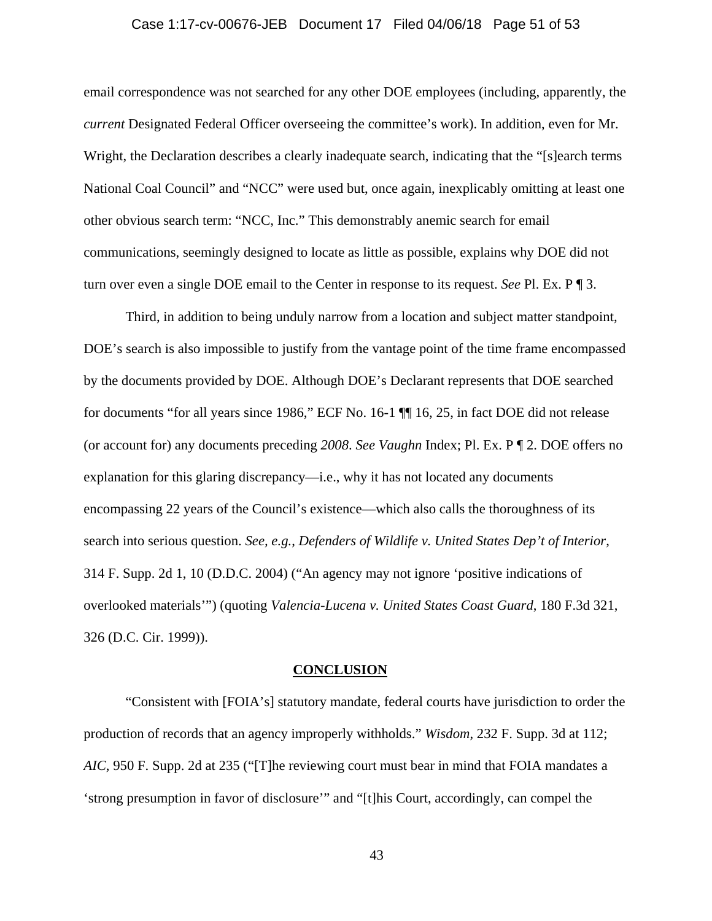email correspondence was not searched for any other DOE employees (including, apparently, the *current* Designated Federal Officer overseeing the committee's work). In addition, even for Mr. Wright, the Declaration describes a clearly inadequate search, indicating that the "[s]earch terms National Coal Council" and "NCC" were used but, once again, inexplicably omitting at least one other obvious search term: "NCC, Inc." This demonstrably anemic search for email communications, seemingly designed to locate as little as possible, explains why DOE did not turn over even a single DOE email to the Center in response to its request. *See* Pl. Ex. P ¶ 3.

Third, in addition to being unduly narrow from a location and subject matter standpoint, DOE's search is also impossible to justify from the vantage point of the time frame encompassed by the documents provided by DOE. Although DOE's Declarant represents that DOE searched for documents "for all years since 1986," ECF No. 16-1 ¶¶ 16, 25, in fact DOE did not release (or account for) any documents preceding *2008*. *See Vaughn* Index; Pl. Ex. P ¶ 2. DOE offers no explanation for this glaring discrepancy—i.e., why it has not located any documents encompassing 22 years of the Council's existence—which also calls the thoroughness of its search into serious question. *See, e.g.*, *Defenders of Wildlife v. United States Dep't of Interior*, 314 F. Supp. 2d 1, 10 (D.D.C. 2004) ("An agency may not ignore 'positive indications of overlooked materials'") (quoting *Valencia-Lucena v. United States Coast Guard*, 180 F.3d 321, 326 (D.C. Cir. 1999)).

## CONCLUSION

"Consistent with [FOIA's] statutory mandate, federal courts have jurisdiction to order the production of records that an agency improperly withholds." *Wisdom*, 232 F. Supp. 3d at 112; *AIC*, 950 F. Supp. 2d at 235 ("[T]he reviewing court must bear in mind that FOIA mandates a 'strong presumption in favor of disclosure'" and "[t]his Court, accordingly, can compel the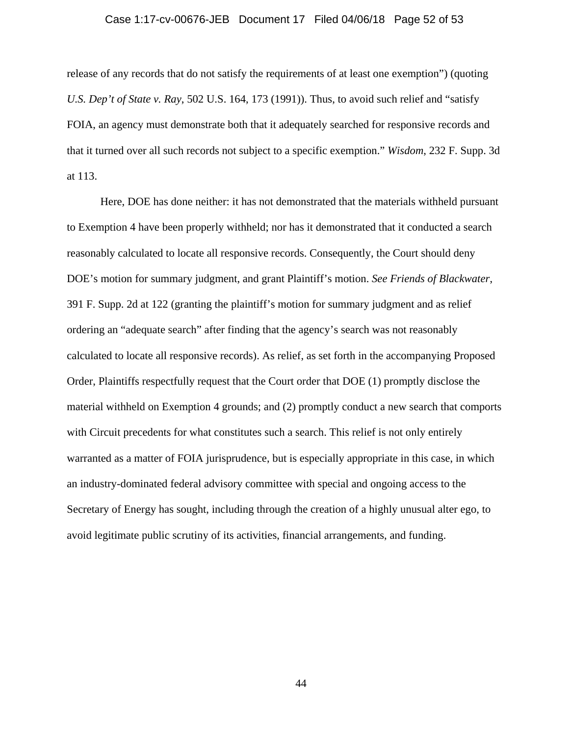release of any records that do not satisfy the requirements of at least one exemption") (quoting *U.S. Dep't of State v. Ray*, 502 U.S. 164, 173 (1991)). Thus, to avoid such relief and "satisfy FOIA, an agency must demonstrate both that it adequately searched for responsive records and that it turned over all such records not subject to a specific exemption." *Wisdom*, 232 F. Supp. 3d at 113.

Here, DOE has done neither: it has not demonstrated that the materials withheld pursuant to Exemption 4 have been properly withheld; nor has it demonstrated that it conducted a search reasonably calculated to locate all responsive records. Consequently, the Court should deny DOE's motion for summary judgment, and grant Plaintiff's motion. *See Friends of Blackwater*, 391 F. Supp. 2d at 122 (granting the plaintiff's motion for summary judgment and as relief ordering an "adequate search" after finding that the agency's search was not reasonably calculated to locate all responsive records). As relief, as set forth in the accompanying Proposed Order, Plaintiffs respectfully request that the Court order that DOE (1) promptly disclose the material withheld on Exemption 4 grounds; and (2) promptly conduct a new search that comports with Circuit precedents for what constitutes such a search. This relief is not only entirely warranted as a matter of FOIA jurisprudence, but is especially appropriate in this case, in which an industry-dominated federal advisory committee with special and ongoing access to the Secretary of Energy has sought, including through the creation of a highly unusual alter ego, to avoid legitimate public scrutiny of its activities, financial arrangements, and funding.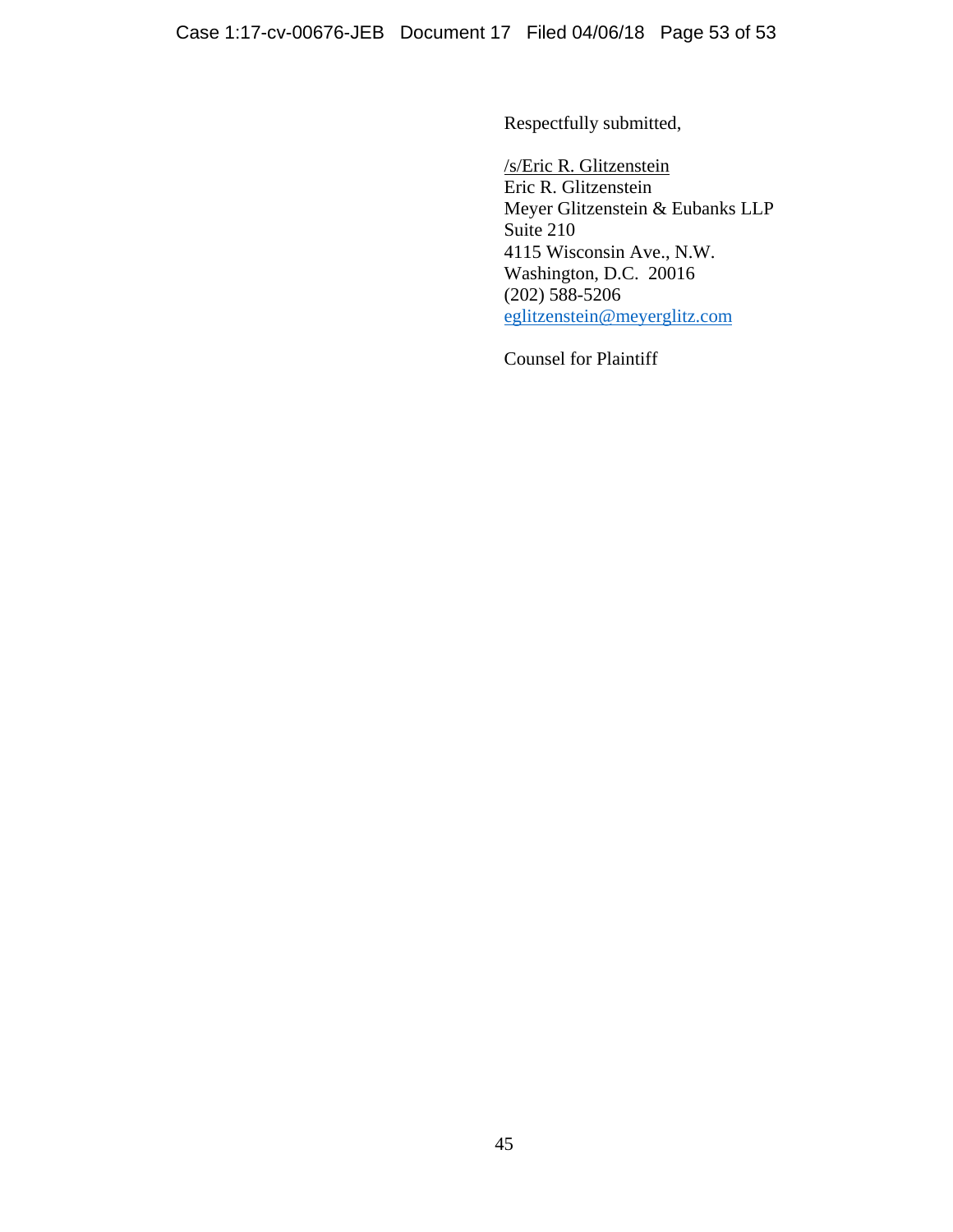Respectfully submitted,

/s/Eric R. Glitzenstein
Eric R. Glitzenstein
Meyer Glitzenstein & Eubanks LLP
Suite 210
4115 Wisconsin Ave., N.W.
Washington, D.C. 20016
(202) 588-5206
eglitzenstein@meyerglitz.com

Counsel for Plaintiff